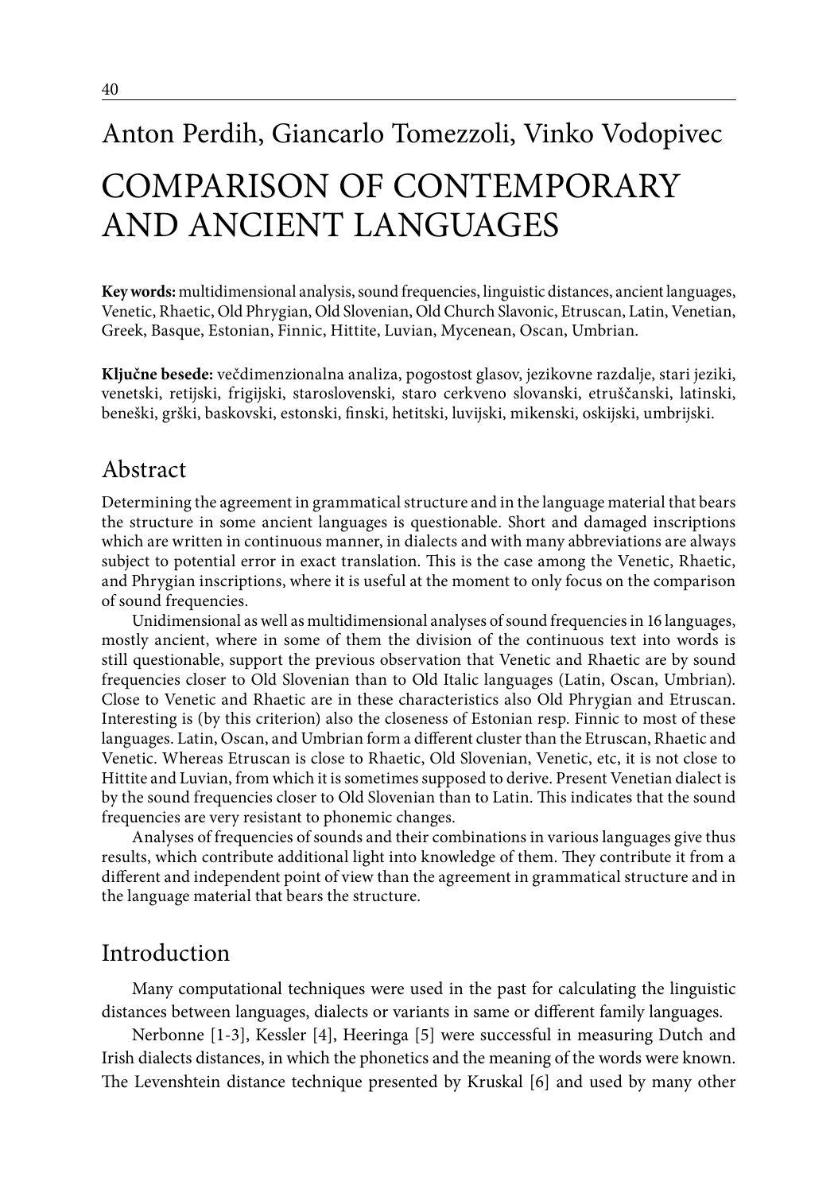Anton Perdih, Giancarlo Tomezzoli, Vinko Vodopivec

# COMPARISON OF CONTEMPORARY AND ANCIENT LANGUAGES

**Key words:** multidimensional analysis, sound frequencies, linguistic distances, ancient languages, Venetic, Rhaetic, Old Phrygian, Old Slovenian, Old Church Slavonic, Etruscan, Latin, Venetian, Greek, Basque, Estonian, Finnic, Hittite, Luvian, Mycenean, Oscan, Umbrian.

**Ključne besede:** večdimenzionalna analiza, pogostost glasov, jezikovne razdalje, stari jeziki, venetski, retijski, frigijski, staroslovenski, staro cerkveno slovanski, etruščanski, latinski, beneški, grški, baskovski, estonski, finski, hetitski, luvijski, mikenski, oskijski, umbrijski.

## Abstract

Determining the agreement in grammatical structure and in the language material that bears the structure in some ancient languages is questionable. Short and damaged inscriptions which are written in continuous manner, in dialects and with many abbreviations are always subject to potential error in exact translation. This is the case among the Venetic, Rhaetic, and Phrygian inscriptions, where it is useful at the moment to only focus on the comparison of sound frequencies.

Unidimensional as well as multidimensional analyses of sound frequencies in 16 languages, mostly ancient, where in some of them the division of the continuous text into words is still questionable, support the previous observation that Venetic and Rhaetic are by sound frequencies closer to Old Slovenian than to Old Italic languages (Latin, Oscan, Umbrian). Close to Venetic and Rhaetic are in these characteristics also Old Phrygian and Etruscan. Interesting is (by this criterion) also the closeness of Estonian resp. Finnic to most of these languages. Latin, Oscan, and Umbrian form a different cluster than the Etruscan, Rhaetic and Venetic. Whereas Etruscan is close to Rhaetic, Old Slovenian, Venetic, etc, it is not close to Hittite and Luvian, from which it is sometimes supposed to derive. Present Venetian dialect is by the sound frequencies closer to Old Slovenian than to Latin. This indicates that the sound frequencies are very resistant to phonemic changes.

Analyses of frequencies of sounds and their combinations in various languages give thus results, which contribute additional light into knowledge of them. They contribute it from a different and independent point of view than the agreement in grammatical structure and in the language material that bears the structure.

## Introduction

Many computational techniques were used in the past for calculating the linguistic distances between languages, dialects or variants in same or different family languages.

Nerbonne [1-3], Kessler [4], Heeringa [5] were successful in measuring Dutch and Irish dialects distances, in which the phonetics and the meaning of the words were known. The Levenshtein distance technique presented by Kruskal [6] and used by many other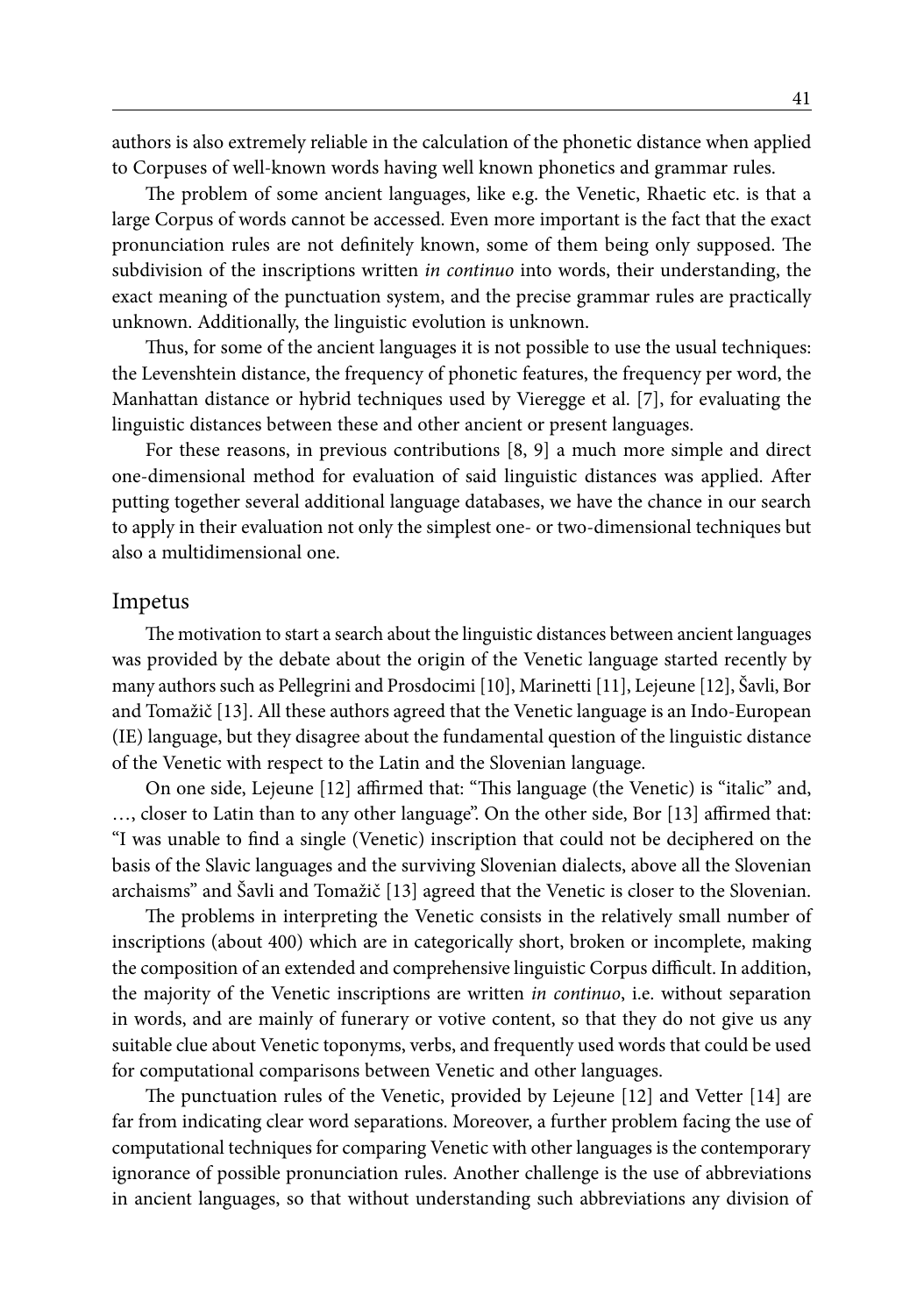authors is also extremely reliable in the calculation of the phonetic distance when applied to Corpuses of well-known words having well known phonetics and grammar rules.

The problem of some ancient languages, like e.g. the Venetic, Rhaetic etc. is that a large Corpus of words cannot be accessed. Even more important is the fact that the exact pronunciation rules are not definitely known, some of them being only supposed. The subdivision of the inscriptions written *in continuo* into words, their understanding, the exact meaning of the punctuation system, and the precise grammar rules are practically unknown. Additionally, the linguistic evolution is unknown.

Thus, for some of the ancient languages it is not possible to use the usual techniques: the Levenshtein distance, the frequency of phonetic features, the frequency per word, the Manhattan distance or hybrid techniques used by Vieregge et al. [7], for evaluating the linguistic distances between these and other ancient or present languages.

For these reasons, in previous contributions [8, 9] a much more simple and direct one-dimensional method for evaluation of said linguistic distances was applied. After putting together several additional language databases, we have the chance in our search to apply in their evaluation not only the simplest one- or two-dimensional techniques but also a multidimensional one.

## Impetus

The motivation to start a search about the linguistic distances between ancient languages was provided by the debate about the origin of the Venetic language started recently by many authors such as Pellegrini and Prosdocimi [10], Marinetti [11], Lejeune [12], Šavli, Bor and Tomažič [13]. All these authors agreed that the Venetic language is an Indo-European (IE) language, but they disagree about the fundamental question of the linguistic distance of the Venetic with respect to the Latin and the Slovenian language.

On one side, Lejeune [12] affirmed that: "This language (the Venetic) is "italic" and, …, closer to Latin than to any other language". On the other side, Bor [13] affirmed that: "I was unable to find a single (Venetic) inscription that could not be deciphered on the basis of the Slavic languages and the surviving Slovenian dialects, above all the Slovenian archaisms" and Šavli and Tomažič [13] agreed that the Venetic is closer to the Slovenian.

The problems in interpreting the Venetic consists in the relatively small number of inscriptions (about 400) which are in categorically short, broken or incomplete, making the composition of an extended and comprehensive linguistic Corpus difficult. In addition, the majority of the Venetic inscriptions are written *in continuo*, i.e. without separation in words, and are mainly of funerary or votive content, so that they do not give us any suitable clue about Venetic toponyms, verbs, and frequently used words that could be used for computational comparisons between Venetic and other languages.

The punctuation rules of the Venetic, provided by Lejeune [12] and Vetter [14] are far from indicating clear word separations. Moreover, a further problem facing the use of computational techniques for comparing Venetic with other languages is the contemporary ignorance of possible pronunciation rules. Another challenge is the use of abbreviations in ancient languages, so that without understanding such abbreviations any division of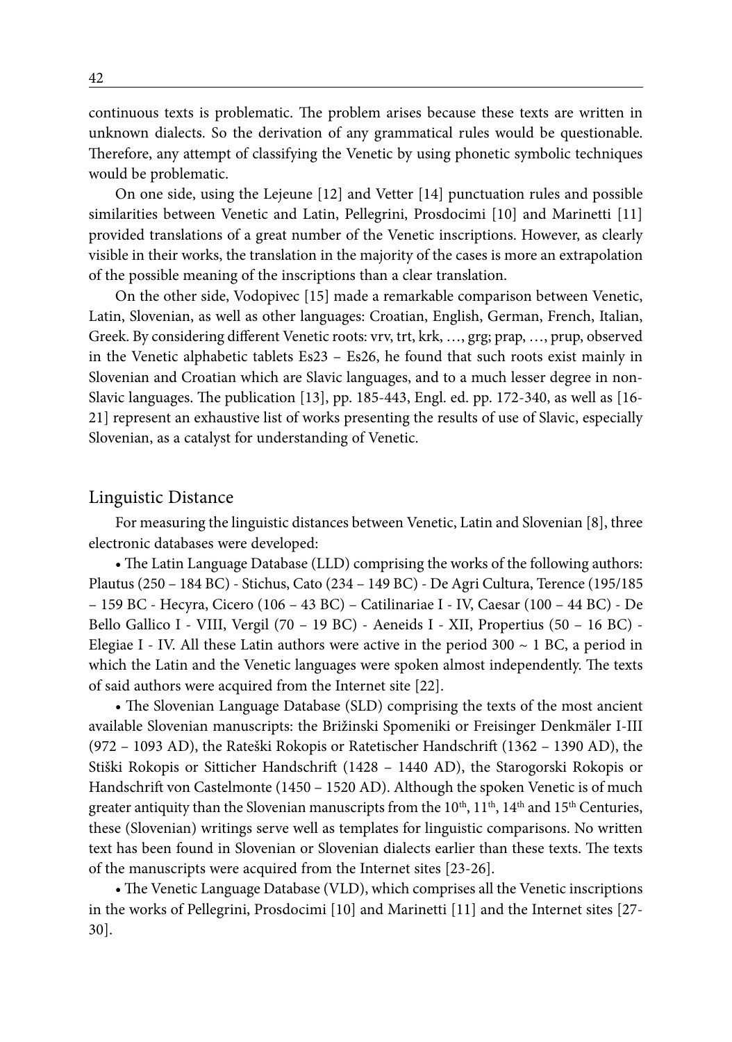continuous texts is problematic. The problem arises because these texts are written in unknown dialects. So the derivation of any grammatical rules would be questionable. Therefore, any attempt of classifying the Venetic by using phonetic symbolic techniques would be problematic.

On one side, using the Lejeune [12] and Vetter [14] punctuation rules and possible similarities between Venetic and Latin, Pellegrini, Prosdocimi [10] and Marinetti [11] provided translations of a great number of the Venetic inscriptions. However, as clearly visible in their works, the translation in the majority of the cases is more an extrapolation of the possible meaning of the inscriptions than a clear translation.

On the other side, Vodopivec [15] made a remarkable comparison between Venetic, Latin, Slovenian, as well as other languages: Croatian, English, German, French, Italian, Greek. By considering different Venetic roots: vrv, trt, krk, …, grg; prap, …, prup, observed in the Venetic alphabetic tablets Es23 – Es26, he found that such roots exist mainly in Slovenian and Croatian which are Slavic languages, and to a much lesser degree in non-Slavic languages. The publication [13], pp. 185-443, Engl. ed. pp. 172-340, as well as [16-21] represent an exhaustive list of works presenting the results of use of Slavic, especially Slovenian, as a catalyst for understanding of Venetic.

## Linguistic Distance

For measuring the linguistic distances between Venetic, Latin and Slovenian [8], three electronic databases were developed:

• The Latin Language Database (LLD) comprising the works of the following authors: Plautus (250 – 184 BC) - Stichus, Cato (234 – 149 BC) - De Agri Cultura, Terence (195/185 – 159 BC - Hecyra, Cicero (106 – 43 BC) – Catilinariae I - IV, Caesar (100 – 44 BC) - De Bello Gallico I - VIII, Vergil (70 – 19 BC) - Aeneids I - XII, Propertius (50 – 16 BC) - Elegiae I - IV. All these Latin authors were active in the period 300 ~ 1 BC, a period in which the Latin and the Venetic languages were spoken almost independently. The texts of said authors were acquired from the Internet site [22].

• The Slovenian Language Database (SLD) comprising the texts of the most ancient available Slovenian manuscripts: the Brižinski Spomeniki or Freisinger Denkmäler I-III (972 – 1093 AD), the Rateški Rokopis or Ratetischer Handschrift (1362 – 1390 AD), the Stiški Rokopis or Sitticher Handschrift (1428 – 1440 AD), the Starogorski Rokopis or Handschrift von Castelmonte (1450 – 1520 AD). Although the spoken Venetic is of much greater antiquity than the Slovenian manuscripts from the 10th, 11th, 14th and 15th Centuries, these (Slovenian) writings serve well as templates for linguistic comparisons. No written text has been found in Slovenian or Slovenian dialects earlier than these texts. The texts of the manuscripts were acquired from the Internet sites [23-26].

• The Venetic Language Database (VLD), which comprises all the Venetic inscriptions in the works of Pellegrini, Prosdocimi [10] and Marinetti [11] and the Internet sites [27-30].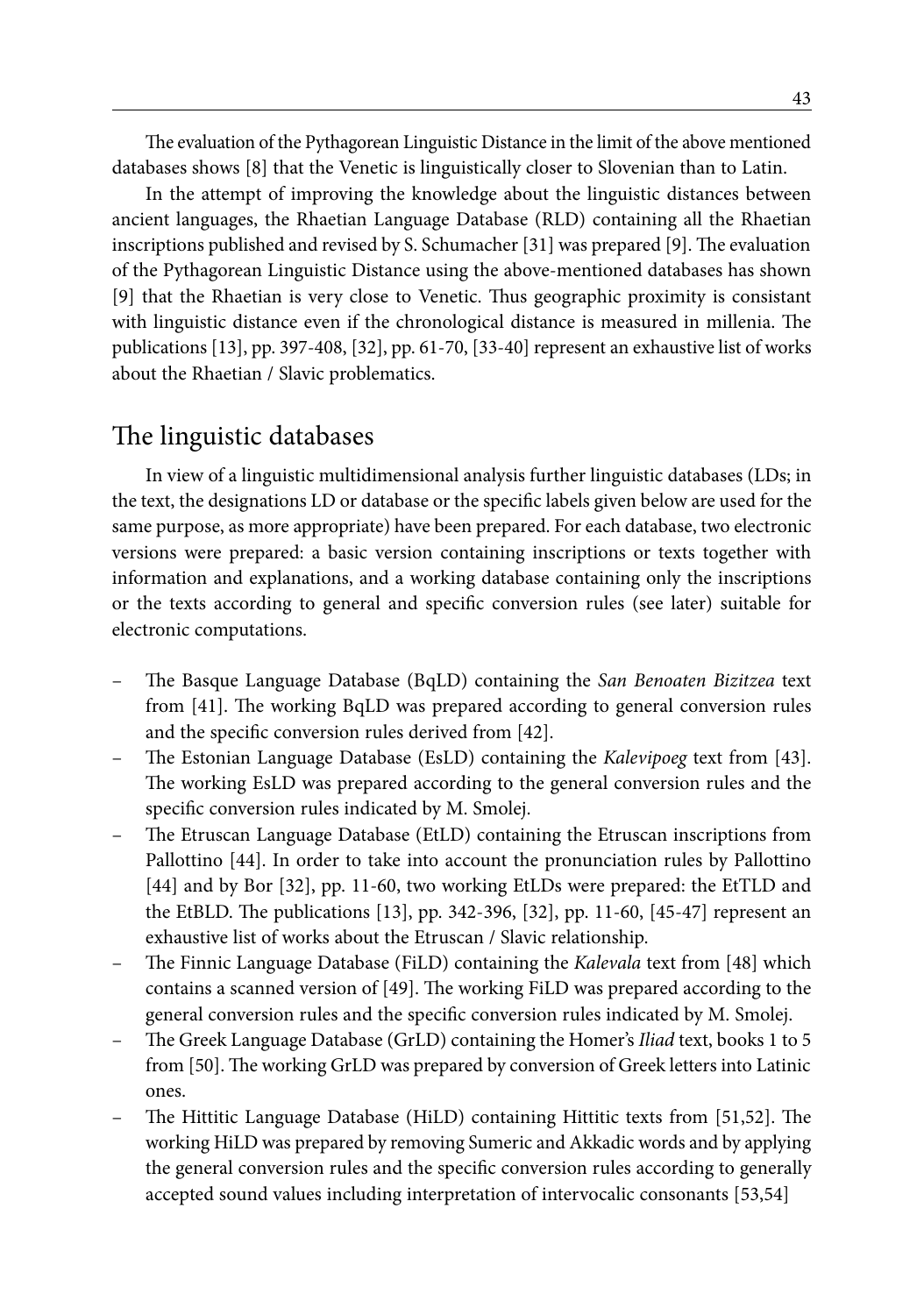The evaluation of the Pythagorean Linguistic Distance in the limit of the above mentioned databases shows [8] that the Venetic is linguistically closer to Slovenian than to Latin.

In the attempt of improving the knowledge about the linguistic distances between ancient languages, the Rhaetian Language Database (RLD) containing all the Rhaetian inscriptions published and revised by S. Schumacher [31] was prepared [9]. The evaluation of the Pythagorean Linguistic Distance using the above-mentioned databases has shown [9] that the Rhaetian is very close to Venetic. Thus geographic proximity is consistant with linguistic distance even if the chronological distance is measured in millenia. The publications [13], pp. 397-408, [32], pp. 61-70, [33-40] represent an exhaustive list of works about the Rhaetian / Slavic problematics.

## The linguistic databases

In view of a linguistic multidimensional analysis further linguistic databases (LDs; in the text, the designations LD or database or the specific labels given below are used for the same purpose, as more appropriate) have been prepared. For each database, two electronic versions were prepared: a basic version containing inscriptions or texts together with information and explanations, and a working database containing only the inscriptions or the texts according to general and specific conversion rules (see later) suitable for electronic computations.

- The Basque Language Database (BqLD) containing the *San Benoaten Bizitzea* text from [41]. The working BqLD was prepared according to general conversion rules and the specific conversion rules derived from [42].
- The Estonian Language Database (EsLD) containing the *Kalevipoeg* text from [43]. The working EsLD was prepared according to the general conversion rules and the specific conversion rules indicated by M. Smolej.
- The Etruscan Language Database (EtLD) containing the Etruscan inscriptions from Pallottino [44]. In order to take into account the pronunciation rules by Pallottino [44] and by Bor [32], pp. 11-60, two working EtLDs were prepared: the EtTLD and the EtBLD. The publications [13], pp. 342-396, [32], pp. 11-60, [45-47] represent an exhaustive list of works about the Etruscan / Slavic relationship.
- The Finnic Language Database (FiLD) containing the *Kalevala* text from [48] which contains a scanned version of [49]. The working FiLD was prepared according to the general conversion rules and the specific conversion rules indicated by M. Smolej.
- The Greek Language Database (GrLD) containing the Homer's *Iliad* text, books 1 to 5 from [50]. The working GrLD was prepared by conversion of Greek letters into Latinic ones.
- The Hittitic Language Database (HiLD) containing Hittitic texts from [51,52]. The working HiLD was prepared by removing Sumeric and Akkadic words and by applying the general conversion rules and the specific conversion rules according to generally accepted sound values including interpretation of intervocalic consonants [53,54]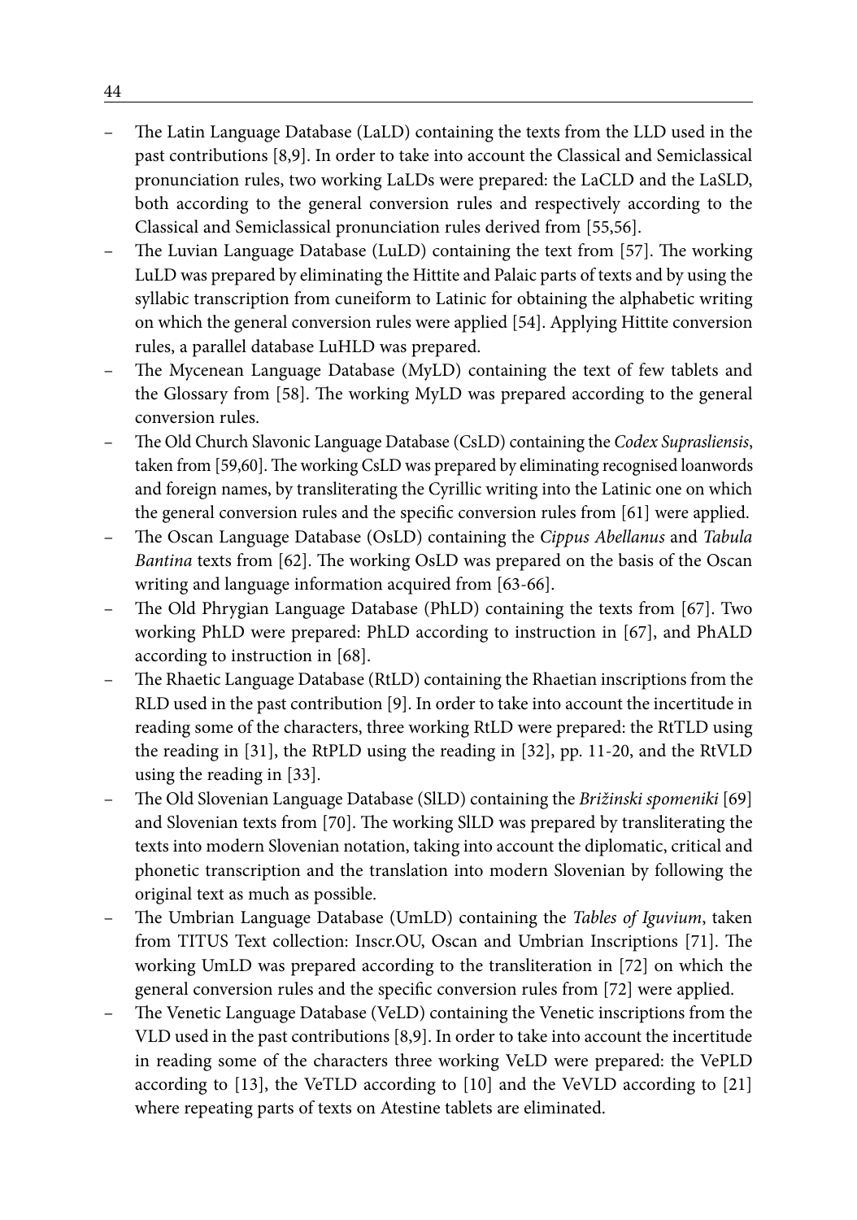- The Latin Language Database (LaLD) containing the texts from the LLD used in the past contributions [8,9]. In order to take into account the Classical and Semiclassical pronunciation rules, two working LaLDs were prepared: the LaCLD and the LaSLD, both according to the general conversion rules and respectively according to the Classical and Semiclassical pronunciation rules derived from [55,56].
- The Luvian Language Database (LuLD) containing the text from [57]. The working LuLD was prepared by eliminating the Hittite and Palaic parts of texts and by using the syllabic transcription from cuneiform to Latinic for obtaining the alphabetic writing on which the general conversion rules were applied [54]. Applying Hittite conversion rules, a parallel database LuHLD was prepared.
- The Mycenean Language Database (MyLD) containing the text of few tablets and the Glossary from [58]. The working MyLD was prepared according to the general conversion rules.
- The Old Church Slavonic Language Database (CsLD) containing the *Codex Suprasliensis*, taken from [59,60]. The working CsLD was prepared by eliminating recognised loanwords and foreign names, by transliterating the Cyrillic writing into the Latinic one on which the general conversion rules and the specific conversion rules from [61] were applied.
- The Oscan Language Database (OsLD) containing the *Cippus Abellanus* and *Tabula Bantina* texts from [62]. The working OsLD was prepared on the basis of the Oscan writing and language information acquired from [63-66].
- The Old Phrygian Language Database (PhLD) containing the texts from [67]. Two working PhLD were prepared: PhLD according to instruction in [67], and PhALD according to instruction in [68].
- The Rhaetic Language Database (RtLD) containing the Rhaetian inscriptions from the RLD used in the past contribution [9]. In order to take into account the incertitude in reading some of the characters, three working RtLD were prepared: the RtTLD using the reading in [31], the RtPLD using the reading in [32], pp. 11-20, and the RtVLD using the reading in [33].
- The Old Slovenian Language Database (SlLD) containing the *Brižinski spomeniki* [69] and Slovenian texts from [70]. The working SlLD was prepared by transliterating the texts into modern Slovenian notation, taking into account the diplomatic, critical and phonetic transcription and the translation into modern Slovenian by following the original text as much as possible.
- The Umbrian Language Database (UmLD) containing the *Tables of Iguvium*, taken from TITUS Text collection: Inscr.OU, Oscan and Umbrian Inscriptions [71]. The working UmLD was prepared according to the transliteration in [72] on which the general conversion rules and the specific conversion rules from [72] were applied.
- The Venetic Language Database (VeLD) containing the Venetic inscriptions from the VLD used in the past contributions [8,9]. In order to take into account the incertitude in reading some of the characters three working VeLD were prepared: the VePLD according to [13], the VeTLD according to [10] and the VeVLD according to [21] where repeating parts of texts on Atestine tablets are eliminated.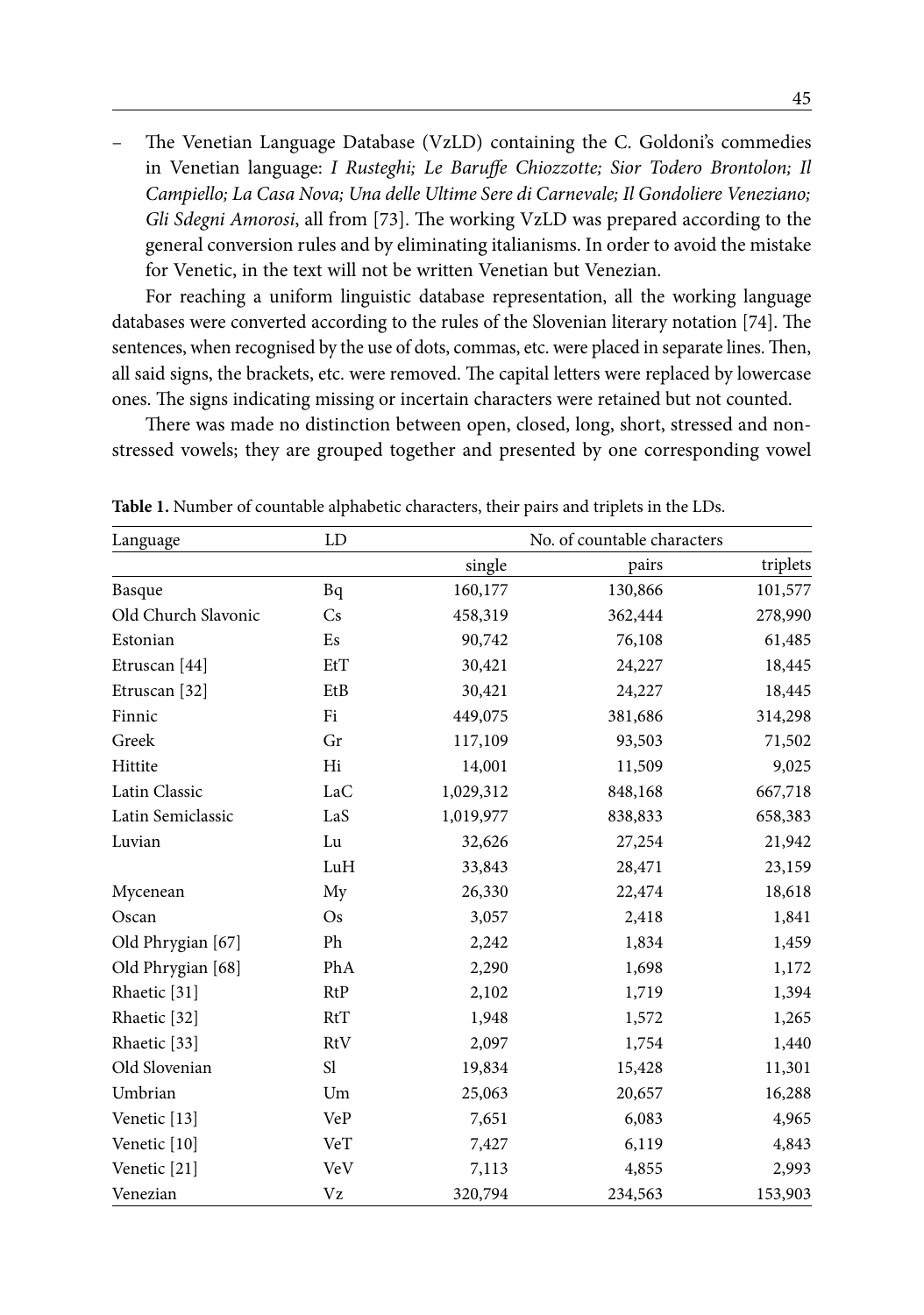– The Venetian Language Database (VzLD) containing the C. Goldoni's commedies in Venetian language: *I Rusteghi; Le Baruffe Chiozzotte; Sior Todero Brontolon; Il Campiello; La Casa Nova; Una delle Ultime Sere di Carnevale; Il Gondoliere Veneziano; Gli Sdegni Amorosi*, all from [73]. The working VzLD was prepared according to the general conversion rules and by eliminating italianisms. In order to avoid the mistake for Venetic, in the text will not be written Venetian but Venezian.

For reaching a uniform linguistic database representation, all the working language databases were converted according to the rules of the Slovenian literary notation [74]. The sentences, when recognised by the use of dots, commas, etc. were placed in separate lines. Then, all said signs, the brackets, etc. were removed. The capital letters were replaced by lowercase ones. The signs indicating missing or incertain characters were retained but not counted.

There was made no distinction between open, closed, long, short, stressed and non-stressed vowels; they are grouped together and presented by one corresponding vowel

**Table 1.** Number of countable alphabetic characters, their pairs and triplets in the LDs.

| Language | LD | No. of countable characters | | |
|---|---|---|---|---|
| | | single | pairs | triplets |
| Basque | Bq | 160,177 | 130,866 | 101,577 |
| Old Church Slavonic | Cs | 458,319 | 362,444 | 278,990 |
| Estonian | Es | 90,742 | 76,108 | 61,485 |
| Etruscan [44] | EtT | 30,421 | 24,227 | 18,445 |
| Etruscan [32] | EtB | 30,421 | 24,227 | 18,445 |
| Finnic | Fi | 449,075 | 381,686 | 314,298 |
| Greek | Gr | 117,109 | 93,503 | 71,502 |
| Hittite | Hi | 14,001 | 11,509 | 9,025 |
| Latin Classic | LaC | 1,029,312 | 848,168 | 667,718 |
| Latin Semiclassic | LaS | 1,019,977 | 838,833 | 658,383 |
| Luvian | Lu | 32,626 | 27,254 | 21,942 |
| | LuH | 33,843 | 28,471 | 23,159 |
| Mycenean | My | 26,330 | 22,474 | 18,618 |
| Oscan | Os | 3,057 | 2,418 | 1,841 |
| Old Phrygian [67] | Ph | 2,242 | 1,834 | 1,459 |
| Old Phrygian [68] | PhA | 2,290 | 1,698 | 1,172 |
| Rhaetic [31] | RtP | 2,102 | 1,719 | 1,394 |
| Rhaetic [32] | RtT | 1,948 | 1,572 | 1,265 |
| Rhaetic [33] | RtV | 2,097 | 1,754 | 1,440 |
| Old Slovenian | Sl | 19,834 | 15,428 | 11,301 |
| Umbrian | Um | 25,063 | 20,657 | 16,288 |
| Venetic [13] | VeP | 7,651 | 6,083 | 4,965 |
| Venetic [10] | VeT | 7,427 | 6,119 | 4,843 |
| Venetic [21] | VeV | 7,113 | 4,855 | 2,993 |
| Venezian | Vz | 320,794 | 234,563 | 153,903 |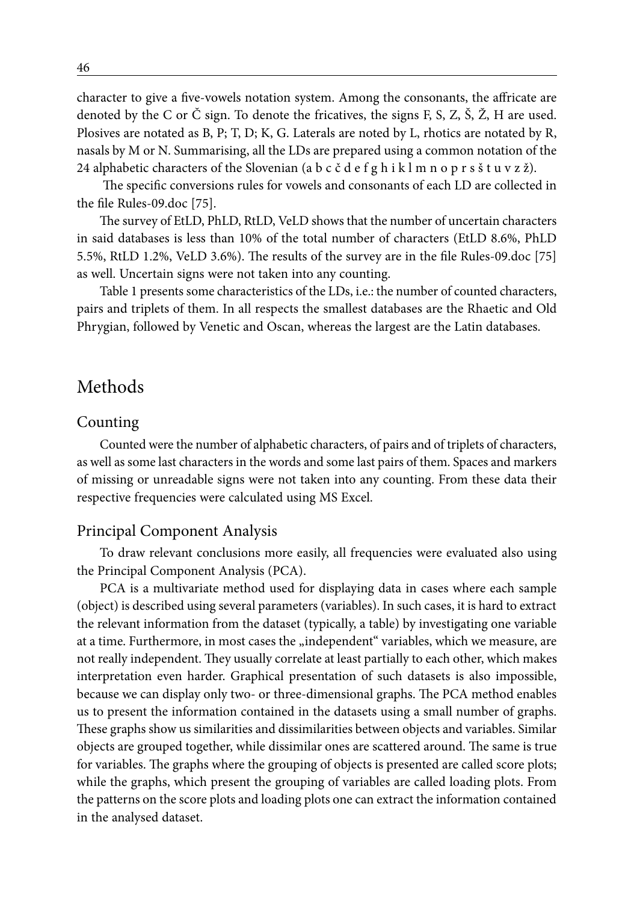character to give a five-vowels notation system. Among the consonants, the affricate are denoted by the C or Č sign. To denote the fricatives, the signs F, S, Z, Š, Ž, H are used. Plosives are notated as B, P; T, D; K, G. Laterals are noted by L, rhotics are notated by R, nasals by M or N. Summarising, all the LDs are prepared using a common notation of the 24 alphabetic characters of the Slovenian (a b c č d e f g h i k l m n o p r s š t u v z ž).

The specific conversions rules for vowels and consonants of each LD are collected in the file Rules-09.doc [75].

The survey of EtLD, PhLD, RtLD, VeLD shows that the number of uncertain characters in said databases is less than 10% of the total number of characters (EtLD 8.6%, PhLD 5.5%, RtLD 1.2%, VeLD 3.6%). The results of the survey are in the file Rules-09.doc [75] as well. Uncertain signs were not taken into any counting.

Table 1 presents some characteristics of the LDs, i.e.: the number of counted characters, pairs and triplets of them. In all respects the smallest databases are the Rhaetic and Old Phrygian, followed by Venetic and Oscan, whereas the largest are the Latin databases.

# Methods

## Counting

Counted were the number of alphabetic characters, of pairs and of triplets of characters, as well as some last characters in the words and some last pairs of them. Spaces and markers of missing or unreadable signs were not taken into any counting. From these data their respective frequencies were calculated using MS Excel.

## Principal Component Analysis

To draw relevant conclusions more easily, all frequencies were evaluated also using the Principal Component Analysis (PCA).

PCA is a multivariate method used for displaying data in cases where each sample (object) is described using several parameters (variables). In such cases, it is hard to extract the relevant information from the dataset (typically, a table) by investigating one variable at a time. Furthermore, in most cases the „independent" variables, which we measure, are not really independent. They usually correlate at least partially to each other, which makes interpretation even harder. Graphical presentation of such datasets is also impossible, because we can display only two- or three-dimensional graphs. The PCA method enables us to present the information contained in the datasets using a small number of graphs. These graphs show us similarities and dissimilarities between objects and variables. Similar objects are grouped together, while dissimilar ones are scattered around. The same is true for variables. The graphs where the grouping of objects is presented are called score plots; while the graphs, which present the grouping of variables are called loading plots. From the patterns on the score plots and loading plots one can extract the information contained in the analysed dataset.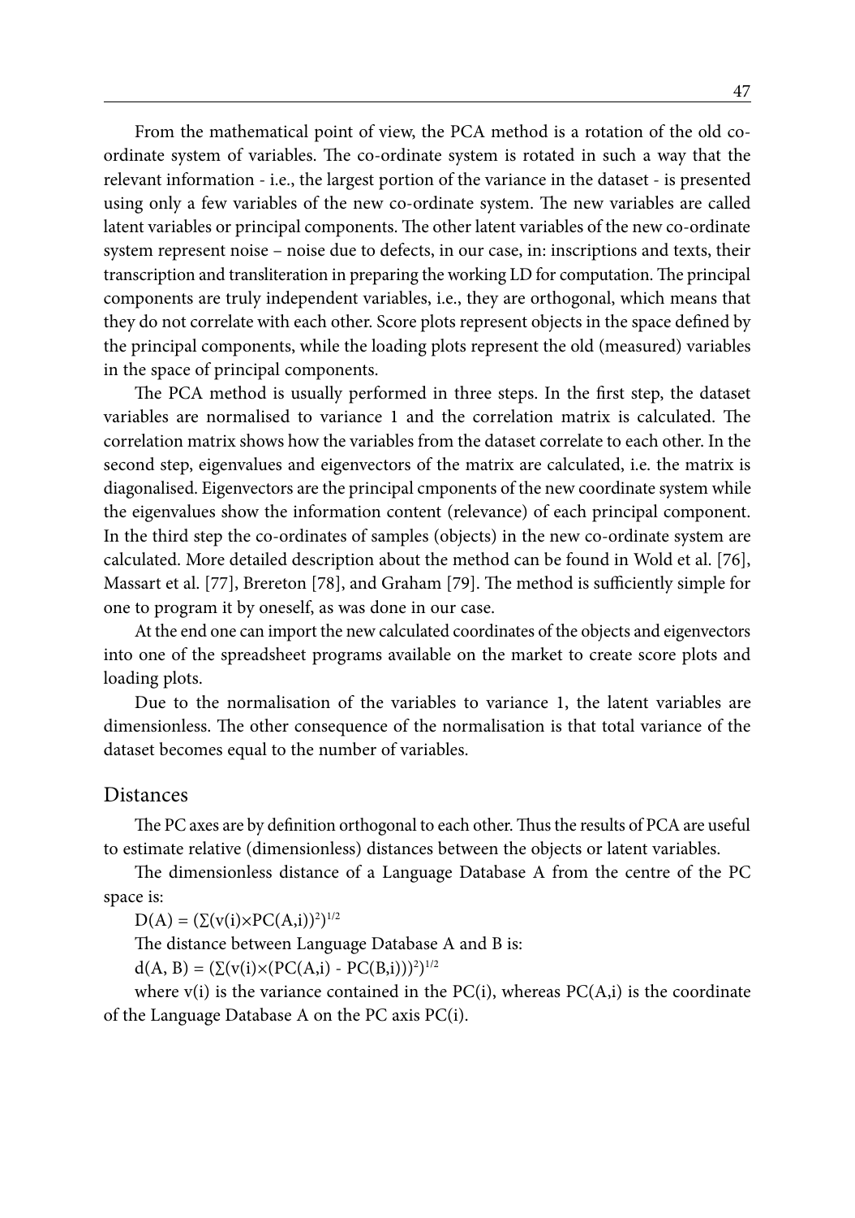From the mathematical point of view, the PCA method is a rotation of the old co-ordinate system of variables. The co-ordinate system is rotated in such a way that the relevant information - i.e., the largest portion of the variance in the dataset - is presented using only a few variables of the new co-ordinate system. The new variables are called latent variables or principal components. The other latent variables of the new co-ordinate system represent noise – noise due to defects, in our case, in: inscriptions and texts, their transcription and transliteration in preparing the working LD for computation. The principal components are truly independent variables, i.e., they are orthogonal, which means that they do not correlate with each other. Score plots represent objects in the space defined by the principal components, while the loading plots represent the old (measured) variables in the space of principal components.

The PCA method is usually performed in three steps. In the first step, the dataset variables are normalised to variance 1 and the correlation matrix is calculated. The correlation matrix shows how the variables from the dataset correlate to each other. In the second step, eigenvalues and eigenvectors of the matrix are calculated, i.e. the matrix is diagonalised. Eigenvectors are the principal cmponents of the new coordinate system while the eigenvalues show the information content (relevance) of each principal component. In the third step the co-ordinates of samples (objects) in the new co-ordinate system are calculated. More detailed description about the method can be found in Wold et al. [76], Massart et al. [77], Brereton [78], and Graham [79]. The method is sufficiently simple for one to program it by oneself, as was done in our case.

At the end one can import the new calculated coordinates of the objects and eigenvectors into one of the spreadsheet programs available on the market to create score plots and loading plots.

Due to the normalisation of the variables to variance 1, the latent variables are dimensionless. The other consequence of the normalisation is that total variance of the dataset becomes equal to the number of variables.

## Distances

The PC axes are by definition orthogonal to each other. Thus the results of PCA are useful to estimate relative (dimensionless) distances between the objects or latent variables.

The dimensionless distance of a Language Database A from the centre of the PC space is:

$$D(A) = (\sum(v(i)\times PC(A,i))^2)^{1/2}$$

The distance between Language Database A and B is:

$$d(A, B) = (\sum(v(i)\times(PC(A,i) - PC(B,i)))^2)^{1/2}$$

where $v(i)$ is the variance contained in the $PC(i)$, whereas $PC(A,i)$ is the coordinate of the Language Database A on the PC axis $PC(i)$.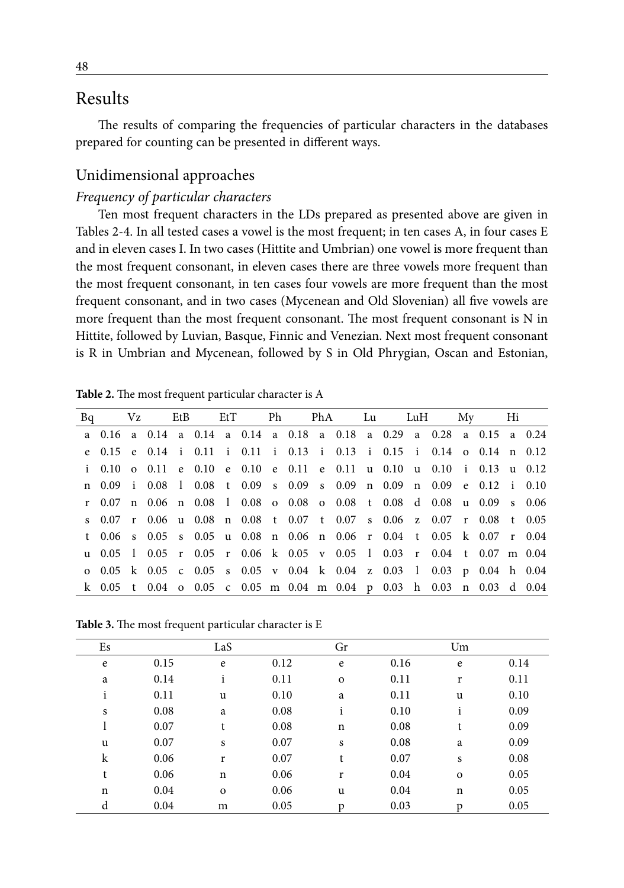## Results

The results of comparing the frequencies of particular characters in the databases prepared for counting can be presented in different ways.

### Unidimensional approaches

#### *Frequency of particular characters*

Ten most frequent characters in the LDs prepared as presented above are given in Tables 2-4. In all tested cases a vowel is the most frequent; in ten cases A, in four cases E and in eleven cases I. In two cases (Hittite and Umbrian) one vowel is more frequent than the most frequent consonant, in eleven cases there are three vowels more frequent than the most frequent consonant, in ten cases four vowels are more frequent than the most frequent consonant, and in two cases (Mycenean and Old Slovenian) all five vowels are more frequent than the most frequent consonant. The most frequent consonant is N in Hittite, followed by Luvian, Basque, Finnic and Venezian. Next most frequent consonant is R in Umbrian and Mycenean, followed by S in Old Phrygian, Oscan and Estonian,

**Table 2.** The most frequent particular character is A

| Bq | | Vz | | EtB | | EtT | | Ph | | PhA | | Lu | | LuH | | My | | Hi | |
|---|---|---|---|---|---|---|---|---|---|---|---|---|---|---|---|---|---|---|---|
| a | 0.16 | a | 0.14 | a | 0.14 | a | 0.14 | a | 0.18 | a | 0.18 | a | 0.29 | a | 0.28 | a | 0.15 | a | 0.24 |
| e | 0.15 | e | 0.14 | i | 0.11 | i | 0.11 | i | 0.13 | i | 0.13 | i | 0.15 | i | 0.14 | o | 0.14 | n | 0.12 |
| i | 0.10 | o | 0.11 | e | 0.10 | e | 0.10 | e | 0.11 | e | 0.11 | u | 0.10 | u | 0.10 | i | 0.13 | u | 0.12 |
| n | 0.09 | i | 0.08 | l | 0.08 | t | 0.09 | s | 0.09 | s | 0.09 | n | 0.09 | n | 0.09 | e | 0.12 | i | 0.10 |
| r | 0.07 | n | 0.06 | n | 0.08 | l | 0.08 | o | 0.08 | o | 0.08 | t | 0.08 | d | 0.08 | u | 0.09 | s | 0.06 |
| s | 0.07 | r | 0.06 | u | 0.08 | n | 0.08 | t | 0.07 | t | 0.07 | s | 0.06 | z | 0.07 | r | 0.08 | t | 0.05 |
| t | 0.06 | s | 0.05 | s | 0.05 | u | 0.08 | n | 0.06 | n | 0.06 | r | 0.04 | t | 0.05 | k | 0.07 | r | 0.04 |
| u | 0.05 | l | 0.05 | r | 0.05 | r | 0.06 | k | 0.05 | v | 0.05 | l | 0.03 | r | 0.04 | t | 0.07 | m | 0.04 |
| o | 0.05 | k | 0.05 | c | 0.05 | s | 0.05 | v | 0.04 | k | 0.04 | z | 0.03 | l | 0.03 | p | 0.04 | h | 0.04 |
| k | 0.05 | t | 0.04 | o | 0.05 | c | 0.05 | m | 0.04 | m | 0.04 | p | 0.03 | h | 0.03 | n | 0.03 | d | 0.04 |

**Table 3.** The most frequent particular character is E

| Es | | LaS | | Gr | | Um | |
|---|---|---|---|---|---|---|---|
| e | 0.15 | e | 0.12 | e | 0.16 | e | 0.14 |
| a | 0.14 | i | 0.11 | o | 0.11 | r | 0.11 |
| i | 0.11 | u | 0.10 | a | 0.11 | u | 0.10 |
| s | 0.08 | a | 0.08 | i | 0.10 | i | 0.09 |
| l | 0.07 | t | 0.08 | n | 0.08 | t | 0.09 |
| u | 0.07 | s | 0.07 | s | 0.08 | a | 0.09 |
| k | 0.06 | r | 0.07 | t | 0.07 | s | 0.08 |
| t | 0.06 | n | 0.06 | r | 0.04 | o | 0.05 |
| n | 0.04 | o | 0.06 | u | 0.04 | n | 0.05 |
| d | 0.04 | m | 0.05 | p | 0.03 | p | 0.05 |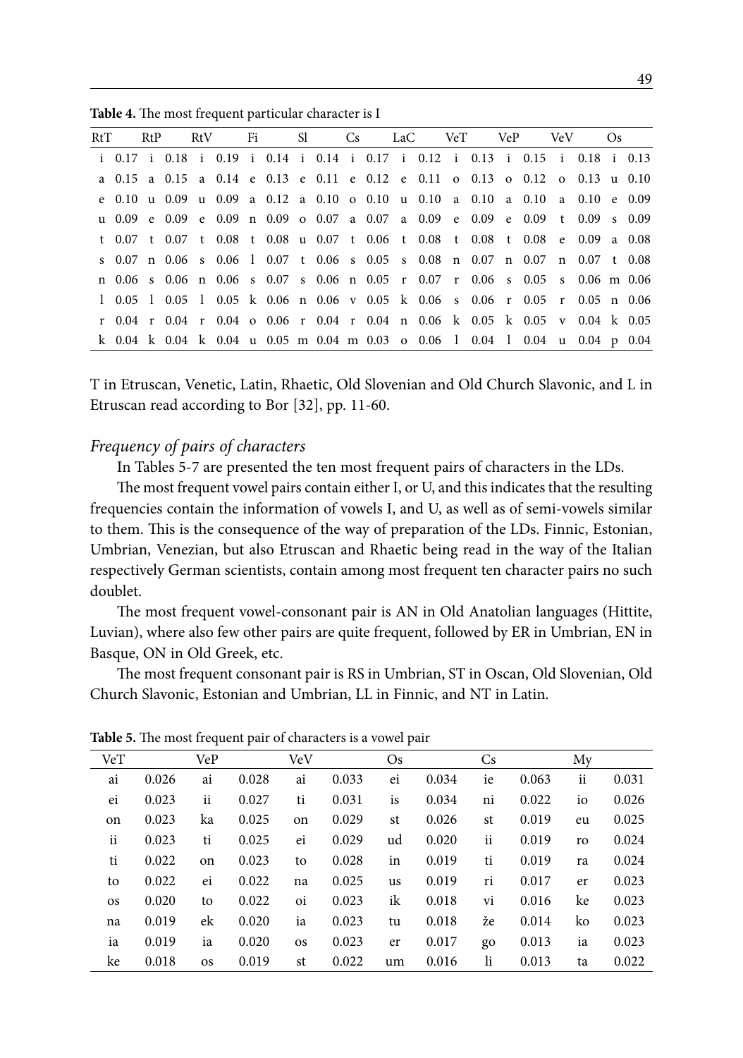**Table 4.** The most frequent particular character is I

| RtT | | RtP | | RtV | | Fi | | Sl | | Cs | | LaC | | VeT | | VeP | | VeV | | Os | |
|---|---|---|---|---|---|---|---|---|---|---|---|---|---|---|---|---|---|---|---|---|---|
| i | 0.17 | i | 0.18 | i | 0.19 | i | 0.14 | i | 0.14 | i | 0.17 | i | 0.12 | i | 0.13 | i | 0.15 | i | 0.18 | i | 0.13 |
| a | 0.15 | a | 0.15 | a | 0.14 | e | 0.13 | e | 0.11 | e | 0.12 | e | 0.11 | o | 0.13 | o | 0.12 | o | 0.13 | u | 0.10 |
| e | 0.10 | u | 0.09 | u | 0.09 | a | 0.12 | a | 0.10 | o | 0.10 | u | 0.10 | a | 0.10 | a | 0.10 | a | 0.10 | e | 0.09 |
| u | 0.09 | e | 0.09 | e | 0.09 | n | 0.09 | o | 0.07 | a | 0.07 | a | 0.09 | e | 0.09 | e | 0.09 | t | 0.09 | s | 0.09 |
| t | 0.07 | t | 0.07 | t | 0.08 | t | 0.08 | u | 0.07 | t | 0.06 | t | 0.08 | t | 0.08 | t | 0.08 | e | 0.09 | a | 0.08 |
| s | 0.07 | n | 0.06 | s | 0.06 | l | 0.07 | t | 0.06 | s | 0.05 | s | 0.08 | n | 0.07 | n | 0.07 | n | 0.07 | t | 0.08 |
| n | 0.06 | s | 0.06 | n | 0.06 | s | 0.07 | s | 0.06 | n | 0.05 | r | 0.07 | r | 0.06 | s | 0.05 | s | 0.06 | m | 0.06 |
| l | 0.05 | l | 0.05 | l | 0.05 | k | 0.06 | n | 0.06 | v | 0.05 | k | 0.06 | s | 0.06 | r | 0.05 | r | 0.05 | n | 0.06 |
| r | 0.04 | r | 0.04 | r | 0.04 | o | 0.06 | r | 0.04 | r | 0.04 | n | 0.06 | k | 0.05 | k | 0.05 | v | 0.04 | k | 0.05 |
| k | 0.04 | k | 0.04 | k | 0.04 | u | 0.05 | m | 0.04 | m | 0.03 | o | 0.06 | l | 0.04 | l | 0.04 | u | 0.04 | p | 0.04 |

T in Etruscan, Venetic, Latin, Rhaetic, Old Slovenian and Old Church Slavonic, and L in Etruscan read according to Bor [32], pp. 11-60.

### *Frequency of pairs of characters*

In Tables 5-7 are presented the ten most frequent pairs of characters in the LDs.

The most frequent vowel pairs contain either I, or U, and this indicates that the resulting frequencies contain the information of vowels I, and U, as well as of semi-vowels similar to them. This is the consequence of the way of preparation of the LDs. Finnic, Estonian, Umbrian, Venezian, but also Etruscan and Rhaetic being read in the way of the Italian respectively German scientists, contain among most frequent ten character pairs no such doublet.

The most frequent vowel-consonant pair is AN in Old Anatolian languages (Hittite, Luvian), where also few other pairs are quite frequent, followed by ER in Umbrian, EN in Basque, ON in Old Greek, etc.

The most frequent consonant pair is RS in Umbrian, ST in Oscan, Old Slovenian, Old Church Slavonic, Estonian and Umbrian, LL in Finnic, and NT in Latin.

**Table 5.** The most frequent pair of characters is a vowel pair

| VeT | | VeP | | VeV | | Os | | Cs | | My | |
|---|---|---|---|---|---|---|---|---|---|---|---|
| ai | 0.026 | ai | 0.028 | ai | 0.033 | ei | 0.034 | ie | 0.063 | ii | 0.031 |
| ei | 0.023 | ii | 0.027 | ti | 0.031 | is | 0.034 | ni | 0.022 | io | 0.026 |
| on | 0.023 | ka | 0.025 | on | 0.029 | st | 0.026 | st | 0.019 | eu | 0.025 |
| ii | 0.023 | ti | 0.025 | ei | 0.029 | ud | 0.020 | ii | 0.019 | ro | 0.024 |
| ti | 0.022 | on | 0.023 | to | 0.028 | in | 0.019 | ti | 0.019 | ra | 0.024 |
| to | 0.022 | ei | 0.022 | na | 0.025 | us | 0.019 | ri | 0.017 | er | 0.023 |
| os | 0.020 | to | 0.022 | oi | 0.023 | ik | 0.018 | vi | 0.016 | ke | 0.023 |
| na | 0.019 | ek | 0.020 | ia | 0.023 | tu | 0.018 | že | 0.014 | ko | 0.023 |
| ia | 0.019 | ia | 0.020 | os | 0.023 | er | 0.017 | go | 0.013 | ia | 0.023 |
| ke | 0.018 | os | 0.019 | st | 0.022 | um | 0.016 | li | 0.013 | ta | 0.022 |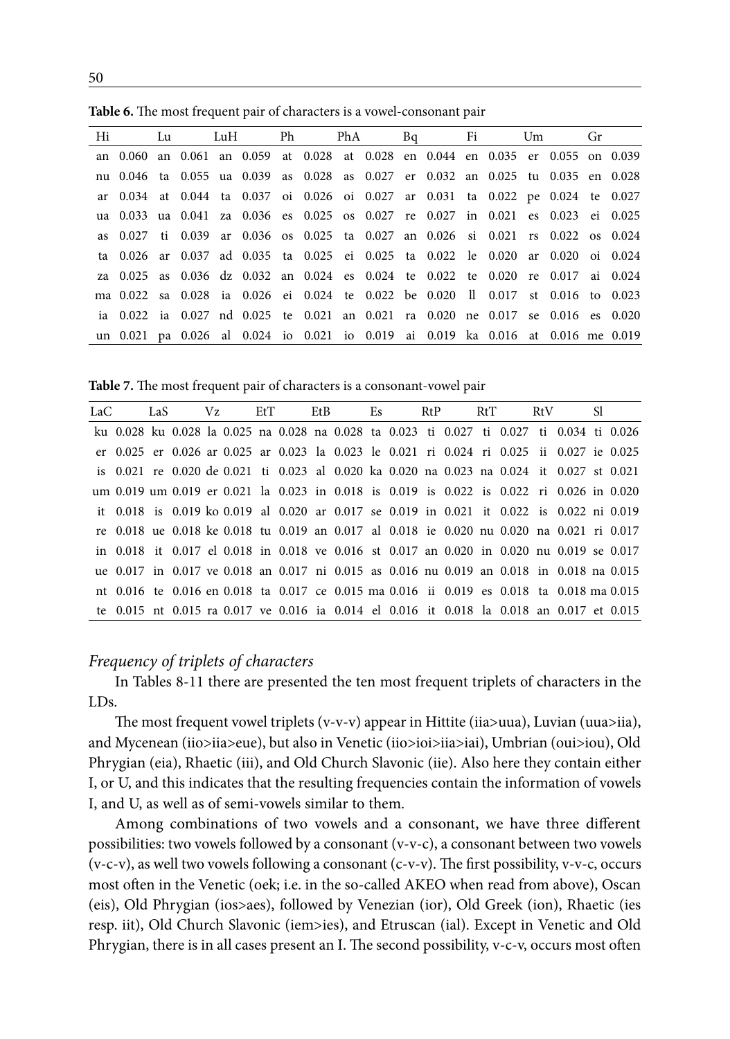**Table 6.** The most frequent pair of characters is a vowel-consonant pair

| Hi | | Lu | | LuH | | Ph | | PhA | | Bq | | Fi | | Um | | Gr | |
|---|---|---|---|---|---|---|---|---|---|---|---|---|---|---|---|---|---|
| an | 0.060 | an | 0.061 | an | 0.059 | at | 0.028 | at | 0.028 | en | 0.044 | en | 0.035 | er | 0.055 | on | 0.039 |
| nu | 0.046 | ta | 0.055 | ua | 0.039 | as | 0.028 | as | 0.027 | er | 0.032 | an | 0.025 | tu | 0.035 | en | 0.028 |
| ar | 0.034 | at | 0.044 | ta | 0.037 | oi | 0.026 | oi | 0.027 | ar | 0.031 | ta | 0.022 | pe | 0.024 | te | 0.027 |
| ua | 0.033 | ua | 0.041 | za | 0.036 | es | 0.025 | os | 0.027 | re | 0.027 | in | 0.021 | es | 0.023 | ei | 0.025 |
| as | 0.027 | ti | 0.039 | ar | 0.036 | os | 0.025 | ta | 0.027 | an | 0.026 | si | 0.021 | rs | 0.022 | os | 0.024 |
| ta | 0.026 | ar | 0.037 | ad | 0.035 | ta | 0.025 | ei | 0.025 | ta | 0.022 | le | 0.020 | ar | 0.020 | oi | 0.024 |
| za | 0.025 | as | 0.036 | dz | 0.032 | an | 0.024 | es | 0.024 | te | 0.022 | te | 0.020 | re | 0.017 | ai | 0.024 |
| ma | 0.022 | sa | 0.028 | ia | 0.026 | ei | 0.024 | te | 0.022 | be | 0.020 | ll | 0.017 | st | 0.016 | to | 0.023 |
| ia | 0.022 | ia | 0.027 | nd | 0.025 | te | 0.021 | an | 0.021 | ra | 0.020 | ne | 0.017 | se | 0.016 | es | 0.020 |
| un | 0.021 | pa | 0.026 | al | 0.024 | io | 0.021 | io | 0.019 | ai | 0.019 | ka | 0.016 | at | 0.016 | me | 0.019 |

**Table 7.** The most frequent pair of characters is a consonant-vowel pair

| LaC | | LaS | | Vz | | EtT | | EtB | | Es | | RtP | | RtT | | RtV | | Sl | |
|---|---|---|---|---|---|---|---|---|---|---|---|---|---|---|---|---|---|---|---|
| ku | 0.028 | ku | 0.028 | la | 0.025 | na | 0.028 | na | 0.028 | ta | 0.023 | ti | 0.027 | ti | 0.027 | ti | 0.034 | ti | 0.026 |
| er | 0.025 | er | 0.026 | ar | 0.025 | ar | 0.023 | la | 0.023 | le | 0.021 | ri | 0.024 | ri | 0.025 | ii | 0.027 | ie | 0.025 |
| is | 0.021 | re | 0.020 | de | 0.021 | ti | 0.023 | al | 0.020 | ka | 0.020 | na | 0.023 | na | 0.024 | it | 0.027 | st | 0.021 |
| um | 0.019 | um | 0.019 | er | 0.021 | la | 0.023 | in | 0.018 | is | 0.019 | is | 0.022 | is | 0.022 | ri | 0.026 | in | 0.020 |
| it | 0.018 | is | 0.019 | ko | 0.019 | al | 0.020 | ar | 0.017 | se | 0.019 | in | 0.021 | it | 0.022 | is | 0.022 | ni | 0.019 |
| re | 0.018 | ue | 0.018 | ke | 0.018 | tu | 0.019 | an | 0.017 | al | 0.018 | ie | 0.020 | nu | 0.020 | na | 0.021 | ri | 0.017 |
| in | 0.018 | it | 0.017 | el | 0.018 | in | 0.018 | ve | 0.016 | st | 0.017 | an | 0.020 | in | 0.020 | nu | 0.019 | se | 0.017 |
| ue | 0.017 | in | 0.017 | ve | 0.018 | an | 0.017 | ni | 0.015 | as | 0.016 | nu | 0.019 | an | 0.018 | in | 0.018 | na | 0.015 |
| nt | 0.016 | te | 0.016 | en | 0.018 | ta | 0.017 | ce | 0.015 | ma | 0.016 | ii | 0.019 | es | 0.018 | ta | 0.018 | ma | 0.015 |
| te | 0.015 | nt | 0.015 | ra | 0.017 | ve | 0.016 | ia | 0.014 | el | 0.016 | it | 0.018 | la | 0.018 | an | 0.017 | et | 0.015 |

### *Frequency of triplets of characters*

In Tables 8-11 there are presented the ten most frequent triplets of characters in the LDs.

The most frequent vowel triplets (v-v-v) appear in Hittite (iia>uua), Luvian (uua>iia), and Mycenean (iio>iia>eue), but also in Venetic (iio>ioi>iia>iai), Umbrian (oui>iou), Old Phrygian (eia), Rhaetic (iii), and Old Church Slavonic (iie). Also here they contain either I, or U, and this indicates that the resulting frequencies contain the information of vowels I, and U, as well as of semi-vowels similar to them.

Among combinations of two vowels and a consonant, we have three different possibilities: two vowels followed by a consonant (v-v-c), a consonant between two vowels (v-c-v), as well two vowels following a consonant (c-v-v). The first possibility, v-v-c, occurs most often in the Venetic (oek; i.e. in the so-called AKEO when read from above), Oscan (eis), Old Phrygian (ios>aes), followed by Venezian (ior), Old Greek (ion), Rhaetic (ies resp. iit), Old Church Slavonic (iem>ies), and Etruscan (ial). Except in Venetic and Old Phrygian, there is in all cases present an I. The second possibility, v-c-v, occurs most often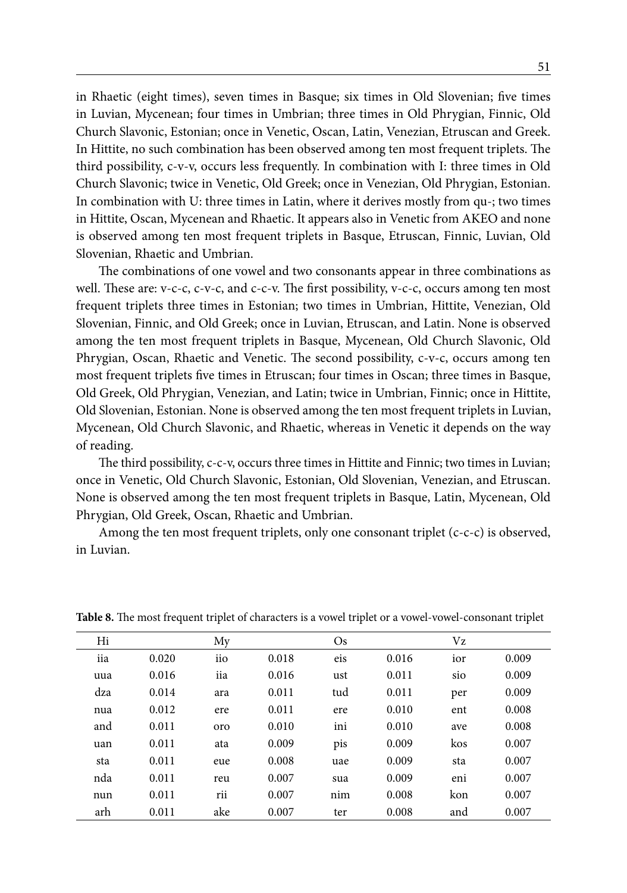in Rhaetic (eight times), seven times in Basque; six times in Old Slovenian; five times in Luvian, Mycenean; four times in Umbrian; three times in Old Phrygian, Finnic, Old Church Slavonic, Estonian; once in Venetic, Oscan, Latin, Venezian, Etruscan and Greek. In Hittite, no such combination has been observed among ten most frequent triplets. The third possibility, c-v-v, occurs less frequently. In combination with I: three times in Old Church Slavonic; twice in Venetic, Old Greek; once in Venezian, Old Phrygian, Estonian. In combination with U: three times in Latin, where it derives mostly from qu-; two times in Hittite, Oscan, Mycenean and Rhaetic. It appears also in Venetic from AKEO and none is observed among ten most frequent triplets in Basque, Etruscan, Finnic, Luvian, Old Slovenian, Rhaetic and Umbrian.

The combinations of one vowel and two consonants appear in three combinations as well. These are: v-c-c, c-v-c, and c-c-v. The first possibility, v-c-c, occurs among ten most frequent triplets three times in Estonian; two times in Umbrian, Hittite, Venezian, Old Slovenian, Finnic, and Old Greek; once in Luvian, Etruscan, and Latin. None is observed among the ten most frequent triplets in Basque, Mycenean, Old Church Slavonic, Old Phrygian, Oscan, Rhaetic and Venetic. The second possibility, c-v-c, occurs among ten most frequent triplets five times in Etruscan; four times in Oscan; three times in Basque, Old Greek, Old Phrygian, Venezian, and Latin; twice in Umbrian, Finnic; once in Hittite, Old Slovenian, Estonian. None is observed among the ten most frequent triplets in Luvian, Mycenean, Old Church Slavonic, and Rhaetic, whereas in Venetic it depends on the way of reading.

The third possibility, c-c-v, occurs three times in Hittite and Finnic; two times in Luvian; once in Venetic, Old Church Slavonic, Estonian, Old Slovenian, Venezian, and Etruscan. None is observed among the ten most frequent triplets in Basque, Latin, Mycenean, Old Phrygian, Old Greek, Oscan, Rhaetic and Umbrian.

Among the ten most frequent triplets, only one consonant triplet (c-c-c) is observed, in Luvian.

**Table 8.** The most frequent triplet of characters is a vowel triplet or a vowel-vowel-consonant triplet

| Hi | | My | | Os | | Vz | |
|---|---|---|---|---|---|---|---|
| iia | 0.020 | iio | 0.018 | eis | 0.016 | ior | 0.009 |
| uua | 0.016 | iia | 0.016 | ust | 0.011 | sio | 0.009 |
| dza | 0.014 | ara | 0.011 | tud | 0.011 | per | 0.009 |
| nua | 0.012 | ere | 0.011 | ere | 0.010 | ent | 0.008 |
| and | 0.011 | oro | 0.010 | ini | 0.010 | ave | 0.008 |
| uan | 0.011 | ata | 0.009 | pis | 0.009 | kos | 0.007 |
| sta | 0.011 | eue | 0.008 | uae | 0.009 | sta | 0.007 |
| nda | 0.011 | reu | 0.007 | sua | 0.009 | eni | 0.007 |
| nun | 0.011 | rii | 0.007 | nim | 0.008 | kon | 0.007 |
| arh | 0.011 | ake | 0.007 | ter | 0.008 | and | 0.007 |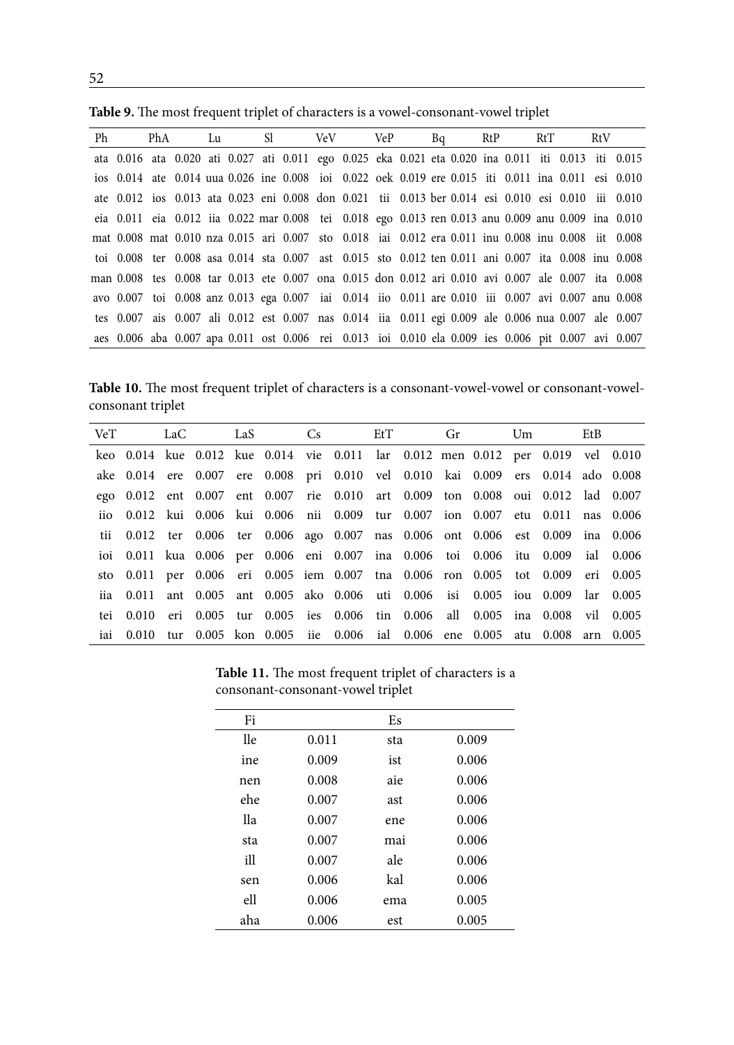**Table 9.** The most frequent triplet of characters is a vowel-consonant-vowel triplet

| Ph | | PhA | | Lu | | Sl | | VeV | | VeP | | Bq | | RtP | | RtT | | RtV | |
|---|---|---|---|---|---|---|---|---|---|---|---|---|---|---|---|---|---|---|---|
| ata | 0.016 | ata | 0.020 | ati | 0.027 | ati | 0.011 | ego | 0.025 | eka | 0.021 | eta | 0.020 | ina | 0.011 | iti | 0.013 | iti | 0.015 |
| ios | 0.014 | ate | 0.014 | uua | 0.026 | ine | 0.008 | ioi | 0.022 | oek | 0.019 | ere | 0.015 | iti | 0.011 | ina | 0.011 | esi | 0.010 |
| ate | 0.012 | ios | 0.013 | ata | 0.023 | eni | 0.008 | don | 0.021 | tii | 0.013 | ber | 0.014 | esi | 0.010 | esi | 0.010 | iii | 0.010 |
| eia | 0.011 | eia | 0.012 | iia | 0.022 | mar | 0.008 | tei | 0.018 | ego | 0.013 | ren | 0.013 | anu | 0.009 | anu | 0.009 | ina | 0.010 |
| mat | 0.008 | mat | 0.010 | nza | 0.015 | ari | 0.007 | sto | 0.018 | iai | 0.012 | era | 0.011 | inu | 0.008 | inu | 0.008 | iit | 0.008 |
| toi | 0.008 | ter | 0.008 | asa | 0.014 | sta | 0.007 | ast | 0.015 | sto | 0.012 | ten | 0.011 | ani | 0.007 | ita | 0.008 | inu | 0.008 |
| man | 0.008 | tes | 0.008 | tar | 0.013 | ete | 0.007 | ona | 0.015 | don | 0.012 | ari | 0.010 | avi | 0.007 | ale | 0.007 | ita | 0.008 |
| avo | 0.007 | toi | 0.008 | anz | 0.013 | ega | 0.007 | iai | 0.014 | iio | 0.011 | are | 0.010 | iii | 0.007 | avi | 0.007 | anu | 0.008 |
| tes | 0.007 | ais | 0.007 | ali | 0.012 | est | 0.007 | nas | 0.014 | iia | 0.011 | egi | 0.009 | ale | 0.006 | nua | 0.007 | ale | 0.007 |
| aes | 0.006 | aba | 0.007 | apa | 0.011 | ost | 0.006 | rei | 0.013 | ioi | 0.010 | ela | 0.009 | ies | 0.006 | pit | 0.007 | avi | 0.007 |

**Table 10.** The most frequent triplet of characters is a consonant-vowel-vowel or consonant-vowel-consonant triplet

| VeT | | LaC | | LaS | | Cs | | EtT | | Gr | | Um | | EtB | |
|---|---|---|---|---|---|---|---|---|---|---|---|---|---|---|---|
| keo | 0.014 | kue | 0.012 | kue | 0.014 | vie | 0.011 | lar | 0.012 | men | 0.012 | per | 0.019 | vel | 0.010 |
| ake | 0.014 | ere | 0.007 | ere | 0.008 | pri | 0.010 | vel | 0.010 | kai | 0.009 | ers | 0.014 | ado | 0.008 |
| ego | 0.012 | ent | 0.007 | ent | 0.007 | rie | 0.010 | art | 0.009 | ton | 0.008 | oui | 0.012 | lad | 0.007 |
| iio | 0.012 | kui | 0.006 | kui | 0.006 | nii | 0.009 | tur | 0.007 | ion | 0.007 | etu | 0.011 | nas | 0.006 |
| tii | 0.012 | ter | 0.006 | ter | 0.006 | ago | 0.007 | nas | 0.006 | ont | 0.006 | est | 0.009 | ina | 0.006 |
| ioi | 0.011 | kua | 0.006 | per | 0.006 | eni | 0.007 | ina | 0.006 | toi | 0.006 | itu | 0.009 | ial | 0.006 |
| sto | 0.011 | per | 0.006 | eri | 0.005 | iem | 0.007 | tna | 0.006 | ron | 0.005 | tot | 0.009 | eri | 0.005 |
| iia | 0.011 | ant | 0.005 | ant | 0.005 | ako | 0.006 | uti | 0.006 | isi | 0.005 | iou | 0.009 | lar | 0.005 |
| tei | 0.010 | eri | 0.005 | tur | 0.005 | ies | 0.006 | tin | 0.006 | all | 0.005 | ina | 0.008 | vil | 0.005 |
| iai | 0.010 | tur | 0.005 | kon | 0.005 | iie | 0.006 | ial | 0.006 | ene | 0.005 | atu | 0.008 | arn | 0.005 |

**Table 11.** The most frequent triplet of characters is a consonant-consonant-vowel triplet

| Fi | | Es | |
|---|---|---|---|
| lle | 0.011 | sta | 0.009 |
| ine | 0.009 | ist | 0.006 |
| nen | 0.008 | aie | 0.006 |
| ehe | 0.007 | ast | 0.006 |
| lla | 0.007 | ene | 0.006 |
| sta | 0.007 | mai | 0.006 |
| ill | 0.007 | ale | 0.006 |
| sen | 0.006 | kal | 0.006 |
| ell | 0.006 | ema | 0.005 |
| aha | 0.006 | est | 0.005 |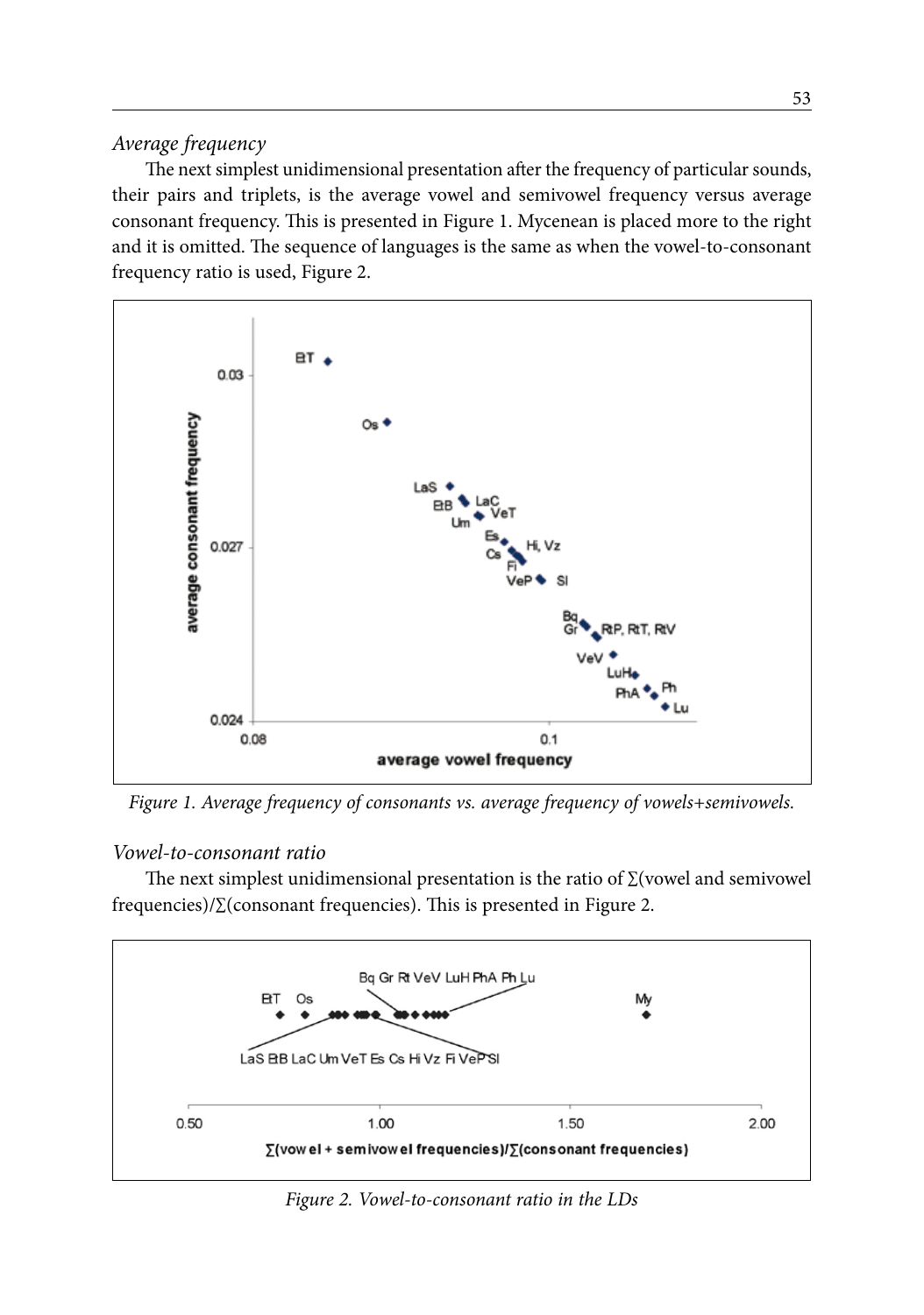*Average frequency*

The next simplest unidimensional presentation after the frequency of particular sounds, their pairs and triplets, is the average vowel and semivowel frequency versus average consonant frequency. This is presented in Figure 1. Mycenean is placed more to the right and it is omitted. The sequence of languages is the same as when the vowel-to-consonant frequency ratio is used, Figure 2.

*Figure 1. Average frequency of consonants vs. average frequency of vowels+semivowels.*

*Vowel-to-consonant ratio*

The next simplest unidimensional presentation is the ratio of ∑(vowel and semivowel frequencies)/∑(consonant frequencies). This is presented in Figure 2.

*Figure 2. Vowel-to-consonant ratio in the LDs*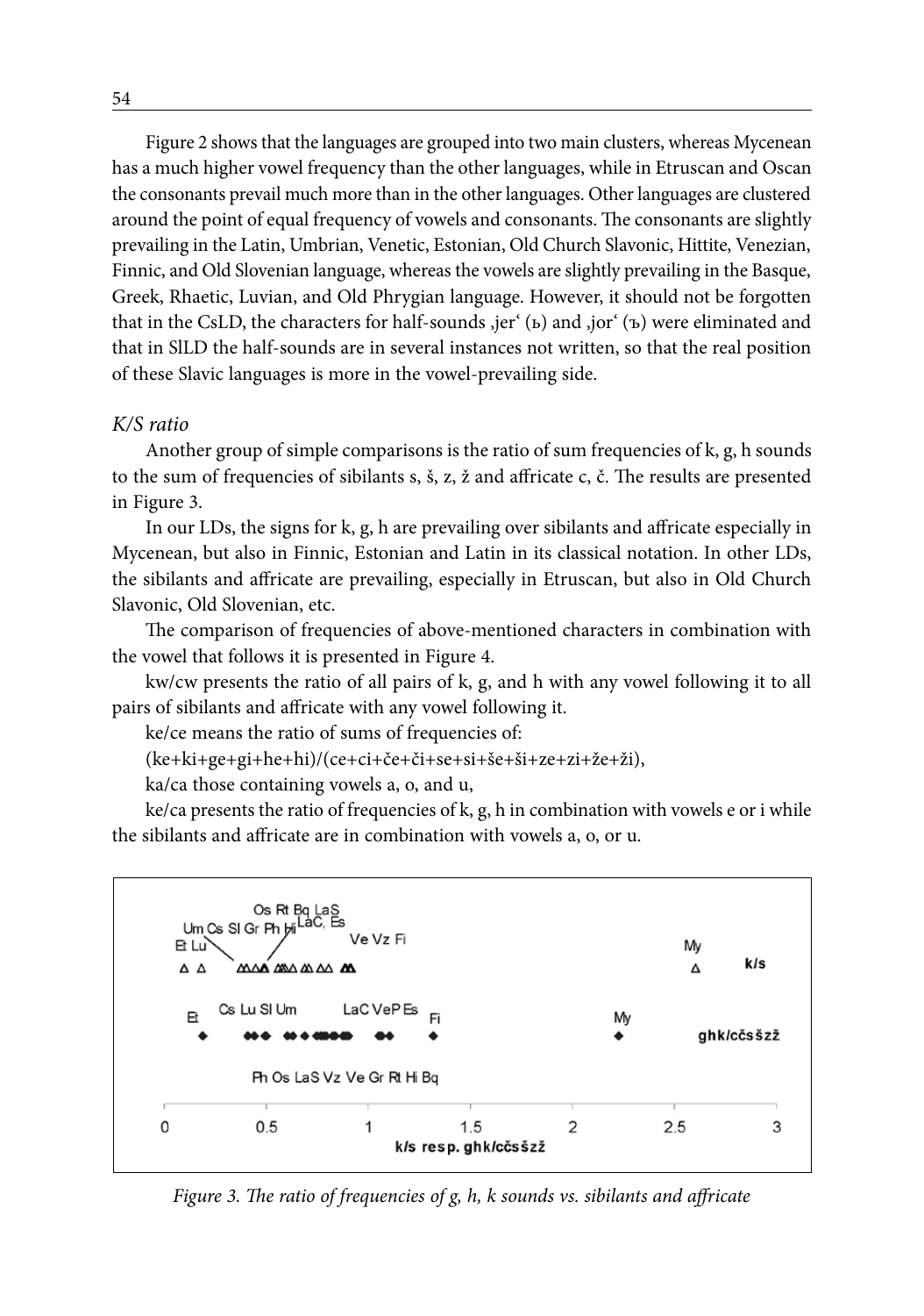Figure 2 shows that the languages are grouped into two main clusters, whereas Mycenean has a much higher vowel frequency than the other languages, while in Etruscan and Oscan the consonants prevail much more than in the other languages. Other languages are clustered around the point of equal frequency of vowels and consonants. The consonants are slightly prevailing in the Latin, Umbrian, Venetic, Estonian, Old Church Slavonic, Hittite, Venezian, Finnic, and Old Slovenian language, whereas the vowels are slightly prevailing in the Basque, Greek, Rhaetic, Luvian, and Old Phrygian language. However, it should not be forgotten that in the CsLD, the characters for half-sounds ‚jer' (ь) and ‚jor' (ъ) were eliminated and that in SlLD the half-sounds are in several instances not written, so that the real position of these Slavic languages is more in the vowel-prevailing side.

*K/S ratio*

Another group of simple comparisons is the ratio of sum frequencies of k, g, h sounds to the sum of frequencies of sibilants s, š, z, ž and affricate c, č. The results are presented in Figure 3.

In our LDs, the signs for k, g, h are prevailing over sibilants and affricate especially in Mycenean, but also in Finnic, Estonian and Latin in its classical notation. In other LDs, the sibilants and affricate are prevailing, especially in Etruscan, but also in Old Church Slavonic, Old Slovenian, etc.

The comparison of frequencies of above-mentioned characters in combination with the vowel that follows it is presented in Figure 4.

kw/cw presents the ratio of all pairs of k, g, and h with any vowel following it to all pairs of sibilants and affricate with any vowel following it.

ke/ce means the ratio of sums of frequencies of:

(ke+ki+ge+gi+he+hi)/(ce+ci+če+či+se+si+še+ši+ze+zi+že+ži),

ka/ca those containing vowels a, o, and u,

ke/ca presents the ratio of frequencies of k, g, h in combination with vowels e or i while the sibilants and affricate are in combination with vowels a, o, or u.

*Figure 3. The ratio of frequencies of g, h, k sounds vs. sibilants and affricate*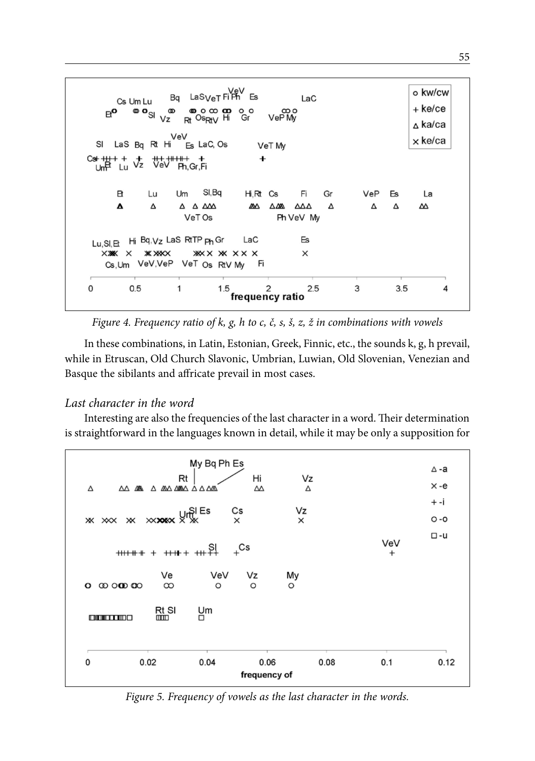Figure 4. Frequency ratio of k, g, h to c, č, s, š, z, ž in combinations with vowels

In these combinations, in Latin, Estonian, Greek, Finnic, etc., the sounds k, g, h prevail, while in Etruscan, Old Church Slavonic, Umbrian, Luwian, Old Slovenian, Venezian and Basque the sibilants and affricate prevail in most cases.

### *Last character in the word*

Interesting are also the frequencies of the last character in a word. Their determination is straightforward in the languages known in detail, while it may be only a supposition for

Figure 5. Frequency of vowels as the last character in the words.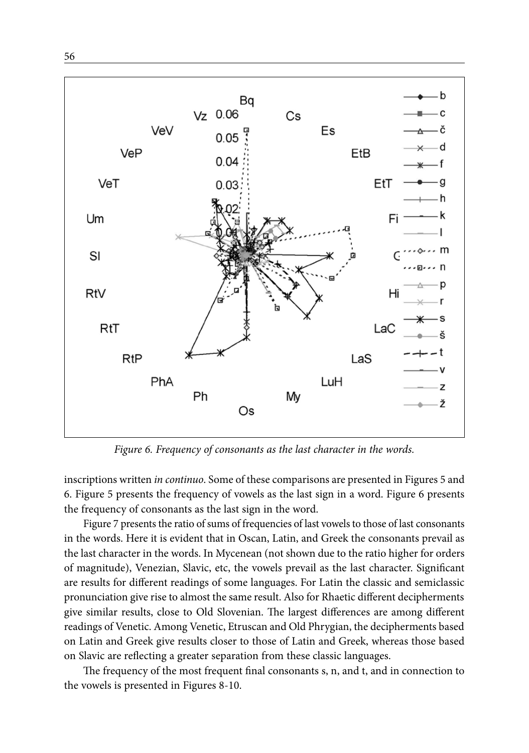*Figure 6. Frequency of consonants as the last character in the words.*

inscriptions written *in continuo*. Some of these comparisons are presented in Figures 5 and 6. Figure 5 presents the frequency of vowels as the last sign in a word. Figure 6 presents the frequency of consonants as the last sign in the word.

Figure 7 presents the ratio of sums of frequencies of last vowels to those of last consonants in the words. Here it is evident that in Oscan, Latin, and Greek the consonants prevail as the last character in the words. In Mycenean (not shown due to the ratio higher for orders of magnitude), Venezian, Slavic, etc, the vowels prevail as the last character. Significant are results for different readings of some languages. For Latin the classic and semiclassic pronunciation give rise to almost the same result. Also for Rhaetic different decipherments give similar results, close to Old Slovenian. The largest differences are among different readings of Venetic. Among Venetic, Etruscan and Old Phrygian, the decipherments based on Latin and Greek give results closer to those of Latin and Greek, whereas those based on Slavic are reflecting a greater separation from these classic languages.

The frequency of the most frequent final consonants s, n, and t, and in connection to the vowels is presented in Figures 8-10.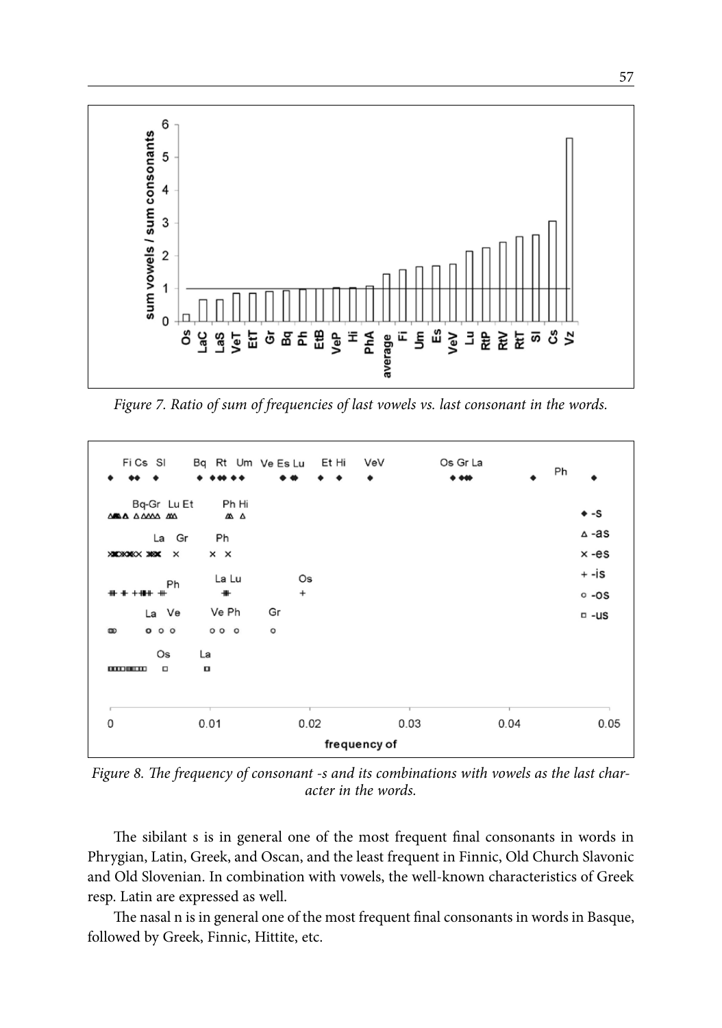*Figure 7. Ratio of sum of frequencies of last vowels vs. last consonant in the words.*

*Figure 8. The frequency of consonant -s and its combinations with vowels as the last character in the words.*

The sibilant s is in general one of the most frequent final consonants in words in Phrygian, Latin, Greek, and Oscan, and the least frequent in Finnic, Old Church Slavonic and Old Slovenian. In combination with vowels, the well-known characteristics of Greek resp. Latin are expressed as well.

The nasal n is in general one of the most frequent final consonants in words in Basque, followed by Greek, Finnic, Hittite, etc.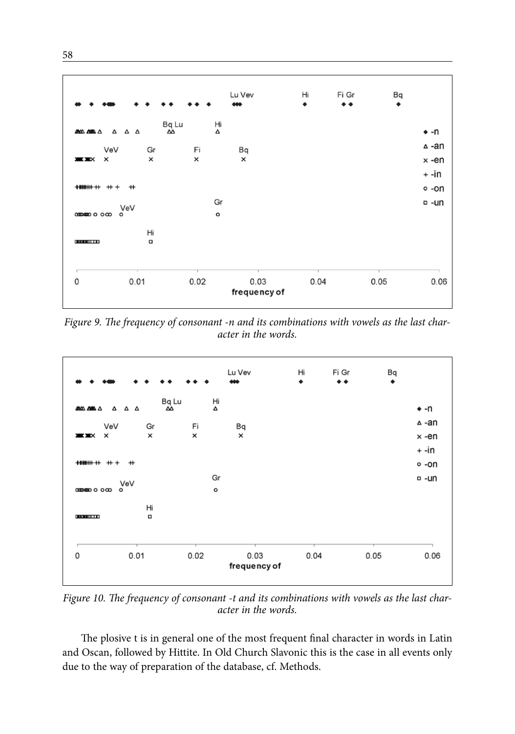*Figure 9. The frequency of consonant -n and its combinations with vowels as the last character in the words.*

*Figure 10. The frequency of consonant -t and its combinations with vowels as the last character in the words.*

The plosive t is in general one of the most frequent final character in words in Latin and Oscan, followed by Hittite. In Old Church Slavonic this is the case in all events only due to the way of preparation of the database, cf. Methods.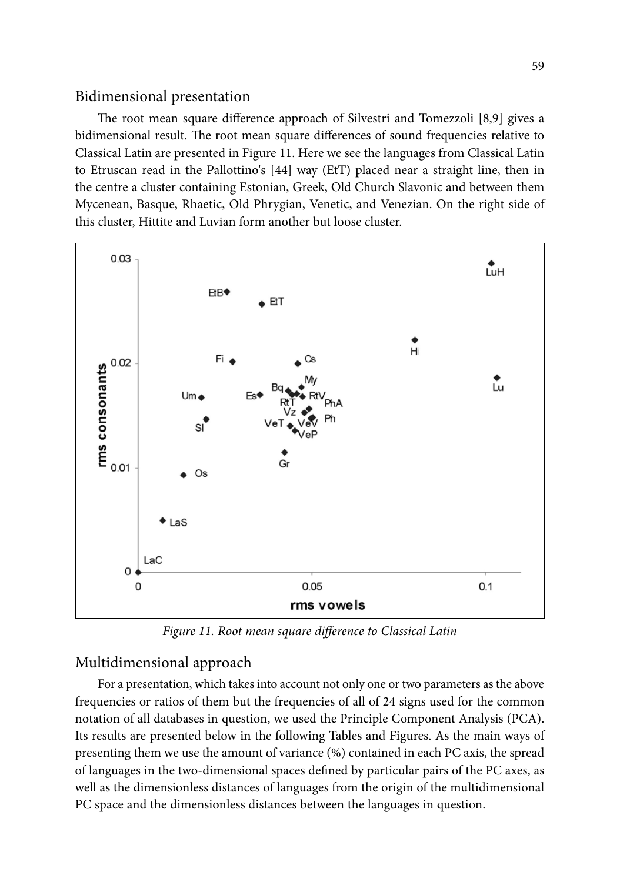## Bidimensional presentation

The root mean square difference approach of Silvestri and Tomezzoli [8,9] gives a bidimensional result. The root mean square differences of sound frequencies relative to Classical Latin are presented in Figure 11. Here we see the languages from Classical Latin to Etruscan read in the Pallottino's [44] way (EtT) placed near a straight line, then in the centre a cluster containing Estonian, Greek, Old Church Slavonic and between them Mycenean, Basque, Rhaetic, Old Phrygian, Venetic, and Venezian. On the right side of this cluster, Hittite and Luvian form another but loose cluster.

*Figure 11. Root mean square difference to Classical Latin*

## Multidimensional approach

For a presentation, which takes into account not only one or two parameters as the above frequencies or ratios of them but the frequencies of all of 24 signs used for the common notation of all databases in question, we used the Principle Component Analysis (PCA). Its results are presented below in the following Tables and Figures. As the main ways of presenting them we use the amount of variance (%) contained in each PC axis, the spread of languages in the two-dimensional spaces defined by particular pairs of the PC axes, as well as the dimensionless distances of languages from the origin of the multidimensional PC space and the dimensionless distances between the languages in question.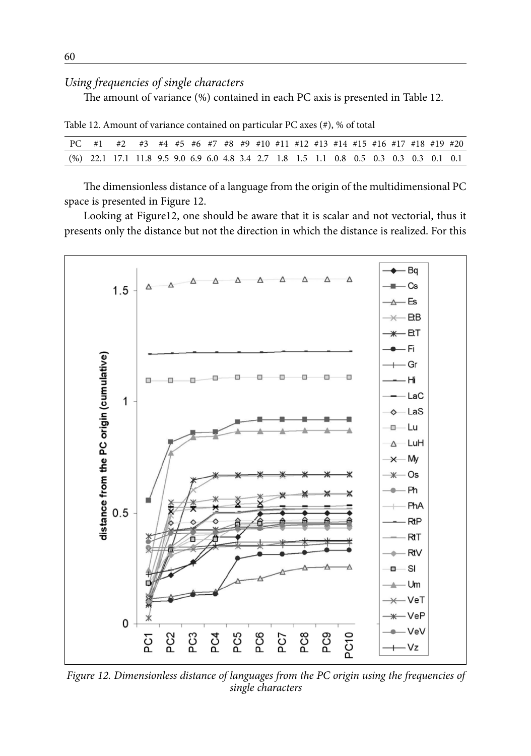*Using frequencies of single characters*

The amount of variance (%) contained in each PC axis is presented in Table 12.

Table 12. Amount of variance contained on particular PC axes (#), % of total

| PC | #1 | #2 | #3 | #4 | #5 | #6 | #7 | #8 | #9 | #10 | #11 | #12 | #13 | #14 | #15 | #16 | #17 | #18 | #19 | #20 |
|---|---|---|---|---|---|---|---|---|---|---|---|---|---|---|---|---|---|---|---|---|
| (%) | 22.1 | 17.1 | 11.8 | 9.5 | 9.0 | 6.9 | 6.0 | 4.8 | 3.4 | 2.7 | 1.8 | 1.5 | 1.1 | 0.8 | 0.5 | 0.3 | 0.3 | 0.3 | 0.1 | 0.1 |

The dimensionless distance of a language from the origin of the multidimensional PC space is presented in Figure 12.

Looking at Figure12, one should be aware that it is scalar and not vectorial, thus it presents only the distance but not the direction in which the distance is realized. For this

*Figure 12. Dimensionless distance of languages from the PC origin using the frequencies of single characters*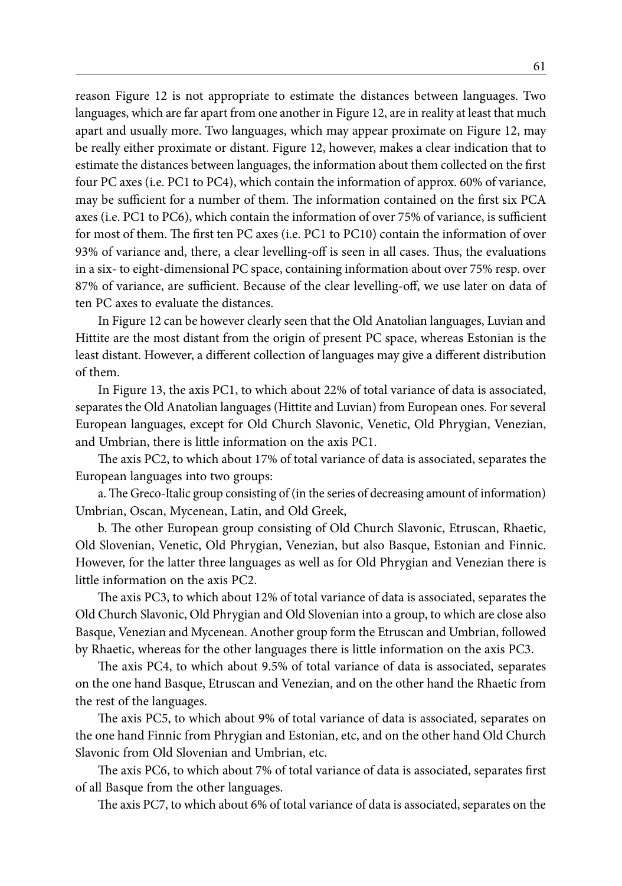reason Figure 12 is not appropriate to estimate the distances between languages. Two languages, which are far apart from one another in Figure 12, are in reality at least that much apart and usually more. Two languages, which may appear proximate on Figure 12, may be really either proximate or distant. Figure 12, however, makes a clear indication that to estimate the distances between languages, the information about them collected on the first four PC axes (i.e. PC1 to PC4), which contain the information of approx. 60% of variance, may be sufficient for a number of them. The information contained on the first six PCA axes (i.e. PC1 to PC6), which contain the information of over 75% of variance, is sufficient for most of them. The first ten PC axes (i.e. PC1 to PC10) contain the information of over 93% of variance and, there, a clear levelling-off is seen in all cases. Thus, the evaluations in a six- to eight-dimensional PC space, containing information about over 75% resp. over 87% of variance, are sufficient. Because of the clear levelling-off, we use later on data of ten PC axes to evaluate the distances.

In Figure 12 can be however clearly seen that the Old Anatolian languages, Luvian and Hittite are the most distant from the origin of present PC space, whereas Estonian is the least distant. However, a different collection of languages may give a different distribution of them.

In Figure 13, the axis PC1, to which about 22% of total variance of data is associated, separates the Old Anatolian languages (Hittite and Luvian) from European ones. For several European languages, except for Old Church Slavonic, Venetic, Old Phrygian, Venezian, and Umbrian, there is little information on the axis PC1.

The axis PC2, to which about 17% of total variance of data is associated, separates the European languages into two groups:

a. The Greco-Italic group consisting of (in the series of decreasing amount of information) Umbrian, Oscan, Mycenean, Latin, and Old Greek,

b. The other European group consisting of Old Church Slavonic, Etruscan, Rhaetic, Old Slovenian, Venetic, Old Phrygian, Venezian, but also Basque, Estonian and Finnic. However, for the latter three languages as well as for Old Phrygian and Venezian there is little information on the axis PC2.

The axis PC3, to which about 12% of total variance of data is associated, separates the Old Church Slavonic, Old Phrygian and Old Slovenian into a group, to which are close also Basque, Venezian and Mycenean. Another group form the Etruscan and Umbrian, followed by Rhaetic, whereas for the other languages there is little information on the axis PC3.

The axis PC4, to which about 9.5% of total variance of data is associated, separates on the one hand Basque, Etruscan and Venezian, and on the other hand the Rhaetic from the rest of the languages.

The axis PC5, to which about 9% of total variance of data is associated, separates on the one hand Finnic from Phrygian and Estonian, etc, and on the other hand Old Church Slavonic from Old Slovenian and Umbrian, etc.

The axis PC6, to which about 7% of total variance of data is associated, separates first of all Basque from the other languages.

The axis PC7, to which about 6% of total variance of data is associated, separates on the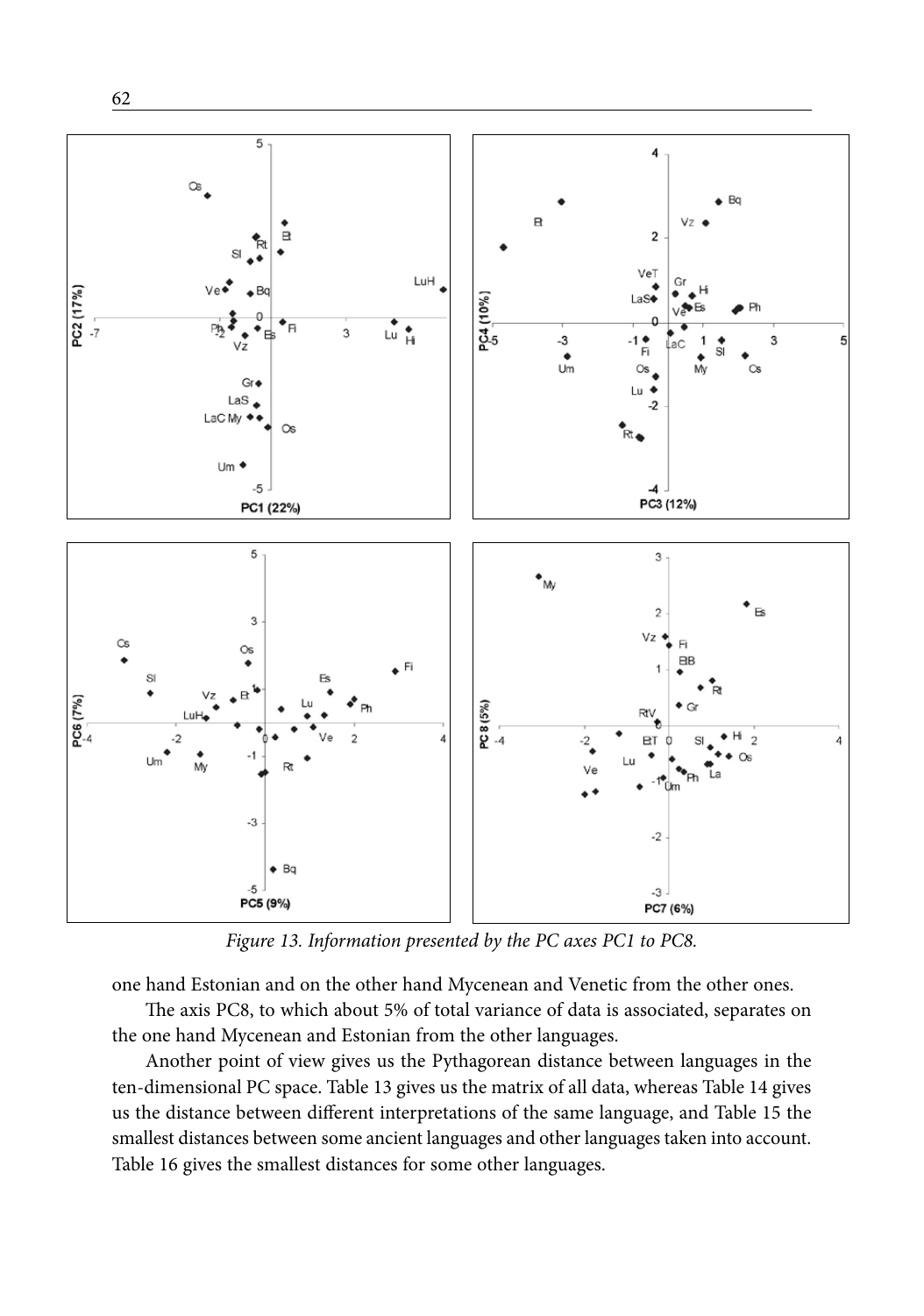*Figure 13. Information presented by the PC axes PC1 to PC8.*

one hand Estonian and on the other hand Mycenean and Venetic from the other ones.

The axis PC8, to which about 5% of total variance of data is associated, separates on the one hand Mycenean and Estonian from the other languages.

Another point of view gives us the Pythagorean distance between languages in the ten-dimensional PC space. Table 13 gives us the matrix of all data, whereas Table 14 gives us the distance between different interpretations of the same language, and Table 15 the smallest distances between some ancient languages and other languages taken into account. Table 16 gives the smallest distances for some other languages.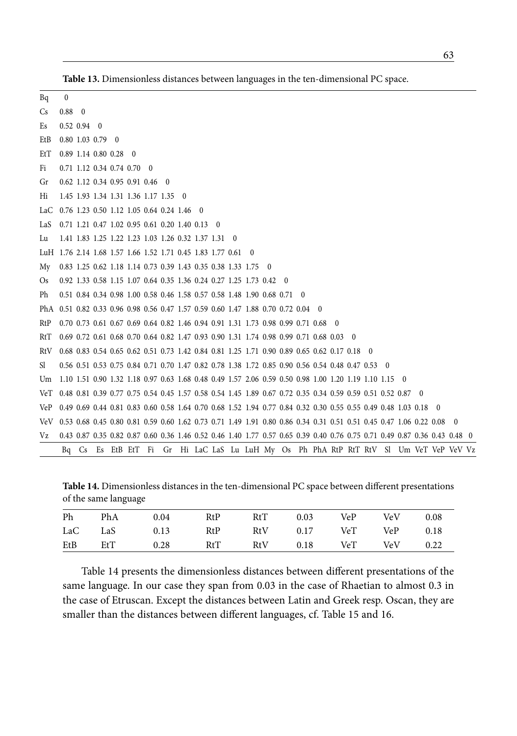**Table 13.** Dimensionless distances between languages in the ten-dimensional PC space.

| | | | | | | | | | | | | | | | | | | | | | | | | | |
|---|---|---|---|---|---|---|---|---|---|---|---|---|---|---|---|---|---|---|---|---|---|---|---|---|---|
| Bq | 0 | | | | | | | | | | | | | | | | | | | | | | | | |
| Cs | 0.88 | 0 | | | | | | | | | | | | | | | | | | | | | | | |
| Es | 0.52 | 0.94 | 0 | | | | | | | | | | | | | | | | | | | | | | |
| EtB | 0.80 | 1.03 | 0.79 | 0 | | | | | | | | | | | | | | | | | | | | | |
| EtT | 0.89 | 1.14 | 0.80 | 0.28 | 0 | | | | | | | | | | | | | | | | | | | | |
| Fi | 0.71 | 1.12 | 0.34 | 0.74 | 0.70 | 0 | | | | | | | | | | | | | | | | | | | |
| Gr | 0.62 | 1.12 | 0.34 | 0.95 | 0.91 | 0.46 | 0 | | | | | | | | | | | | | | | | | | |
| Hi | 1.45 | 1.93 | 1.34 | 1.31 | 1.36 | 1.17 | 1.35 | 0 | | | | | | | | | | | | | | | | | |
| LaC | 0.76 | 1.23 | 0.50 | 1.12 | 1.05 | 0.64 | 0.24 | 1.46 | 0 | | | | | | | | | | | | | | | | |
| LaS | 0.71 | 1.21 | 0.47 | 1.02 | 0.95 | 0.61 | 0.20 | 1.40 | 0.13 | 0 | | | | | | | | | | | | | | | |
| Lu | 1.41 | 1.83 | 1.25 | 1.22 | 1.23 | 1.03 | 1.26 | 0.32 | 1.37 | 1.31 | 0 | | | | | | | | | | | | | | |
| LuH | 1.76 | 2.14 | 1.68 | 1.57 | 1.66 | 1.52 | 1.71 | 0.45 | 1.83 | 1.77 | 0.61 | 0 | | | | | | | | | | | | | |
| My | 0.83 | 1.25 | 0.62 | 1.18 | 1.14 | 0.73 | 0.39 | 1.43 | 0.35 | 0.38 | 1.33 | 1.75 | 0 | | | | | | | | | | | | |
| Os | 0.92 | 1.33 | 0.58 | 1.15 | 1.07 | 0.64 | 0.35 | 1.36 | 0.24 | 0.27 | 1.25 | 1.73 | 0.42 | 0 | | | | | | | | | | | |
| Ph | 0.51 | 0.84 | 0.34 | 0.98 | 1.00 | 0.58 | 0.46 | 1.58 | 0.57 | 0.58 | 1.48 | 1.90 | 0.68 | 0.71 | 0 | | | | | | | | | | |
| PhA | 0.51 | 0.82 | 0.33 | 0.96 | 0.98 | 0.56 | 0.47 | 1.57 | 0.59 | 0.60 | 1.47 | 1.88 | 0.70 | 0.72 | 0.04 | 0 | | | | | | | | | |
| RtP | 0.70 | 0.73 | 0.61 | 0.67 | 0.69 | 0.64 | 0.82 | 1.46 | 0.94 | 0.91 | 1.31 | 1.73 | 0.98 | 0.99 | 0.71 | 0.68 | 0 | | | | | | | | |
| RtT | 0.69 | 0.72 | 0.61 | 0.68 | 0.70 | 0.64 | 0.82 | 1.47 | 0.93 | 0.90 | 1.31 | 1.74 | 0.98 | 0.99 | 0.71 | 0.68 | 0.03 | 0 | | | | | | | |
| RtV | 0.68 | 0.83 | 0.54 | 0.65 | 0.62 | 0.51 | 0.73 | 1.42 | 0.84 | 0.81 | 1.25 | 1.71 | 0.90 | 0.89 | 0.65 | 0.62 | 0.17 | 0.18 | 0 | | | | | | |
| Sl | 0.56 | 0.51 | 0.53 | 0.75 | 0.84 | 0.71 | 0.70 | 1.47 | 0.82 | 0.78 | 1.38 | 1.72 | 0.85 | 0.90 | 0.56 | 0.54 | 0.48 | 0.47 | 0.53 | 0 | | | | | |
| Um | 1.10 | 1.51 | 0.90 | 1.32 | 1.18 | 0.97 | 0.63 | 1.68 | 0.48 | 0.49 | 1.57 | 2.06 | 0.59 | 0.50 | 0.98 | 1.00 | 1.20 | 1.19 | 1.10 | 1.15 | 0 | | | | |
| VeT | 0.48 | 0.81 | 0.39 | 0.77 | 0.75 | 0.54 | 0.45 | 1.57 | 0.58 | 0.54 | 1.45 | 1.89 | 0.67 | 0.72 | 0.35 | 0.34 | 0.59 | 0.59 | 0.51 | 0.52 | 0.87 | 0 | | | |
| VeP | 0.49 | 0.69 | 0.44 | 0.81 | 0.83 | 0.60 | 0.58 | 1.64 | 0.70 | 0.68 | 1.52 | 1.94 | 0.77 | 0.84 | 0.32 | 0.30 | 0.55 | 0.55 | 0.49 | 0.48 | 1.03 | 0.18 | 0 | | |
| VeV | 0.53 | 0.68 | 0.45 | 0.80 | 0.81 | 0.59 | 0.60 | 1.62 | 0.73 | 0.71 | 1.49 | 1.91 | 0.80 | 0.86 | 0.34 | 0.31 | 0.51 | 0.51 | 0.45 | 0.47 | 1.06 | 0.22 | 0.08 | 0 | |
| Vz | 0.43 | 0.87 | 0.35 | 0.82 | 0.87 | 0.60 | 0.36 | 1.46 | 0.52 | 0.46 | 1.40 | 1.77 | 0.57 | 0.65 | 0.39 | 0.40 | 0.76 | 0.75 | 0.71 | 0.49 | 0.87 | 0.36 | 0.43 | 0.48 | 0 |
| | Bq | Cs | Es | EtB | EtT | Fi | Gr | Hi | LaC | LaS | Lu | LuH | My | Os | Ph | PhA | RtP | RtT | RtV | Sl | Um | VeT | VeP | VeV | Vz |

**Table 14.** Dimensionless distances in the ten-dimensional PC space between different presentations of the same language

| | | | | | | | | |
|---|---|---|---|---|---|---|---|---|
| Ph | PhA | 0.04 | RtP | RtT | 0.03 | VeP | VeV | 0.08 |
| LaC | LaS | 0.13 | RtP | RtV | 0.17 | VeT | VeP | 0.18 |
| EtB | EtT | 0.28 | RtT | RtV | 0.18 | VeT | VeV | 0.22 |

Table 14 presents the dimensionless distances between different presentations of the same language. In our case they span from 0.03 in the case of Rhaetian to almost 0.3 in the case of Etruscan. Except the distances between Latin and Greek resp. Oscan, they are smaller than the distances between different languages, cf. Table 15 and 16.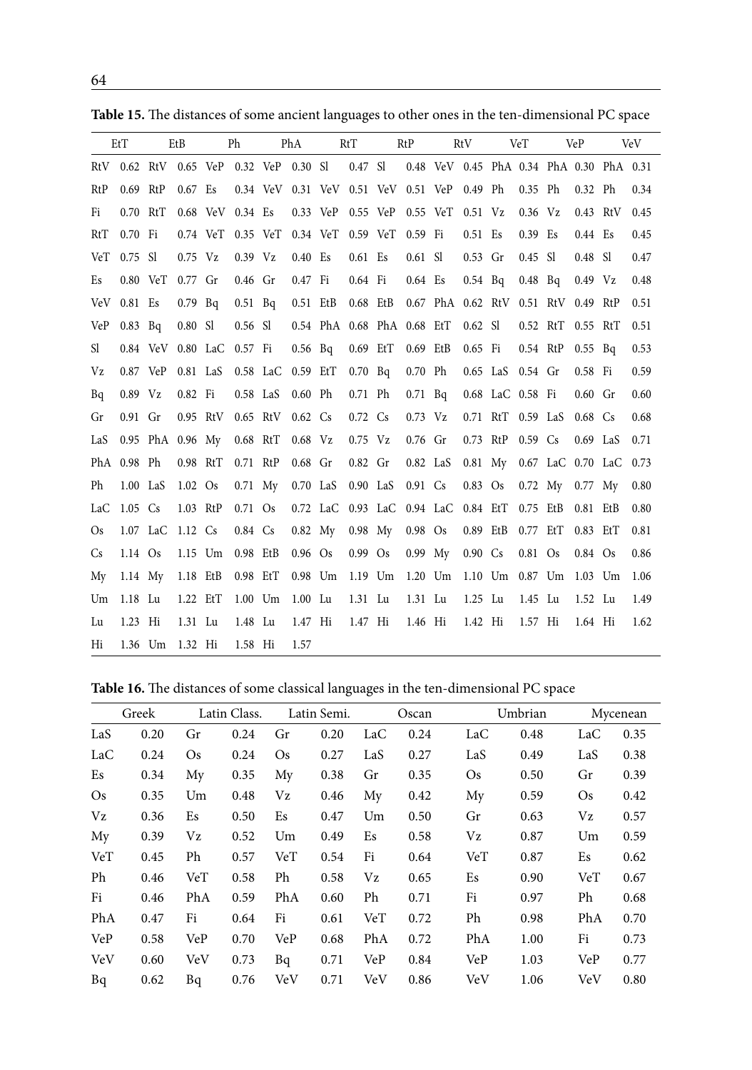**Table 15.** The distances of some ancient languages to other ones in the ten-dimensional PC space

| EtT | | EtB | | Ph | | PhA | | RtT | | RtP | | RtV | | VeT | | VeP | | VeV | |
|---|---|---|---|---|---|---|---|---|---|---|---|---|---|---|---|---|---|---|---|
| RtV | 0.62 | RtV | 0.65 | VeP | 0.32 | VeP | 0.30 | Sl | 0.47 | Sl | 0.48 | VeV | 0.45 | PhA | 0.34 | PhA | 0.30 | PhA | 0.31 |
| RtP | 0.69 | RtP | 0.67 | Es | 0.34 | VeV | 0.31 | VeV | 0.51 | VeV | 0.51 | VeP | 0.49 | Ph | 0.35 | Ph | 0.32 | Ph | 0.34 |
| Fi | 0.70 | RtT | 0.68 | VeV | 0.34 | Es | 0.33 | VeP | 0.55 | VeP | 0.55 | VeT | 0.51 | Vz | 0.36 | Vz | 0.43 | RtV | 0.45 |
| RtT | 0.70 | Fi | 0.74 | VeT | 0.35 | VeT | 0.34 | VeT | 0.59 | VeT | 0.59 | Fi | 0.51 | Es | 0.39 | Es | 0.44 | Es | 0.45 |
| VeT | 0.75 | Sl | 0.75 | Vz | 0.39 | Vz | 0.40 | Es | 0.61 | Es | 0.61 | Sl | 0.53 | Gr | 0.45 | Sl | 0.48 | Sl | 0.47 |
| Es | 0.80 | VeT | 0.77 | Gr | 0.46 | Gr | 0.47 | Fi | 0.64 | Fi | 0.64 | Es | 0.54 | Bq | 0.48 | Bq | 0.49 | Vz | 0.48 |
| VeV | 0.81 | Es | 0.79 | Bq | 0.51 | Bq | 0.51 | EtB | 0.68 | EtB | 0.67 | PhA | 0.62 | RtV | 0.51 | RtV | 0.49 | RtP | 0.51 |
| VeP | 0.83 | Bq | 0.80 | Sl | 0.56 | Sl | 0.54 | PhA | 0.68 | PhA | 0.68 | EtT | 0.62 | Sl | 0.52 | RtT | 0.55 | RtT | 0.51 |
| Sl | 0.84 | VeV | 0.80 | LaC | 0.57 | Fi | 0.56 | Bq | 0.69 | EtT | 0.69 | EtB | 0.65 | Fi | 0.54 | RtP | 0.55 | Bq | 0.53 |
| Vz | 0.87 | VeP | 0.81 | LaS | 0.58 | LaC | 0.59 | EtT | 0.70 | Bq | 0.70 | Ph | 0.65 | LaS | 0.54 | Gr | 0.58 | Fi | 0.59 |
| Bq | 0.89 | Vz | 0.82 | Fi | 0.58 | LaS | 0.60 | Ph | 0.71 | Ph | 0.71 | Bq | 0.68 | LaC | 0.58 | Fi | 0.60 | Gr | 0.60 |
| Gr | 0.91 | Gr | 0.95 | RtV | 0.65 | RtV | 0.62 | Cs | 0.72 | Cs | 0.73 | Vz | 0.71 | RtT | 0.59 | LaS | 0.68 | Cs | 0.68 |
| LaS | 0.95 | PhA | 0.96 | My | 0.68 | RtT | 0.68 | Vz | 0.75 | Vz | 0.76 | Gr | 0.73 | RtP | 0.59 | Cs | 0.69 | LaS | 0.71 |
| PhA | 0.98 | Ph | 0.98 | RtT | 0.71 | RtP | 0.68 | Gr | 0.82 | Gr | 0.82 | LaS | 0.81 | My | 0.67 | LaC | 0.70 | LaC | 0.73 |
| Ph | 1.00 | LaS | 1.02 | Os | 0.71 | My | 0.70 | LaS | 0.90 | LaS | 0.91 | Cs | 0.83 | Os | 0.72 | My | 0.77 | My | 0.80 |
| LaC | 1.05 | Cs | 1.03 | RtP | 0.71 | Os | 0.72 | LaC | 0.93 | LaC | 0.94 | LaC | 0.84 | EtT | 0.75 | EtB | 0.81 | EtB | 0.80 |
| Os | 1.07 | LaC | 1.12 | Cs | 0.84 | Cs | 0.82 | My | 0.98 | My | 0.98 | Os | 0.89 | EtB | 0.77 | EtT | 0.83 | EtT | 0.81 |
| Cs | 1.14 | Os | 1.15 | Um | 0.98 | EtB | 0.96 | Os | 0.99 | Os | 0.99 | My | 0.90 | Cs | 0.81 | Os | 0.84 | Os | 0.86 |
| My | 1.14 | My | 1.18 | EtB | 0.98 | EtT | 0.98 | Um | 1.19 | Um | 1.20 | Um | 1.10 | Um | 0.87 | Um | 1.03 | Um | 1.06 |
| Um | 1.18 | Lu | 1.22 | EtT | 1.00 | Um | 1.00 | Lu | 1.31 | Lu | 1.31 | Lu | 1.25 | Lu | 1.45 | Lu | 1.52 | Lu | 1.49 |
| Lu | 1.23 | Hi | 1.31 | Lu | 1.48 | Lu | 1.47 | Hi | 1.47 | Hi | 1.46 | Hi | 1.42 | Hi | 1.57 | Hi | 1.64 | Hi | 1.62 |
| Hi | 1.36 | Um | 1.32 | Hi | 1.58 | Hi | 1.57 | | | | | | | | | | | | |

**Table 16.** The distances of some classical languages in the ten-dimensional PC space

| Greek | | Latin Class. | | Latin Semi. | | Oscan | | Umbrian | | Mycenean | |
|---|---|---|---|---|---|---|---|---|---|---|---|
| LaS | 0.20 | Gr | 0.24 | Gr | 0.20 | LaC | 0.24 | LaC | 0.48 | LaC | 0.35 |
| LaC | 0.24 | Os | 0.24 | Os | 0.27 | LaS | 0.27 | LaS | 0.49 | LaS | 0.38 |
| Es | 0.34 | My | 0.35 | My | 0.38 | Gr | 0.35 | Os | 0.50 | Gr | 0.39 |
| Os | 0.35 | Um | 0.48 | Vz | 0.46 | My | 0.42 | My | 0.59 | Os | 0.42 |
| Vz | 0.36 | Es | 0.50 | Es | 0.47 | Um | 0.50 | Gr | 0.63 | Vz | 0.57 |
| My | 0.39 | Vz | 0.52 | Um | 0.49 | Es | 0.58 | Vz | 0.87 | Um | 0.59 |
| VeT | 0.45 | Ph | 0.57 | VeT | 0.54 | Fi | 0.64 | VeT | 0.87 | Es | 0.62 |
| Ph | 0.46 | VeT | 0.58 | Ph | 0.58 | Vz | 0.65 | Es | 0.90 | VeT | 0.67 |
| Fi | 0.46 | PhA | 0.59 | PhA | 0.60 | Ph | 0.71 | Fi | 0.97 | Ph | 0.68 |
| PhA | 0.47 | Fi | 0.64 | Fi | 0.61 | VeT | 0.72 | Ph | 0.98 | PhA | 0.70 |
| VeP | 0.58 | VeP | 0.70 | VeP | 0.68 | PhA | 0.72 | PhA | 1.00 | Fi | 0.73 |
| VeV | 0.60 | VeV | 0.73 | Bq | 0.71 | VeP | 0.84 | VeP | 1.03 | VeP | 0.77 |
| Bq | 0.62 | Bq | 0.76 | VeV | 0.71 | VeV | 0.86 | VeV | 1.06 | VeV | 0.80 |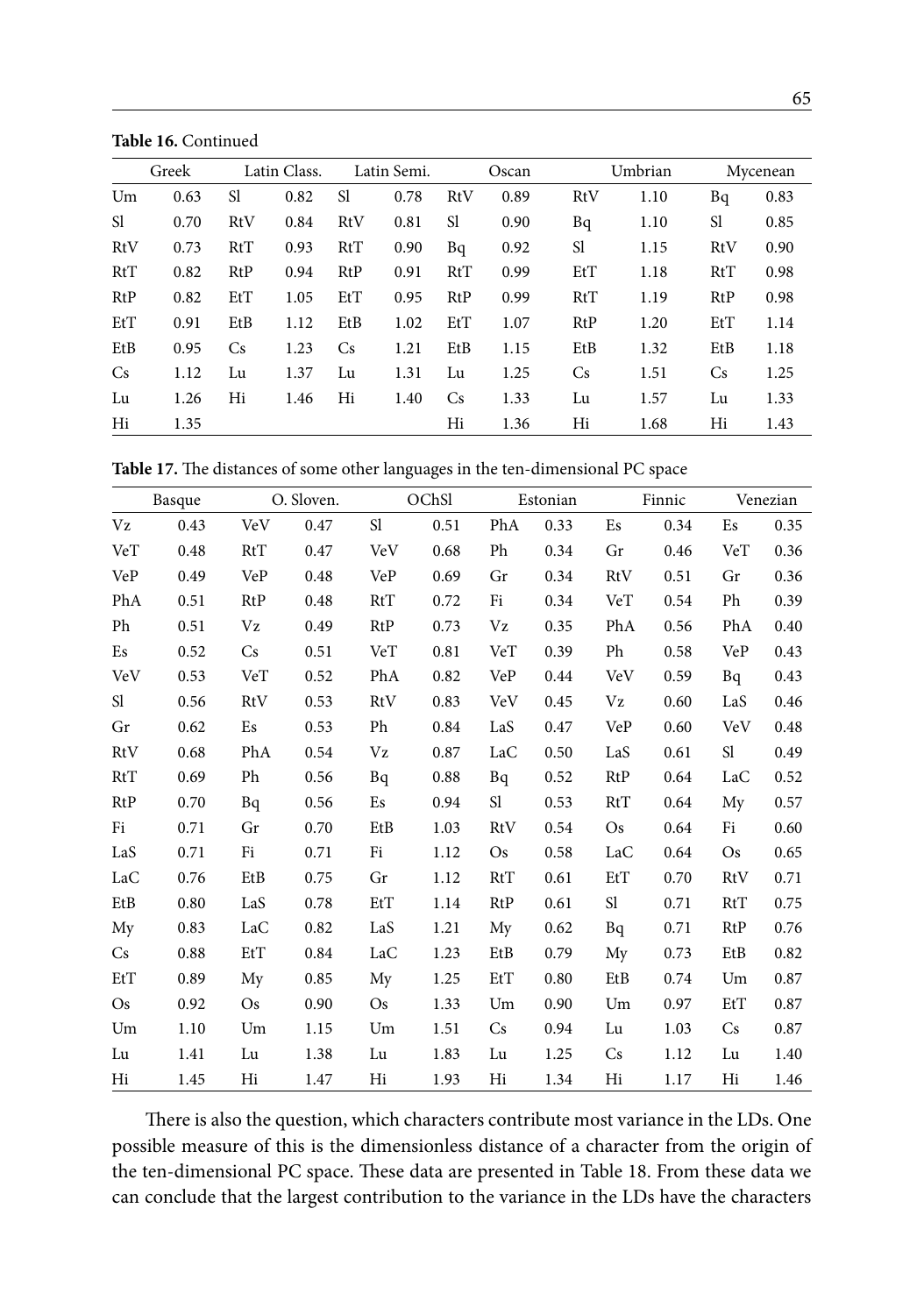**Table 16.** Continued

| Greek | | Latin Class. | | Latin Semi. | | Oscan | | Umbrian | | Mycenean | |
|---|---|---|---|---|---|---|---|---|---|---|---|
| Um | 0.63 | Sl | 0.82 | Sl | 0.78 | RtV | 0.89 | RtV | 1.10 | Bq | 0.83 |
| Sl | 0.70 | RtV | 0.84 | RtV | 0.81 | Sl | 0.90 | Bq | 1.10 | Sl | 0.85 |
| RtV | 0.73 | RtT | 0.93 | RtT | 0.90 | Bq | 0.92 | Sl | 1.15 | RtV | 0.90 |
| RtT | 0.82 | RtP | 0.94 | RtP | 0.91 | RtT | 0.99 | EtT | 1.18 | RtT | 0.98 |
| RtP | 0.82 | EtT | 1.05 | EtT | 0.95 | RtP | 0.99 | RtT | 1.19 | RtP | 0.98 |
| EtT | 0.91 | EtB | 1.12 | EtB | 1.02 | EtT | 1.07 | RtP | 1.20 | EtT | 1.14 |
| EtB | 0.95 | Cs | 1.23 | Cs | 1.21 | EtB | 1.15 | EtB | 1.32 | EtB | 1.18 |
| Cs | 1.12 | Lu | 1.37 | Lu | 1.31 | Lu | 1.25 | Cs | 1.51 | Cs | 1.25 |
| Lu | 1.26 | Hi | 1.46 | Hi | 1.40 | Cs | 1.33 | Lu | 1.57 | Lu | 1.33 |
| Hi | 1.35 | | | | | Hi | 1.36 | Hi | 1.68 | Hi | 1.43 |

**Table 17.** The distances of some other languages in the ten-dimensional PC space

| Basque | | O. Sloven. | | OChSl | | Estonian | | Finnic | | Venezian | |
|---|---|---|---|---|---|---|---|---|---|---|---|
| Vz | 0.43 | VeV | 0.47 | Sl | 0.51 | PhA | 0.33 | Es | 0.34 | Es | 0.35 |
| VeT | 0.48 | RtT | 0.47 | VeV | 0.68 | Ph | 0.34 | Gr | 0.46 | VeT | 0.36 |
| VeP | 0.49 | VeP | 0.48 | VeP | 0.69 | Gr | 0.34 | RtV | 0.51 | Gr | 0.36 |
| PhA | 0.51 | RtP | 0.48 | RtT | 0.72 | Fi | 0.34 | VeT | 0.54 | Ph | 0.39 |
| Ph | 0.51 | Vz | 0.49 | RtP | 0.73 | Vz | 0.35 | PhA | 0.56 | PhA | 0.40 |
| Es | 0.52 | Cs | 0.51 | VeT | 0.81 | VeT | 0.39 | Ph | 0.58 | VeP | 0.43 |
| VeV | 0.53 | VeT | 0.52 | PhA | 0.82 | VeP | 0.44 | VeV | 0.59 | Bq | 0.43 |
| Sl | 0.56 | RtV | 0.53 | RtV | 0.83 | VeV | 0.45 | Vz | 0.60 | LaS | 0.46 |
| Gr | 0.62 | Es | 0.53 | Ph | 0.84 | LaS | 0.47 | VeP | 0.60 | VeV | 0.48 |
| RtV | 0.68 | PhA | 0.54 | Vz | 0.87 | LaC | 0.50 | LaS | 0.61 | Sl | 0.49 |
| RtT | 0.69 | Ph | 0.56 | Bq | 0.88 | Bq | 0.52 | RtP | 0.64 | LaC | 0.52 |
| RtP | 0.70 | Bq | 0.56 | Es | 0.94 | Sl | 0.53 | RtT | 0.64 | My | 0.57 |
| Fi | 0.71 | Gr | 0.70 | EtB | 1.03 | RtV | 0.54 | Os | 0.64 | Fi | 0.60 |
| LaS | 0.71 | Fi | 0.71 | Fi | 1.12 | Os | 0.58 | LaC | 0.64 | Os | 0.65 |
| LaC | 0.76 | EtB | 0.75 | Gr | 1.12 | RtT | 0.61 | EtT | 0.70 | RtV | 0.71 |
| EtB | 0.80 | LaS | 0.78 | EtT | 1.14 | RtP | 0.61 | Sl | 0.71 | RtT | 0.75 |
| My | 0.83 | LaC | 0.82 | LaS | 1.21 | My | 0.62 | Bq | 0.71 | RtP | 0.76 |
| Cs | 0.88 | EtT | 0.84 | LaC | 1.23 | EtB | 0.79 | My | 0.73 | EtB | 0.82 |
| EtT | 0.89 | My | 0.85 | My | 1.25 | EtT | 0.80 | EtB | 0.74 | Um | 0.87 |
| Os | 0.92 | Os | 0.90 | Os | 1.33 | Um | 0.90 | Um | 0.97 | EtT | 0.87 |
| Um | 1.10 | Um | 1.15 | Um | 1.51 | Cs | 0.94 | Lu | 1.03 | Cs | 0.87 |
| Lu | 1.41 | Lu | 1.38 | Lu | 1.83 | Lu | 1.25 | Cs | 1.12 | Lu | 1.40 |
| Hi | 1.45 | Hi | 1.47 | Hi | 1.93 | Hi | 1.34 | Hi | 1.17 | Hi | 1.46 |

There is also the question, which characters contribute most variance in the LDs. One possible measure of this is the dimensionless distance of a character from the origin of the ten-dimensional PC space. These data are presented in Table 18. From these data we can conclude that the largest contribution to the variance in the LDs have the characters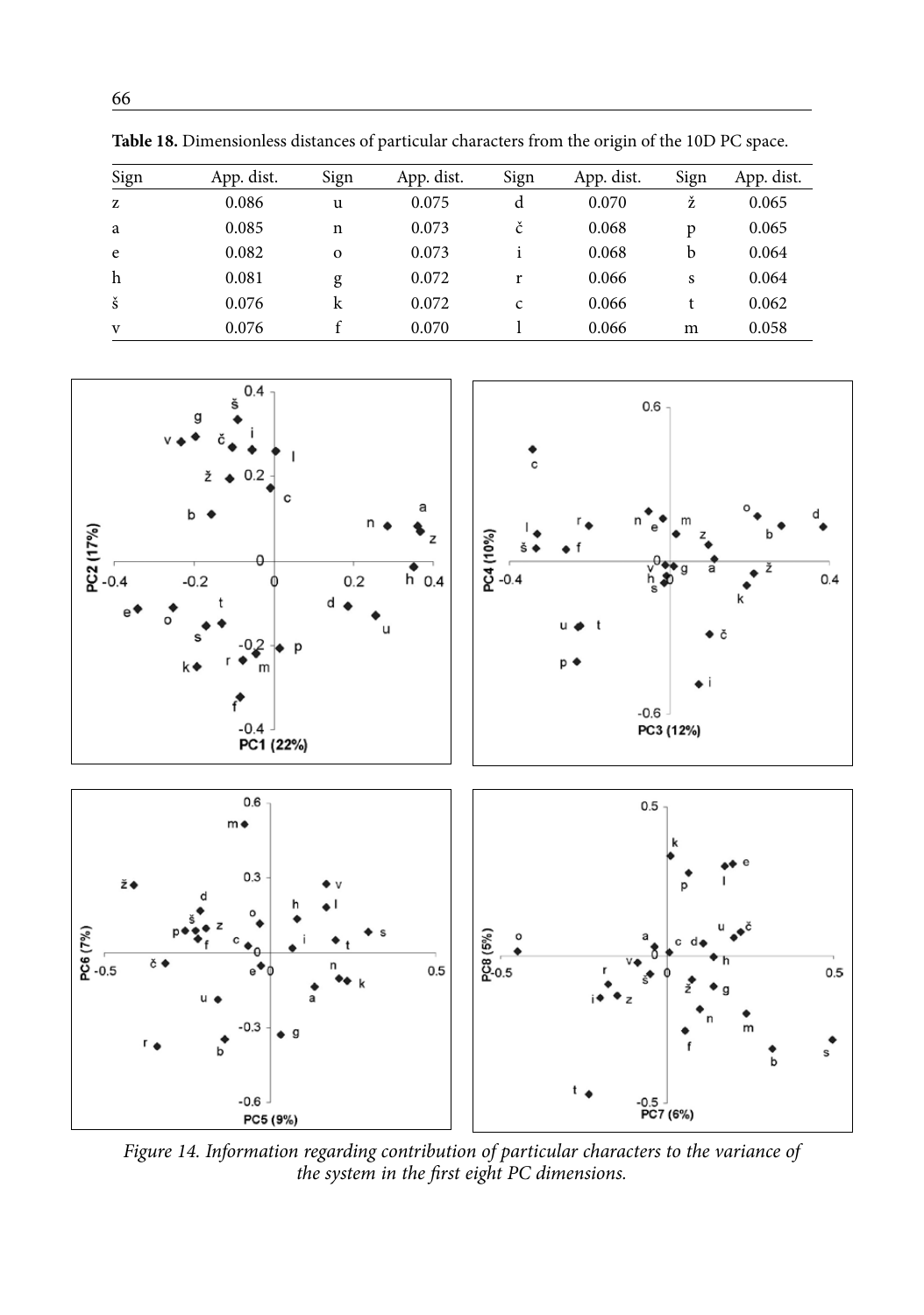**Table 18.** Dimensionless distances of particular characters from the origin of the 10D PC space.

| Sign | App. dist. | Sign | App. dist. | Sign | App. dist. | Sign | App. dist. |
|---|---|---|---|---|---|---|---|
| z | 0.086 | u | 0.075 | d | 0.070 | ž | 0.065 |
| a | 0.085 | n | 0.073 | č | 0.068 | p | 0.065 |
| e | 0.082 | o | 0.073 | i | 0.068 | b | 0.064 |
| h | 0.081 | g | 0.072 | r | 0.066 | s | 0.064 |
| š | 0.076 | k | 0.072 | c | 0.066 | t | 0.062 |
| v | 0.076 | f | 0.070 | l | 0.066 | m | 0.058 |

*Figure 14. Information regarding contribution of particular characters to the variance of the system in the first eight PC dimensions.*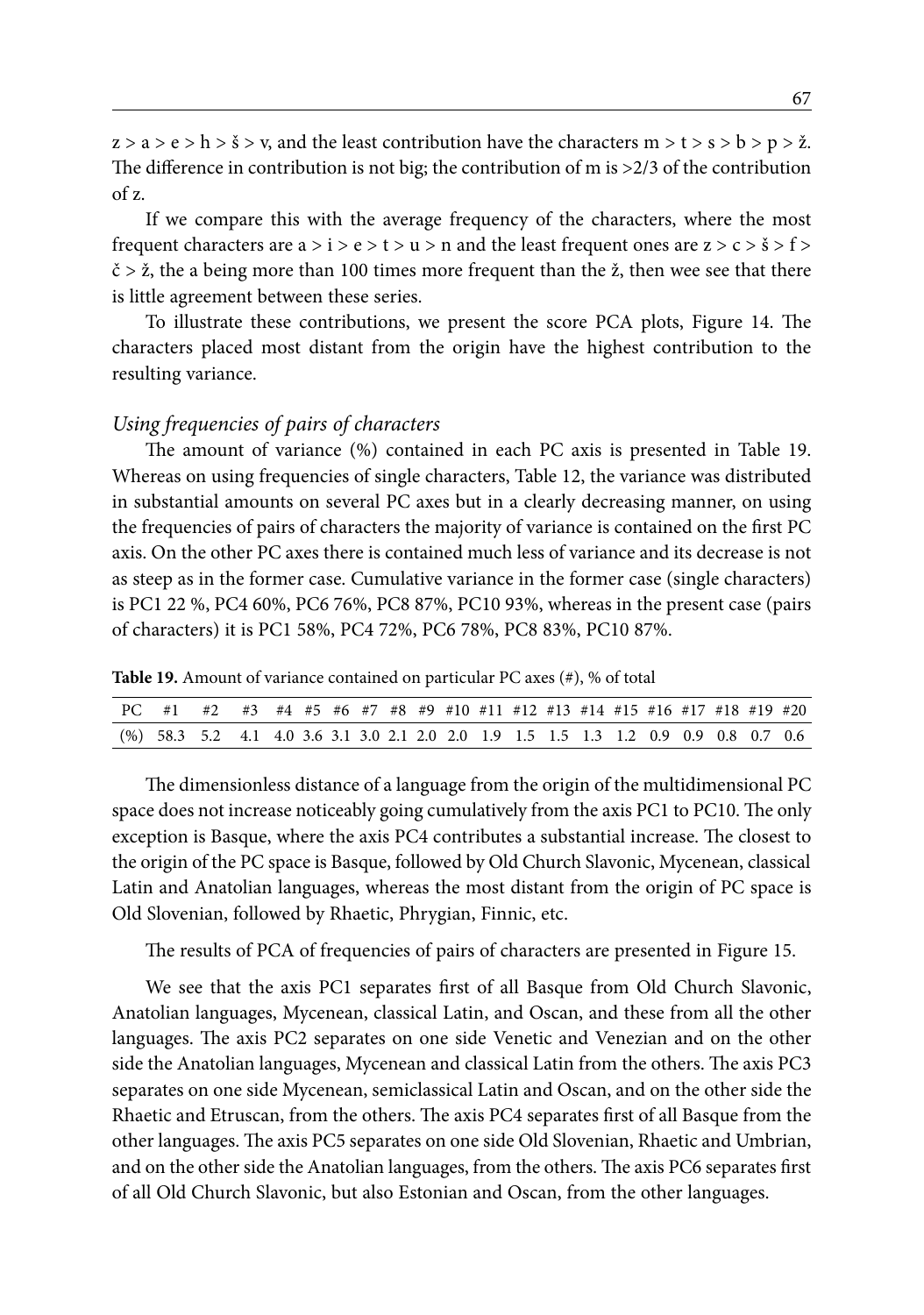z > a > e > h > š > v, and the least contribution have the characters m > t > s > b > p > ž. The difference in contribution is not big; the contribution of m is >2/3 of the contribution of z.

If we compare this with the average frequency of the characters, where the most frequent characters are a > i > e > t > u > n and the least frequent ones are z > c > š > f > č > ž, the a being more than 100 times more frequent than the ž, then wee see that there is little agreement between these series.

To illustrate these contributions, we present the score PCA plots, Figure 14. The characters placed most distant from the origin have the highest contribution to the resulting variance.

### *Using frequencies of pairs of characters*

The amount of variance (%) contained in each PC axis is presented in Table 19. Whereas on using frequencies of single characters, Table 12, the variance was distributed in substantial amounts on several PC axes but in a clearly decreasing manner, on using the frequencies of pairs of characters the majority of variance is contained on the first PC axis. On the other PC axes there is contained much less of variance and its decrease is not as steep as in the former case. Cumulative variance in the former case (single characters) is PC1 22 %, PC4 60%, PC6 76%, PC8 87%, PC10 93%, whereas in the present case (pairs of characters) it is PC1 58%, PC4 72%, PC6 78%, PC8 83%, PC10 87%.

**Table 19.** Amount of variance contained on particular PC axes (#), % of total

| PC | #1 | #2 | #3 | #4 | #5 | #6 | #7 | #8 | #9 | #10 | #11 | #12 | #13 | #14 | #15 | #16 | #17 | #18 | #19 | #20 |
|---|---|---|---|---|---|---|---|---|---|---|---|---|---|---|---|---|---|---|---|---|
| (%) | 58.3 | 5.2 | 4.1 | 4.0 | 3.6 | 3.1 | 3.0 | 2.1 | 2.0 | 2.0 | 1.9 | 1.5 | 1.5 | 1.3 | 1.2 | 0.9 | 0.9 | 0.8 | 0.7 | 0.6 |

The dimensionless distance of a language from the origin of the multidimensional PC space does not increase noticeably going cumulatively from the axis PC1 to PC10. The only exception is Basque, where the axis PC4 contributes a substantial increase. The closest to the origin of the PC space is Basque, followed by Old Church Slavonic, Mycenean, classical Latin and Anatolian languages, whereas the most distant from the origin of PC space is Old Slovenian, followed by Rhaetic, Phrygian, Finnic, etc.

The results of PCA of frequencies of pairs of characters are presented in Figure 15.

We see that the axis PC1 separates first of all Basque from Old Church Slavonic, Anatolian languages, Mycenean, classical Latin, and Oscan, and these from all the other languages. The axis PC2 separates on one side Venetic and Venezian and on the other side the Anatolian languages, Mycenean and classical Latin from the others. The axis PC3 separates on one side Mycenean, semiclassical Latin and Oscan, and on the other side the Rhaetic and Etruscan, from the others. The axis PC4 separates first of all Basque from the other languages. The axis PC5 separates on one side Old Slovenian, Rhaetic and Umbrian, and on the other side the Anatolian languages, from the others. The axis PC6 separates first of all Old Church Slavonic, but also Estonian and Oscan, from the other languages.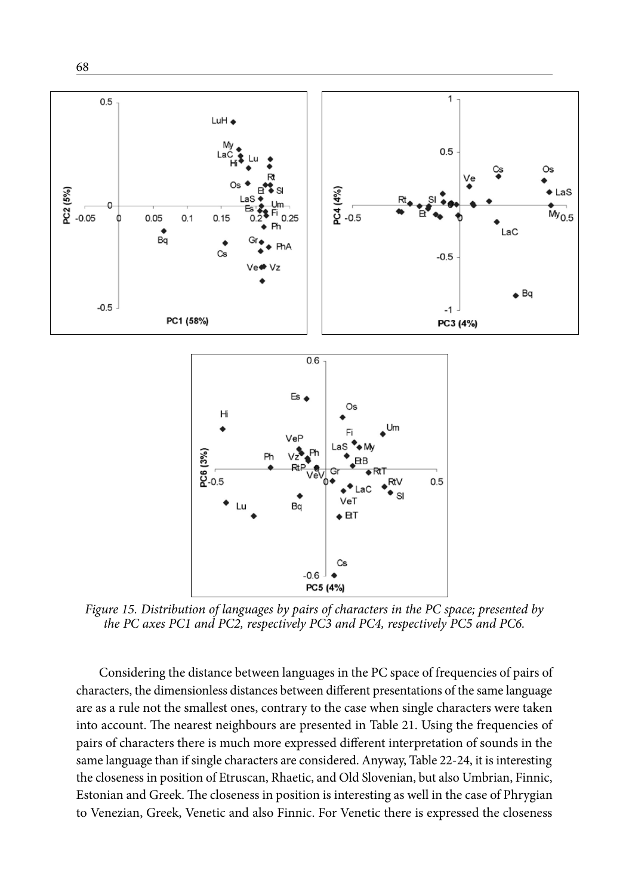*Figure 15. Distribution of languages by pairs of characters in the PC space; presented by the PC axes PC1 and PC2, respectively PC3 and PC4, respectively PC5 and PC6.*

Considering the distance between languages in the PC space of frequencies of pairs of characters, the dimensionless distances between different presentations of the same language are as a rule not the smallest ones, contrary to the case when single characters were taken into account. The nearest neighbours are presented in Table 21. Using the frequencies of pairs of characters there is much more expressed different interpretation of sounds in the same language than if single characters are considered. Anyway, Table 22-24, it is interesting the closeness in position of Etruscan, Rhaetic, and Old Slovenian, but also Umbrian, Finnic, Estonian and Greek. The closeness in position is interesting as well in the case of Phrygian to Venezian, Greek, Venetic and also Finnic. For Venetic there is expressed the closeness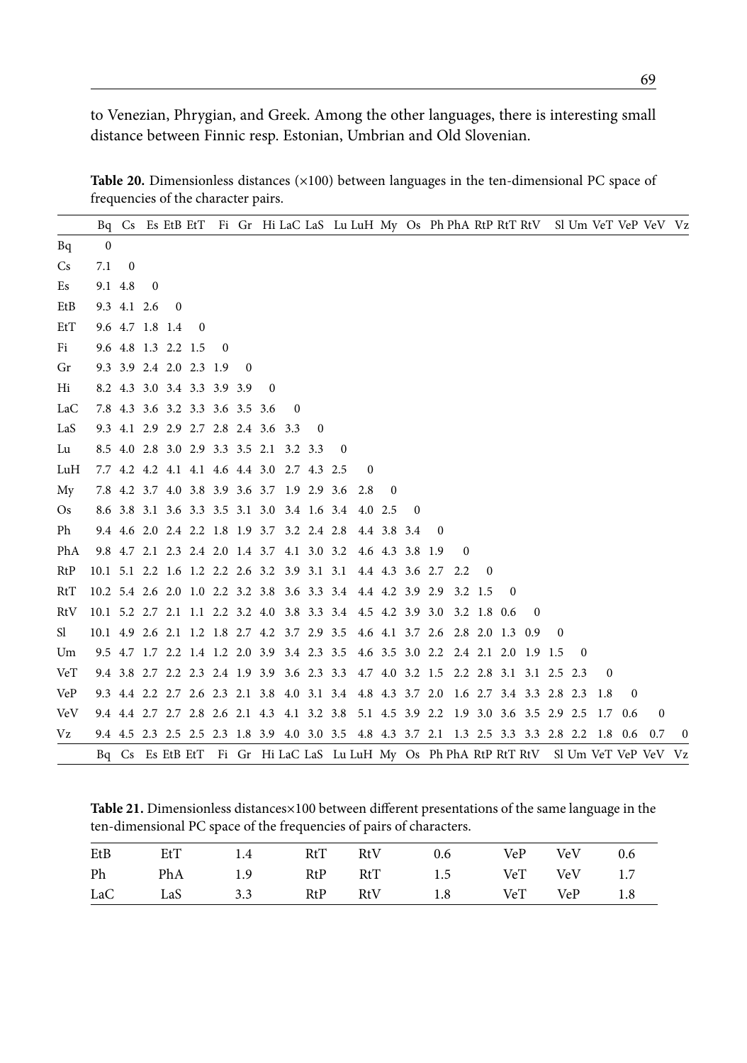to Venezian, Phrygian, and Greek. Among the other languages, there is interesting small distance between Finnic resp. Estonian, Umbrian and Old Slovenian.

**Table 20.** Dimensionless distances (×100) between languages in the ten-dimensional PC space of frequencies of the character pairs.

| | Bq | Cs | Es | EtB | EtT | Fi | Gr | Hi | LaC | LaS | Lu | LuH | My | Os | Ph | PhA | RtP | RtT | RtV | Sl | Um | VeT | VeP | VeV | Vz |
|---|---|---|---|---|---|---|---|---|---|---|---|---|---|---|---|---|---|---|---|---|---|---|---|---|---|
| Bq | 0 | | | | | | | | | | | | | | | | | | | | | | | | |
| Cs | 7.1 | 0 | | | | | | | | | | | | | | | | | | | | | | | |
| Es | 9.1 | 4.8 | 0 | | | | | | | | | | | | | | | | | | | | | | |
| EtB | 9.3 | 4.1 | 2.6 | 0 | | | | | | | | | | | | | | | | | | | | | |
| EtT | 9.6 | 4.7 | 1.8 | 1.4 | 0 | | | | | | | | | | | | | | | | | | | | |
| Fi | 9.6 | 4.8 | 1.3 | 2.2 | 1.5 | 0 | | | | | | | | | | | | | | | | | | | |
| Gr | 9.3 | 3.9 | 2.4 | 2.0 | 2.3 | 1.9 | 0 | | | | | | | | | | | | | | | | | | |
| Hi | 8.2 | 4.3 | 3.0 | 3.4 | 3.3 | 3.9 | 3.9 | 0 | | | | | | | | | | | | | | | | | |
| LaC | 7.8 | 4.3 | 3.6 | 3.2 | 3.3 | 3.6 | 3.5 | 3.6 | 0 | | | | | | | | | | | | | | | | |
| LaS | 9.3 | 4.1 | 2.9 | 2.9 | 2.7 | 2.8 | 2.4 | 3.6 | 3.3 | 0 | | | | | | | | | | | | | | | |
| Lu | 8.5 | 4.0 | 2.8 | 3.0 | 2.9 | 3.3 | 3.5 | 2.1 | 3.2 | 3.3 | 0 | | | | | | | | | | | | | | |
| LuH | 7.7 | 4.2 | 4.2 | 4.1 | 4.1 | 4.6 | 4.4 | 3.0 | 2.7 | 4.3 | 2.5 | 0 | | | | | | | | | | | | | |
| My | 7.8 | 4.2 | 3.7 | 4.0 | 3.8 | 3.9 | 3.6 | 3.7 | 1.9 | 2.9 | 3.6 | 2.8 | 0 | | | | | | | | | | | | |
| Os | 8.6 | 3.8 | 3.1 | 3.6 | 3.3 | 3.5 | 3.1 | 3.0 | 3.4 | 1.6 | 3.4 | 4.0 | 2.5 | 0 | | | | | | | | | | | |
| Ph | 9.4 | 4.6 | 2.0 | 2.4 | 2.2 | 1.8 | 1.9 | 3.7 | 3.2 | 2.4 | 2.8 | 4.4 | 3.8 | 3.4 | 0 | | | | | | | | | | |
| PhA | 9.8 | 4.7 | 2.1 | 2.3 | 2.4 | 2.0 | 1.4 | 3.7 | 4.1 | 3.0 | 3.2 | 4.6 | 4.3 | 3.8 | 1.9 | 0 | | | | | | | | | |
| RtP | 10.1 | 5.1 | 2.2 | 1.6 | 1.2 | 2.2 | 2.6 | 3.2 | 3.9 | 3.1 | 3.1 | 4.4 | 4.3 | 3.6 | 2.7 | 2.2 | 0 | | | | | | | | |
| RtT | 10.2 | 5.4 | 2.6 | 2.0 | 1.0 | 2.2 | 3.2 | 3.8 | 3.6 | 3.3 | 3.4 | 4.4 | 4.2 | 3.9 | 2.9 | 3.2 | 1.5 | 0 | | | | | | | |
| RtV | 10.1 | 5.2 | 2.7 | 2.1 | 1.1 | 2.2 | 3.2 | 4.0 | 3.8 | 3.3 | 3.4 | 4.5 | 4.2 | 3.9 | 3.0 | 3.2 | 1.8 | 0.6 | 0 | | | | | | |
| Sl | 10.1 | 4.9 | 2.6 | 2.1 | 1.2 | 1.8 | 2.7 | 4.2 | 3.7 | 2.9 | 3.5 | 4.6 | 4.1 | 3.7 | 2.6 | 2.8 | 2.0 | 1.3 | 0.9 | 0 | | | | | |
| Um | 9.5 | 4.7 | 1.7 | 2.2 | 1.4 | 1.2 | 2.0 | 3.9 | 3.4 | 2.3 | 3.5 | 4.6 | 3.5 | 3.0 | 2.2 | 2.4 | 2.1 | 2.0 | 1.9 | 1.5 | 0 | | | | |
| VeT | 9.4 | 3.8 | 2.7 | 2.2 | 2.3 | 2.4 | 1.9 | 3.9 | 3.6 | 2.3 | 3.3 | 4.7 | 4.0 | 3.2 | 1.5 | 2.2 | 2.8 | 3.1 | 3.1 | 2.5 | 2.3 | 0 | | | |
| VeP | 9.3 | 4.4 | 2.2 | 2.7 | 2.6 | 2.3 | 2.1 | 3.8 | 4.0 | 3.1 | 3.4 | 4.8 | 4.3 | 3.7 | 2.0 | 1.6 | 2.7 | 3.4 | 3.3 | 2.8 | 2.3 | 1.8 | 0 | | |
| VeV | 9.4 | 4.4 | 2.7 | 2.7 | 2.8 | 2.6 | 2.1 | 4.3 | 4.1 | 3.2 | 3.8 | 5.1 | 4.5 | 3.9 | 2.2 | 1.9 | 3.0 | 3.6 | 3.5 | 2.9 | 2.5 | 1.7 | 0.6 | 0 | |
| Vz | 9.4 | 4.5 | 2.3 | 2.5 | 2.5 | 2.3 | 1.8 | 3.9 | 4.0 | 3.0 | 3.5 | 4.8 | 4.3 | 3.7 | 2.1 | 1.3 | 2.5 | 3.3 | 3.3 | 2.8 | 2.2 | 1.8 | 0.6 | 0.7 | 0 |
| | Bq | Cs | Es | EtB | EtT | Fi | Gr | Hi | LaC | LaS | Lu | LuH | My | Os | Ph | PhA | RtP | RtT | RtV | Sl | Um | VeT | VeP | VeV | Vz |

**Table 21.** Dimensionless distances×100 between different presentations of the same language in the ten-dimensional PC space of the frequencies of pairs of characters.

| | | | | | | | | |
|---|---|---|---|---|---|---|---|---|
| EtB | EtT | 1.4 | RtT | RtV | 0.6 | VeP | VeV | 0.6 |
| Ph | PhA | 1.9 | RtP | RtT | 1.5 | VeT | VeV | 1.7 |
| LaC | LaS | 3.3 | RtP | RtV | 1.8 | VeT | VeP | 1.8 |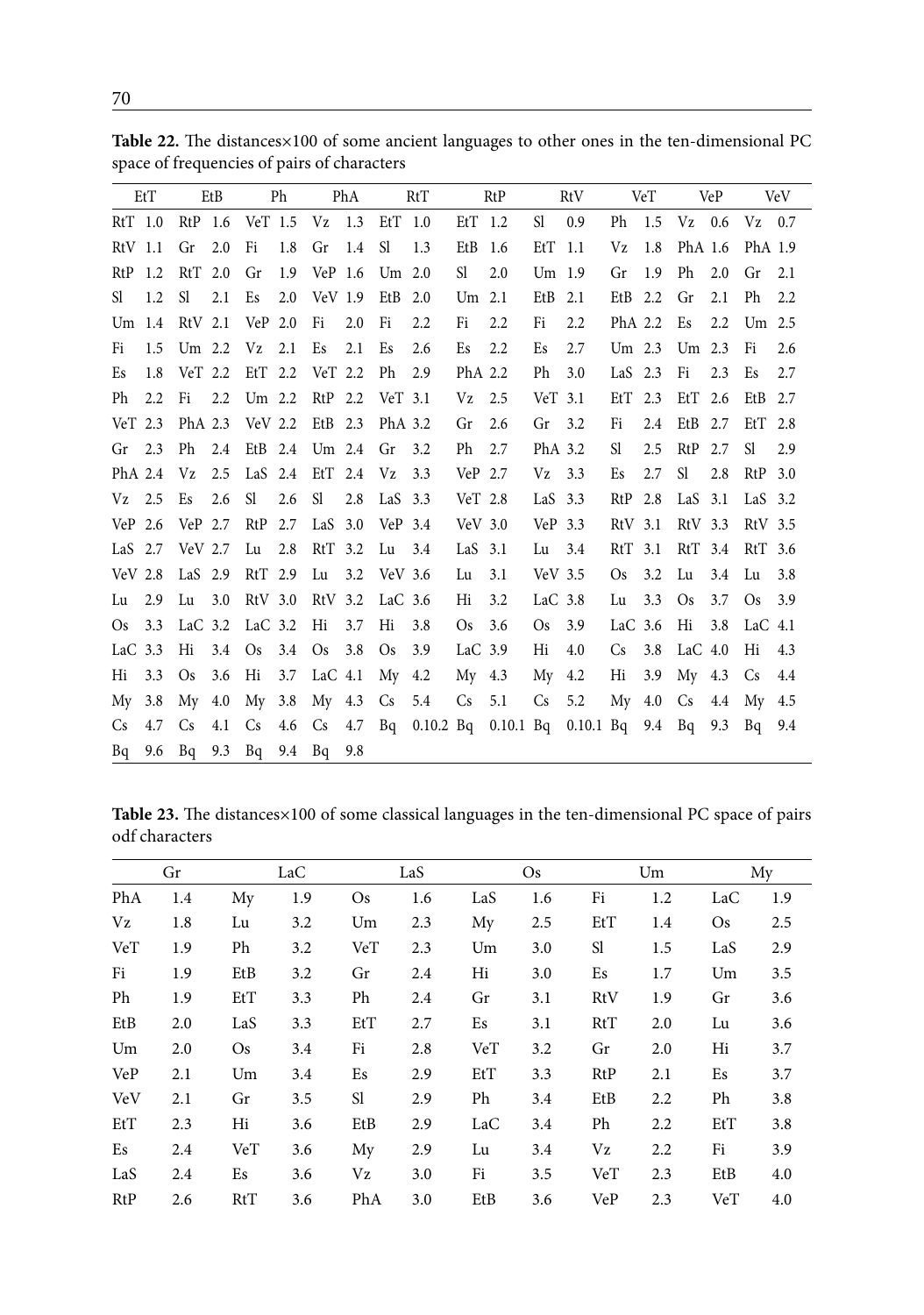**Table 22.** The distances×100 of some ancient languages to other ones in the ten-dimensional PC space of frequencies of pairs of characters

| EtT | | EtB | | Ph | | PhA | | RtT | | RtP | | RtV | | VeT | | VeP | | VeV | |
|---|---|---|---|---|---|---|---|---|---|---|---|---|---|---|---|---|---|---|---|
| RtT | 1.0 | RtP | 1.6 | VeT | 1.5 | Vz | 1.3 | EtT | 1.0 | EtT | 1.2 | Sl | 0.9 | Ph | 1.5 | Vz | 0.6 | Vz | 0.7 |
| RtV | 1.1 | Gr | 2.0 | Fi | 1.8 | Gr | 1.4 | Sl | 1.3 | EtB | 1.6 | EtT | 1.1 | Vz | 1.8 | PhA | 1.6 | PhA | 1.9 |
| RtP | 1.2 | RtT | 2.0 | Gr | 1.9 | VeP | 1.6 | Um | 2.0 | Sl | 2.0 | Um | 1.9 | Gr | 1.9 | Ph | 2.0 | Gr | 2.1 |
| Sl | 1.2 | Sl | 2.1 | Es | 2.0 | VeV | 1.9 | EtB | 2.0 | Um | 2.1 | EtB | 2.1 | EtB | 2.2 | Gr | 2.1 | Ph | 2.2 |
| Um | 1.4 | RtV | 2.1 | VeP | 2.0 | Fi | 2.0 | Fi | 2.2 | Fi | 2.2 | Fi | 2.2 | PhA | 2.2 | Es | 2.2 | Um | 2.5 |
| Fi | 1.5 | Um | 2.2 | Vz | 2.1 | Es | 2.1 | Es | 2.6 | Es | 2.2 | Es | 2.7 | Um | 2.3 | Um | 2.3 | Fi | 2.6 |
| Es | 1.8 | VeT | 2.2 | EtT | 2.2 | VeT | 2.2 | Ph | 2.9 | PhA | 2.2 | Ph | 3.0 | LaS | 2.3 | Fi | 2.3 | Es | 2.7 |
| Ph | 2.2 | Fi | 2.2 | Um | 2.2 | RtP | 2.2 | VeT | 3.1 | Vz | 2.5 | VeT | 3.1 | EtT | 2.3 | EtT | 2.6 | EtB | 2.7 |
| VeT | 2.3 | PhA | 2.3 | VeV | 2.2 | EtB | 2.3 | PhA | 3.2 | Gr | 2.6 | Gr | 3.2 | Fi | 2.4 | EtB | 2.7 | EtT | 2.8 |
| Gr | 2.3 | Ph | 2.4 | EtB | 2.4 | Um | 2.4 | Gr | 3.2 | Ph | 2.7 | PhA | 3.2 | Sl | 2.5 | RtP | 2.7 | Sl | 2.9 |
| PhA | 2.4 | Vz | 2.5 | LaS | 2.4 | EtT | 2.4 | Vz | 3.3 | VeP | 2.7 | Vz | 3.3 | Es | 2.7 | Sl | 2.8 | RtP | 3.0 |
| Vz | 2.5 | Es | 2.6 | Sl | 2.6 | Sl | 2.8 | LaS | 3.3 | VeT | 2.8 | LaS | 3.3 | RtP | 2.8 | LaS | 3.1 | LaS | 3.2 |
| VeP | 2.6 | VeP | 2.7 | RtP | 2.7 | LaS | 3.0 | VeP | 3.4 | VeV | 3.0 | VeP | 3.3 | RtV | 3.1 | RtV | 3.3 | RtV | 3.5 |
| LaS | 2.7 | VeV | 2.7 | Lu | 2.8 | RtT | 3.2 | Lu | 3.4 | LaS | 3.1 | Lu | 3.4 | RtT | 3.1 | RtT | 3.4 | RtT | 3.6 |
| VeV | 2.8 | LaS | 2.9 | RtT | 2.9 | Lu | 3.2 | VeV | 3.6 | Lu | 3.1 | VeV | 3.5 | Os | 3.2 | Lu | 3.4 | Lu | 3.8 |
| Lu | 2.9 | Lu | 3.0 | RtV | 3.0 | RtV | 3.2 | LaC | 3.6 | Hi | 3.2 | LaC | 3.8 | Lu | 3.3 | Os | 3.7 | Os | 3.9 |
| Os | 3.3 | LaC | 3.2 | LaC | 3.2 | Hi | 3.7 | Hi | 3.8 | Os | 3.6 | Os | 3.9 | LaC | 3.6 | Hi | 3.8 | LaC | 4.1 |
| LaC | 3.3 | Hi | 3.4 | Os | 3.4 | Os | 3.8 | Os | 3.9 | LaC | 3.9 | Hi | 4.0 | Cs | 3.8 | LaC | 4.0 | Hi | 4.3 |
| Hi | 3.3 | Os | 3.6 | Hi | 3.7 | LaC | 4.1 | My | 4.2 | My | 4.3 | My | 4.2 | Hi | 3.9 | My | 4.3 | Cs | 4.4 |
| My | 3.8 | My | 4.0 | My | 3.8 | My | 4.3 | Cs | 5.4 | Cs | 5.1 | Cs | 5.2 | My | 4.0 | Cs | 4.4 | My | 4.5 |
| Cs | 4.7 | Cs | 4.1 | Cs | 4.6 | Cs | 4.7 | Bq | 0.10.2 | Bq | 0.10.1 | Bq | 0.10.1 | Bq | 9.4 | Bq | 9.3 | Bq | 9.4 |
| Bq | 9.6 | Bq | 9.3 | Bq | 9.4 | Bq | 9.8 | | | | | | | | | | | | |

**Table 23.** The distances×100 of some classical languages in the ten-dimensional PC space of pairs odf characters

| Gr | | LaC | | LaS | | Os | | Um | | My | |
|---|---|---|---|---|---|---|---|---|---|---|---|
| PhA | 1.4 | My | 1.9 | Os | 1.6 | LaS | 1.6 | Fi | 1.2 | LaC | 1.9 |
| Vz | 1.8 | Lu | 3.2 | Um | 2.3 | My | 2.5 | EtT | 1.4 | Os | 2.5 |
| VeT | 1.9 | Ph | 3.2 | VeT | 2.3 | Um | 3.0 | Sl | 1.5 | LaS | 2.9 |
| Fi | 1.9 | EtB | 3.2 | Gr | 2.4 | Hi | 3.0 | Es | 1.7 | Um | 3.5 |
| Ph | 1.9 | EtT | 3.3 | Ph | 2.4 | Gr | 3.1 | RtV | 1.9 | Gr | 3.6 |
| EtB | 2.0 | LaS | 3.3 | EtT | 2.7 | Es | 3.1 | RtT | 2.0 | Lu | 3.6 |
| Um | 2.0 | Os | 3.4 | Fi | 2.8 | VeT | 3.2 | Gr | 2.0 | Hi | 3.7 |
| VeP | 2.1 | Um | 3.4 | Es | 2.9 | EtT | 3.3 | RtP | 2.1 | Es | 3.7 |
| VeV | 2.1 | Gr | 3.5 | Sl | 2.9 | Ph | 3.4 | EtB | 2.2 | Ph | 3.8 |
| EtT | 2.3 | Hi | 3.6 | EtB | 2.9 | LaC | 3.4 | Ph | 2.2 | EtT | 3.8 |
| Es | 2.4 | VeT | 3.6 | My | 2.9 | Lu | 3.4 | Vz | 2.2 | Fi | 3.9 |
| LaS | 2.4 | Es | 3.6 | Vz | 3.0 | Fi | 3.5 | VeT | 2.3 | EtB | 4.0 |
| RtP | 2.6 | RtT | 3.6 | PhA | 3.0 | EtB | 3.6 | VeP | 2.3 | VeT | 4.0 |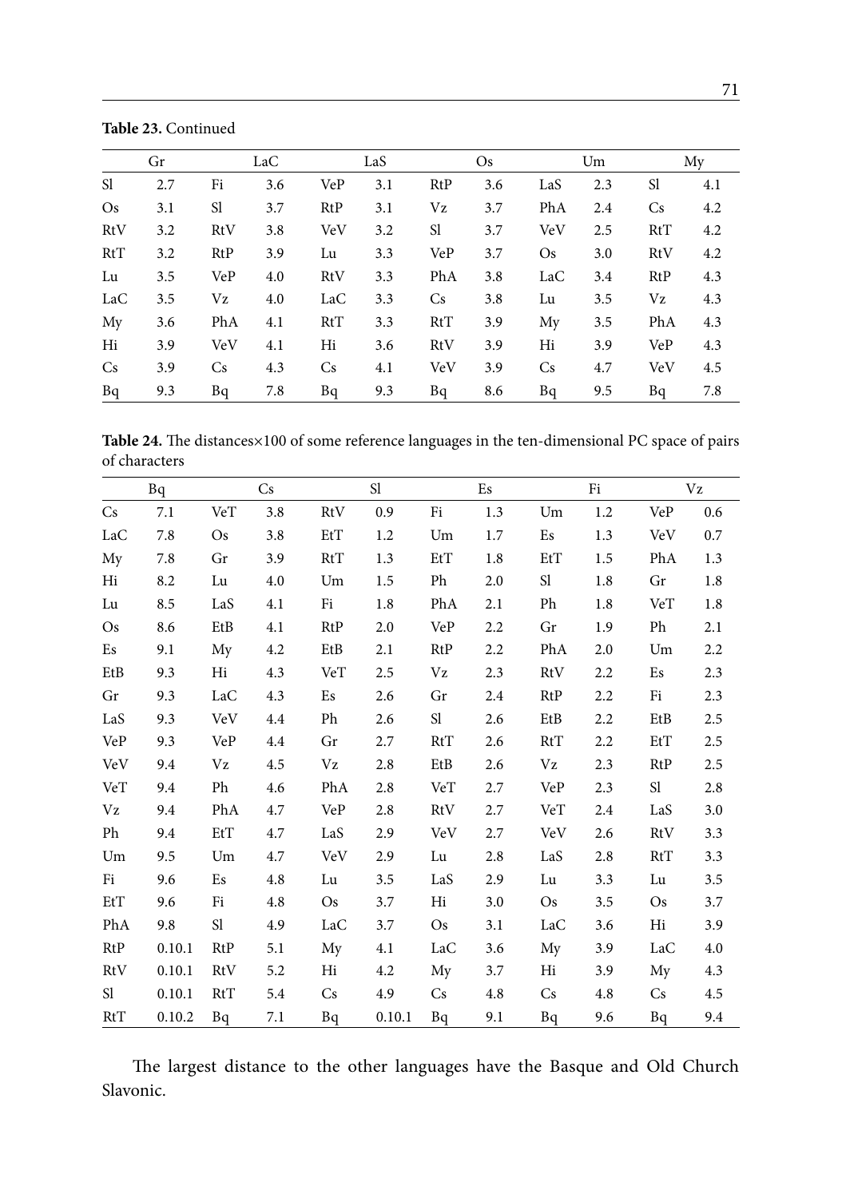**Table 23.** Continued

| Gr | | LaC | | LaS | | Os | | Um | | My | |
|---|---|---|---|---|---|---|---|---|---|---|---|
| Sl | 2.7 | Fi | 3.6 | VeP | 3.1 | RtP | 3.6 | LaS | 2.3 | Sl | 4.1 |
| Os | 3.1 | Sl | 3.7 | RtP | 3.1 | Vz | 3.7 | PhA | 2.4 | Cs | 4.2 |
| RtV | 3.2 | RtV | 3.8 | VeV | 3.2 | Sl | 3.7 | VeV | 2.5 | RtT | 4.2 |
| RtT | 3.2 | RtP | 3.9 | Lu | 3.3 | VeP | 3.7 | Os | 3.0 | RtV | 4.2 |
| Lu | 3.5 | VeP | 4.0 | RtV | 3.3 | PhA | 3.8 | LaC | 3.4 | RtP | 4.3 |
| LaC | 3.5 | Vz | 4.0 | LaC | 3.3 | Cs | 3.8 | Lu | 3.5 | Vz | 4.3 |
| My | 3.6 | PhA | 4.1 | RtT | 3.3 | RtT | 3.9 | My | 3.5 | PhA | 4.3 |
| Hi | 3.9 | VeV | 4.1 | Hi | 3.6 | RtV | 3.9 | Hi | 3.9 | VeP | 4.3 |
| Cs | 3.9 | Cs | 4.3 | Cs | 4.1 | VeV | 3.9 | Cs | 4.7 | VeV | 4.5 |
| Bq | 9.3 | Bq | 7.8 | Bq | 9.3 | Bq | 8.6 | Bq | 9.5 | Bq | 7.8 |

**Table 24.** The distances×100 of some reference languages in the ten-dimensional PC space of pairs of characters

| Bq | | Cs | | Sl | | Es | | Fi | | Vz | |
|---|---|---|---|---|---|---|---|---|---|---|---|
| Cs | 7.1 | VeT | 3.8 | RtV | 0.9 | Fi | 1.3 | Um | 1.2 | VeP | 0.6 |
| LaC | 7.8 | Os | 3.8 | EtT | 1.2 | Um | 1.7 | Es | 1.3 | VeV | 0.7 |
| My | 7.8 | Gr | 3.9 | RtT | 1.3 | EtT | 1.8 | EtT | 1.5 | PhA | 1.3 |
| Hi | 8.2 | Lu | 4.0 | Um | 1.5 | Ph | 2.0 | Sl | 1.8 | Gr | 1.8 |
| Lu | 8.5 | LaS | 4.1 | Fi | 1.8 | PhA | 2.1 | Ph | 1.8 | VeT | 1.8 |
| Os | 8.6 | EtB | 4.1 | RtP | 2.0 | VeP | 2.2 | Gr | 1.9 | Ph | 2.1 |
| Es | 9.1 | My | 4.2 | EtB | 2.1 | RtP | 2.2 | PhA | 2.0 | Um | 2.2 |
| EtB | 9.3 | Hi | 4.3 | VeT | 2.5 | Vz | 2.3 | RtV | 2.2 | Es | 2.3 |
| Gr | 9.3 | LaC | 4.3 | Es | 2.6 | Gr | 2.4 | RtP | 2.2 | Fi | 2.3 |
| LaS | 9.3 | VeV | 4.4 | Ph | 2.6 | Sl | 2.6 | EtB | 2.2 | EtB | 2.5 |
| VeP | 9.3 | VeP | 4.4 | Gr | 2.7 | RtT | 2.6 | RtT | 2.2 | EtT | 2.5 |
| VeV | 9.4 | Vz | 4.5 | Vz | 2.8 | EtB | 2.6 | Vz | 2.3 | RtP | 2.5 |
| VeT | 9.4 | Ph | 4.6 | PhA | 2.8 | VeT | 2.7 | VeP | 2.3 | Sl | 2.8 |
| Vz | 9.4 | PhA | 4.7 | VeP | 2.8 | RtV | 2.7 | VeT | 2.4 | LaS | 3.0 |
| Ph | 9.4 | EtT | 4.7 | LaS | 2.9 | VeV | 2.7 | VeV | 2.6 | RtV | 3.3 |
| Um | 9.5 | Um | 4.7 | VeV | 2.9 | Lu | 2.8 | LaS | 2.8 | RtT | 3.3 |
| Fi | 9.6 | Es | 4.8 | Lu | 3.5 | LaS | 2.9 | Lu | 3.3 | Lu | 3.5 |
| EtT | 9.6 | Fi | 4.8 | Os | 3.7 | Hi | 3.0 | Os | 3.5 | Os | 3.7 |
| PhA | 9.8 | Sl | 4.9 | LaC | 3.7 | Os | 3.1 | LaC | 3.6 | Hi | 3.9 |
| RtP | 0.10.1 | RtP | 5.1 | My | 4.1 | LaC | 3.6 | My | 3.9 | LaC | 4.0 |
| RtV | 0.10.1 | RtV | 5.2 | Hi | 4.2 | My | 3.7 | Hi | 3.9 | My | 4.3 |
| Sl | 0.10.1 | RtT | 5.4 | Cs | 4.9 | Cs | 4.8 | Cs | 4.8 | Cs | 4.5 |
| RtT | 0.10.2 | Bq | 7.1 | Bq | 0.10.1 | Bq | 9.1 | Bq | 9.6 | Bq | 9.4 |

The largest distance to the other languages have the Basque and Old Church Slavonic.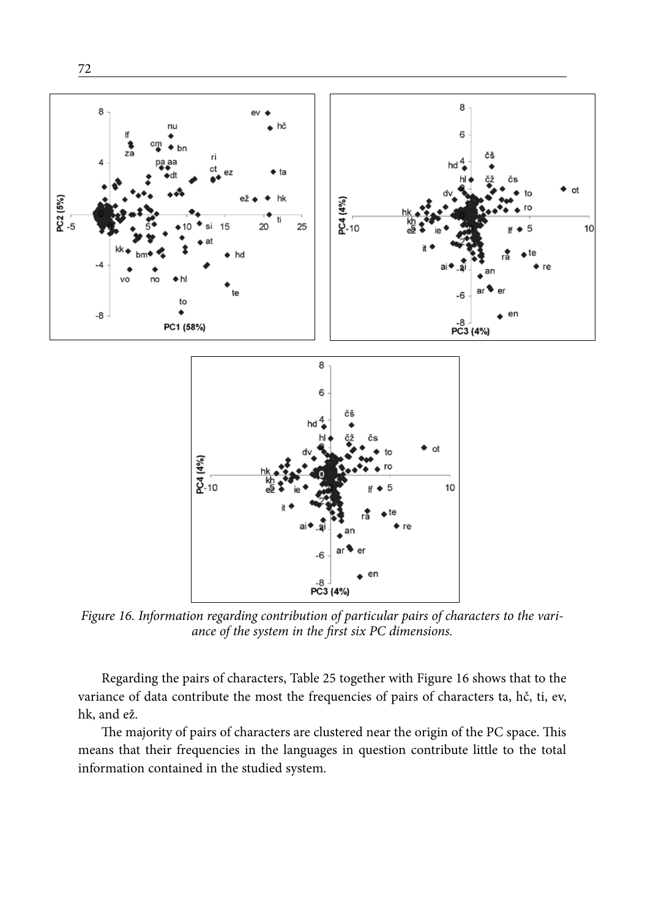*Figure 16. Information regarding contribution of particular pairs of characters to the variance of the system in the first six PC dimensions.*

Regarding the pairs of characters, Table 25 together with Figure 16 shows that to the variance of data contribute the most the frequencies of pairs of characters ta, hč, ti, ev, hk, and ež.

The majority of pairs of characters are clustered near the origin of the PC space. This means that their frequencies in the languages in question contribute little to the total information contained in the studied system.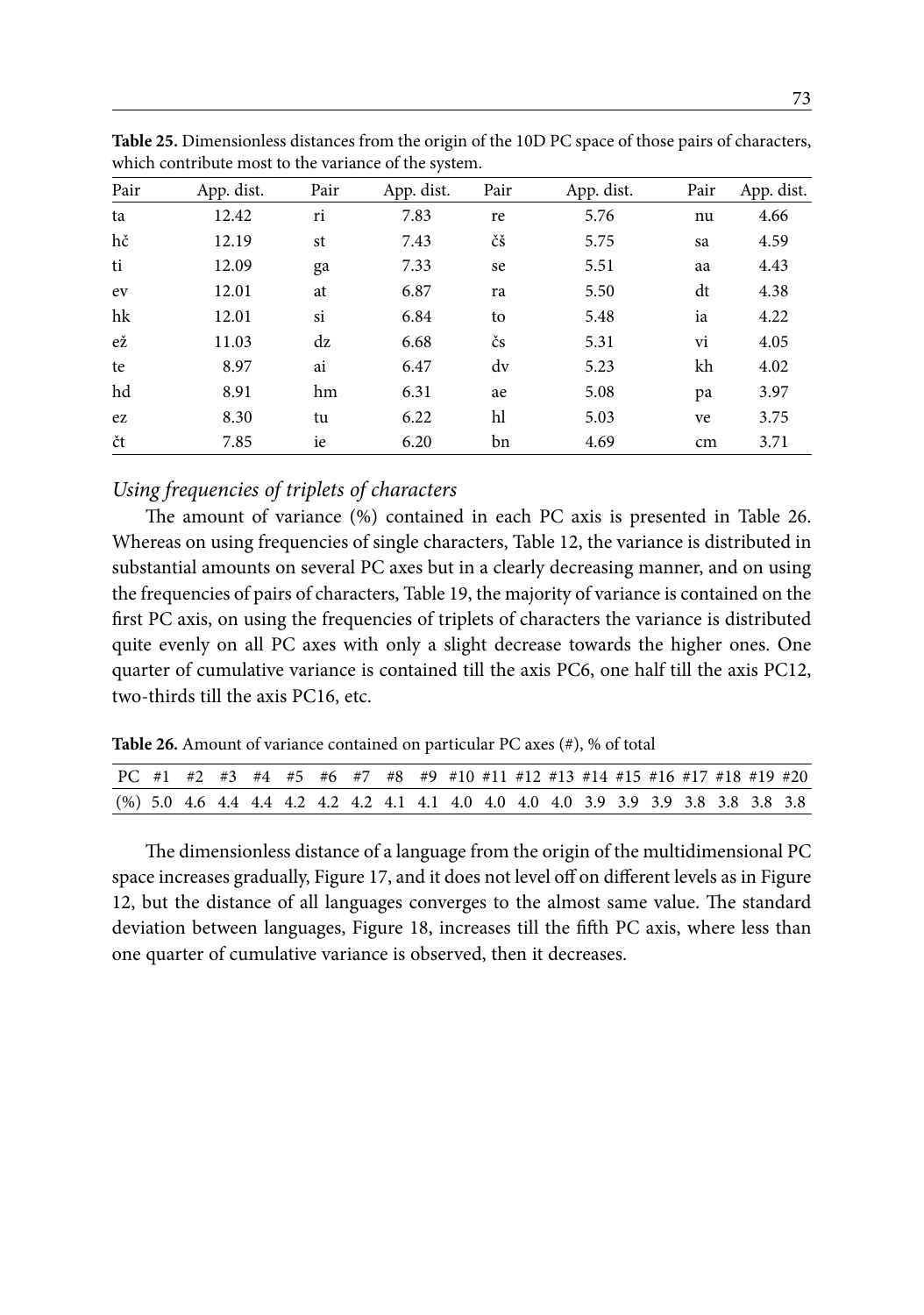**Table 25.** Dimensionless distances from the origin of the 10D PC space of those pairs of characters, which contribute most to the variance of the system.

| Pair | App. dist. | Pair | App. dist. | Pair | App. dist. | Pair | App. dist. |
|---|---|---|---|---|---|---|---|
| ta | 12.42 | ri | 7.83 | re | 5.76 | nu | 4.66 |
| hč | 12.19 | st | 7.43 | čš | 5.75 | sa | 4.59 |
| ti | 12.09 | ga | 7.33 | se | 5.51 | aa | 4.43 |
| ev | 12.01 | at | 6.87 | ra | 5.50 | dt | 4.38 |
| hk | 12.01 | si | 6.84 | to | 5.48 | ia | 4.22 |
| ež | 11.03 | dz | 6.68 | čs | 5.31 | vi | 4.05 |
| te | 8.97 | ai | 6.47 | dv | 5.23 | kh | 4.02 |
| hd | 8.91 | hm | 6.31 | ae | 5.08 | pa | 3.97 |
| ez | 8.30 | tu | 6.22 | hl | 5.03 | ve | 3.75 |
| čt | 7.85 | ie | 6.20 | bn | 4.69 | cm | 3.71 |

### *Using frequencies of triplets of characters*

The amount of variance (%) contained in each PC axis is presented in Table 26. Whereas on using frequencies of single characters, Table 12, the variance is distributed in substantial amounts on several PC axes but in a clearly decreasing manner, and on using the frequencies of pairs of characters, Table 19, the majority of variance is contained on the first PC axis, on using the frequencies of triplets of characters the variance is distributed quite evenly on all PC axes with only a slight decrease towards the higher ones. One quarter of cumulative variance is contained till the axis PC6, one half till the axis PC12, two-thirds till the axis PC16, etc.

**Table 26.** Amount of variance contained on particular PC axes (#), % of total

| PC | #1 | #2 | #3 | #4 | #5 | #6 | #7 | #8 | #9 | #10 | #11 | #12 | #13 | #14 | #15 | #16 | #17 | #18 | #19 | #20 |
|---|---|---|---|---|---|---|---|---|---|---|---|---|---|---|---|---|---|---|---|---|
| (%) | 5.0 | 4.6 | 4.4 | 4.4 | 4.2 | 4.2 | 4.2 | 4.1 | 4.1 | 4.0 | 4.0 | 4.0 | 4.0 | 3.9 | 3.9 | 3.9 | 3.8 | 3.8 | 3.8 | 3.8 |

The dimensionless distance of a language from the origin of the multidimensional PC space increases gradually, Figure 17, and it does not level off on different levels as in Figure 12, but the distance of all languages converges to the almost same value. The standard deviation between languages, Figure 18, increases till the fifth PC axis, where less than one quarter of cumulative variance is observed, then it decreases.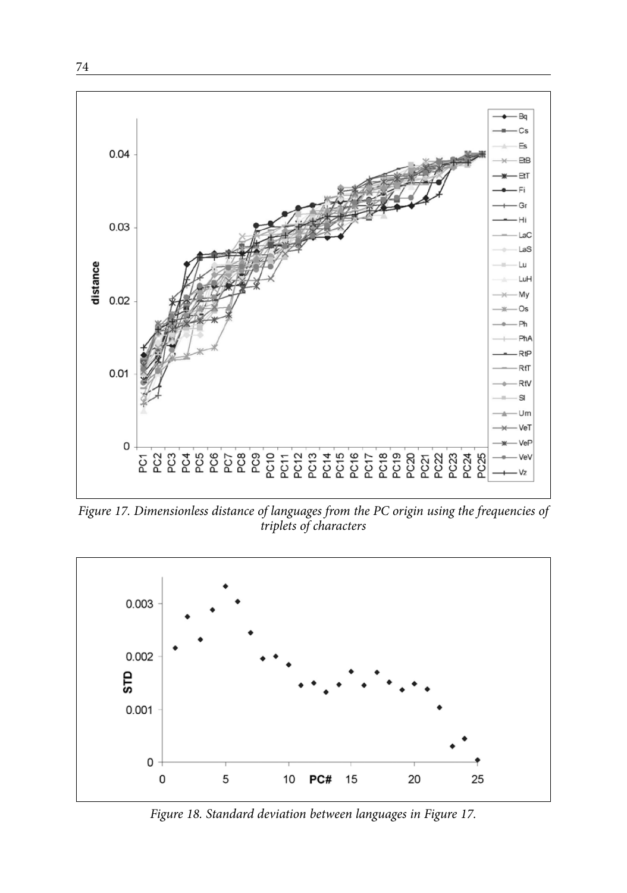*Figure 17. Dimensionless distance of languages from the PC origin using the frequencies of triplets of characters*

*Figure 18. Standard deviation between languages in Figure 17.*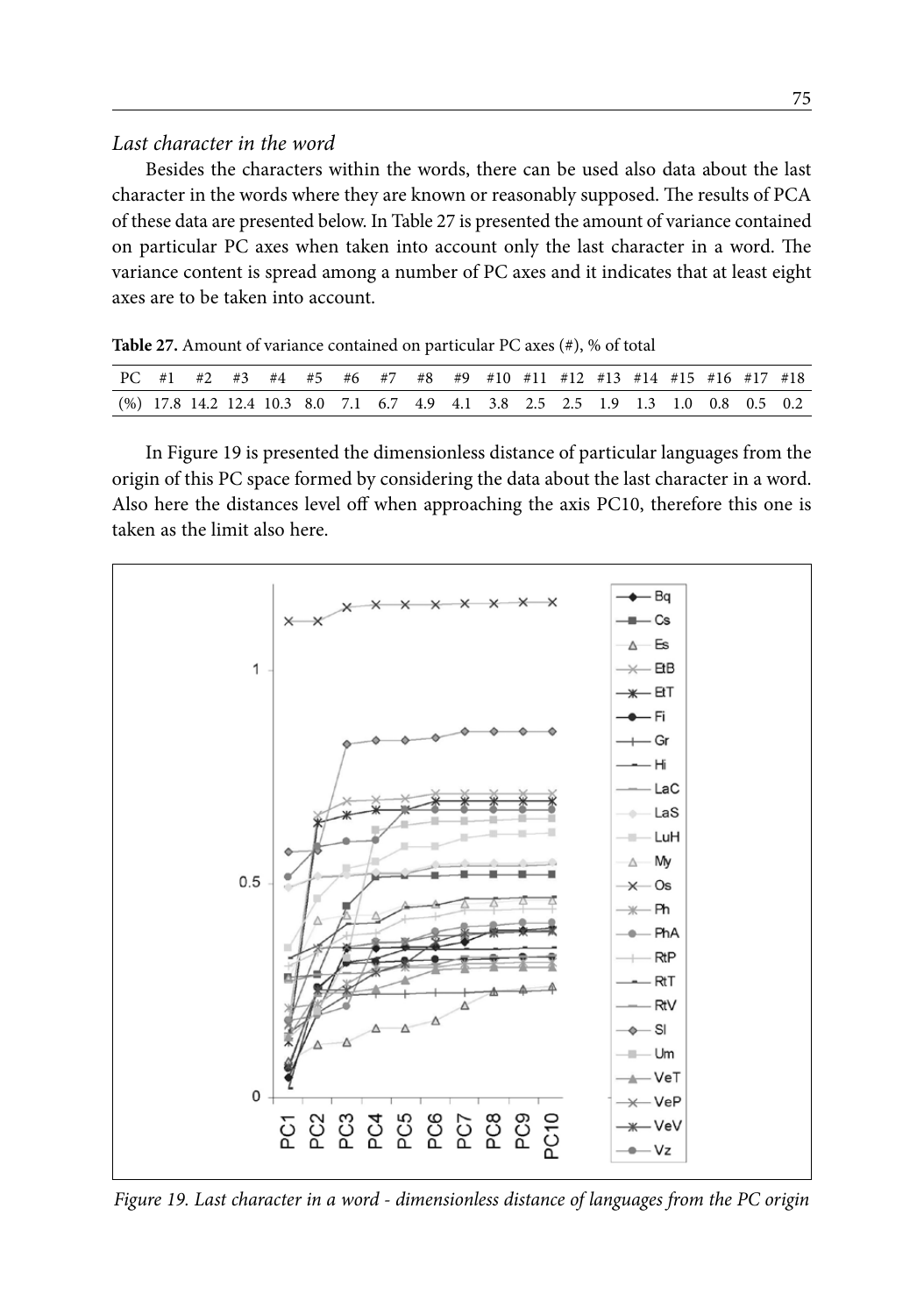### *Last character in the word*

Besides the characters within the words, there can be used also data about the last character in the words where they are known or reasonably supposed. The results of PCA of these data are presented below. In Table 27 is presented the amount of variance contained on particular PC axes when taken into account only the last character in a word. The variance content is spread among a number of PC axes and it indicates that at least eight axes are to be taken into account.

**Table 27.** Amount of variance contained on particular PC axes (#), % of total

| PC | #1 | #2 | #3 | #4 | #5 | #6 | #7 | #8 | #9 | #10 | #11 | #12 | #13 | #14 | #15 | #16 | #17 | #18 |
|---|---|---|---|---|---|---|---|---|---|---|---|---|---|---|---|---|---|---|
| (%) | 17.8 | 14.2 | 12.4 | 10.3 | 8.0 | 7.1 | 6.7 | 4.9 | 4.1 | 3.8 | 2.5 | 2.5 | 1.9 | 1.3 | 1.0 | 0.8 | 0.5 | 0.2 |

In Figure 19 is presented the dimensionless distance of particular languages from the origin of this PC space formed by considering the data about the last character in a word. Also here the distances level off when approaching the axis PC10, therefore this one is taken as the limit also here.

*Figure 19. Last character in a word - dimensionless distance of languages from the PC origin*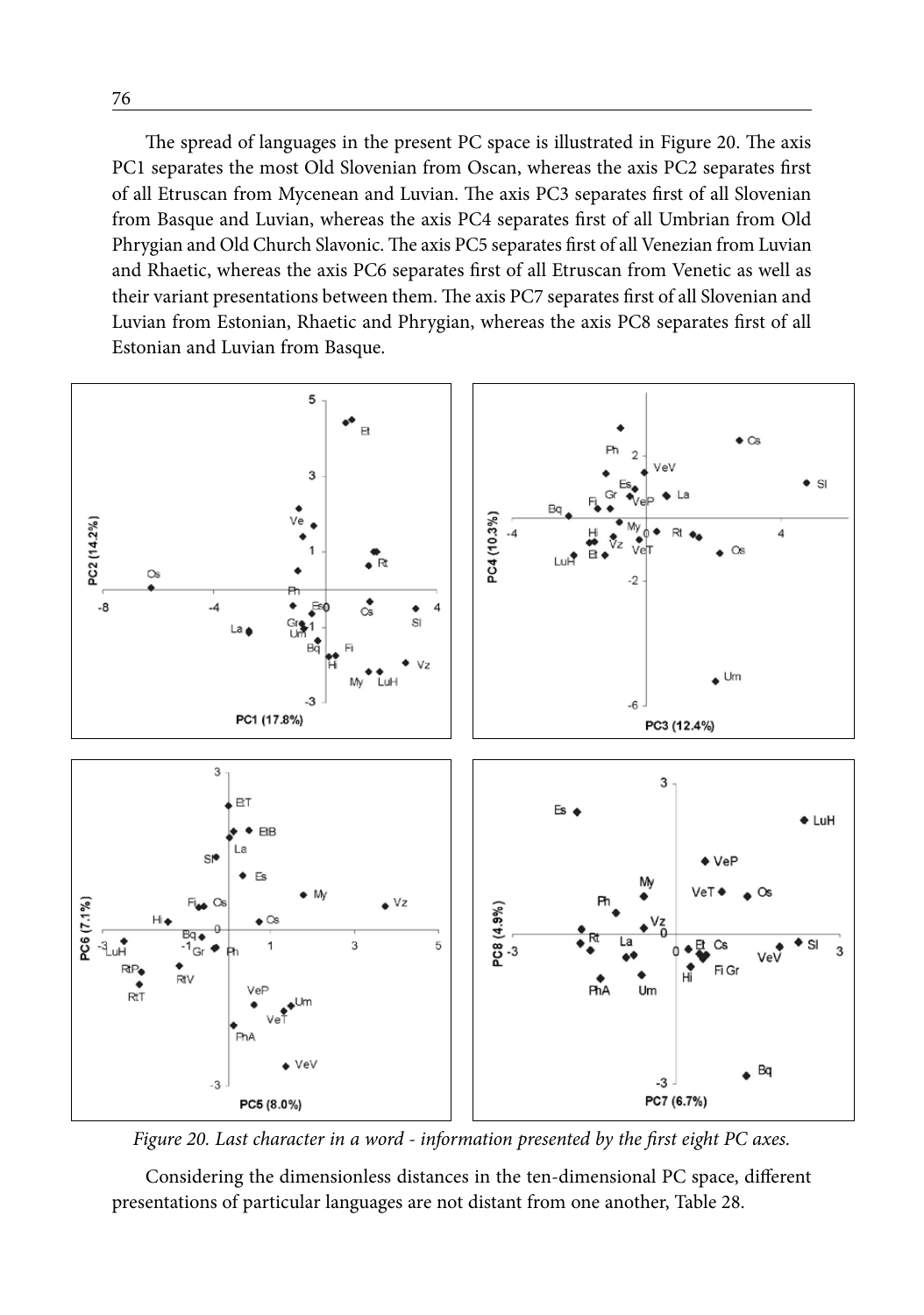The spread of languages in the present PC space is illustrated in Figure 20. The axis PC1 separates the most Old Slovenian from Oscan, whereas the axis PC2 separates first of all Etruscan from Mycenean and Luvian. The axis PC3 separates first of all Slovenian from Basque and Luvian, whereas the axis PC4 separates first of all Umbrian from Old Phrygian and Old Church Slavonic. The axis PC5 separates first of all Venezian from Luvian and Rhaetic, whereas the axis PC6 separates first of all Etruscan from Venetic as well as their variant presentations between them. The axis PC7 separates first of all Slovenian and Luvian from Estonian, Rhaetic and Phrygian, whereas the axis PC8 separates first of all Estonian and Luvian from Basque.

*Figure 20. Last character in a word - information presented by the first eight PC axes.*

Considering the dimensionless distances in the ten-dimensional PC space, different presentations of particular languages are not distant from one another, Table 28.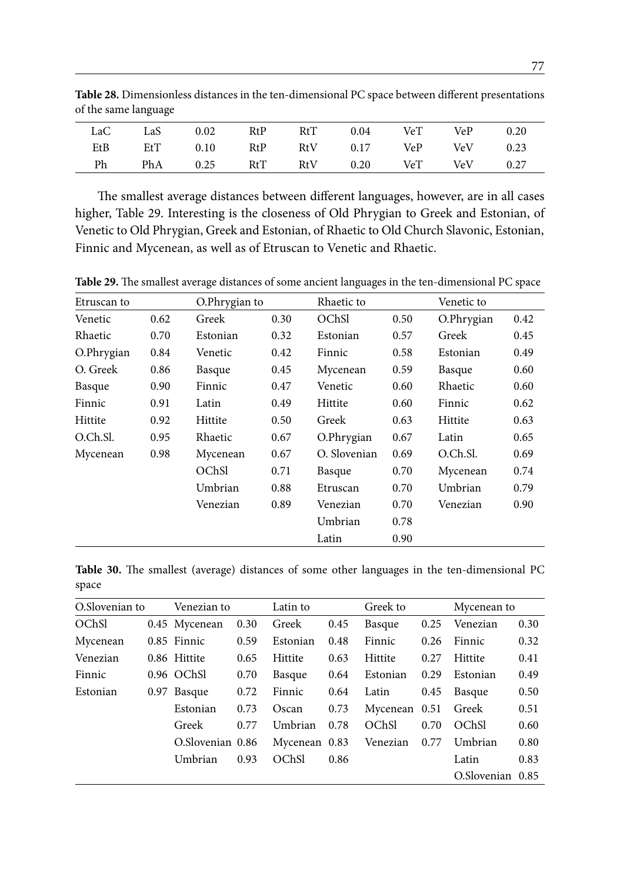**Table 28.** Dimensionless distances in the ten-dimensional PC space between different presentations of the same language

| | | | | | | | | |
|---|---|---|---|---|---|---|---|---|
| LaC | LaS | 0.02 | RtP | RtT | 0.04 | VeT | VeP | 0.20 |
| EtB | EtT | 0.10 | RtP | RtV | 0.17 | VeP | VeV | 0.23 |
| Ph | PhA | 0.25 | RtT | RtV | 0.20 | VeT | VeV | 0.27 |

The smallest average distances between different languages, however, are in all cases higher, Table 29. Interesting is the closeness of Old Phrygian to Greek and Estonian, of Venetic to Old Phrygian, Greek and Estonian, of Rhaetic to Old Church Slavonic, Estonian, Finnic and Mycenean, as well as of Etruscan to Venetic and Rhaetic.

**Table 29.** The smallest average distances of some ancient languages in the ten-dimensional PC space

| Etruscan to | | O.Phrygian to | | Rhaetic to | | Venetic to | |
|---|---|---|---|---|---|---|---|
| Venetic | 0.62 | Greek | 0.30 | OChSl | 0.50 | O.Phrygian | 0.42 |
| Rhaetic | 0.70 | Estonian | 0.32 | Estonian | 0.57 | Greek | 0.45 |
| O.Phrygian | 0.84 | Venetic | 0.42 | Finnic | 0.58 | Estonian | 0.49 |
| O. Greek | 0.86 | Basque | 0.45 | Mycenean | 0.59 | Basque | 0.60 |
| Basque | 0.90 | Finnic | 0.47 | Venetic | 0.60 | Rhaetic | 0.60 |
| Finnic | 0.91 | Latin | 0.49 | Hittite | 0.60 | Finnic | 0.62 |
| Hittite | 0.92 | Hittite | 0.50 | Greek | 0.63 | Hittite | 0.63 |
| O.Ch.Sl. | 0.95 | Rhaetic | 0.67 | O.Phrygian | 0.67 | Latin | 0.65 |
| Mycenean | 0.98 | Mycenean | 0.67 | O. Slovenian | 0.69 | O.Ch.Sl. | 0.69 |
| | | OChSl | 0.71 | Basque | 0.70 | Mycenean | 0.74 |
| | | Umbrian | 0.88 | Etruscan | 0.70 | Umbrian | 0.79 |
| | | Venezian | 0.89 | Venezian | 0.70 | Venezian | 0.90 |
| | | | | Umbrian | 0.78 | | |
| | | | | Latin | 0.90 | | |

**Table 30.** The smallest (average) distances of some other languages in the ten-dimensional PC space

| O.Slovenian to | | Venezian to | | Latin to | | Greek to | | Mycenean to | |
|---|---|---|---|---|---|---|---|---|---|
| OChSl | 0.45 | Mycenean | 0.30 | Greek | 0.45 | Basque | 0.25 | Venezian | 0.30 |
| Mycenean | 0.85 | Finnic | 0.59 | Estonian | 0.48 | Finnic | 0.26 | Finnic | 0.32 |
| Venezian | 0.86 | Hittite | 0.65 | Hittite | 0.63 | Hittite | 0.27 | Hittite | 0.41 |
| Finnic | 0.96 | OChSl | 0.70 | Basque | 0.64 | Estonian | 0.29 | Estonian | 0.49 |
| Estonian | 0.97 | Basque | 0.72 | Finnic | 0.64 | Latin | 0.45 | Basque | 0.50 |
| | | Estonian | 0.73 | Oscan | 0.73 | Mycenean | 0.51 | Greek | 0.51 |
| | | Greek | 0.77 | Umbrian | 0.78 | OChSl | 0.70 | OChSl | 0.60 |
| | | O.Slovenian | 0.86 | Mycenean | 0.83 | Venezian | 0.77 | Umbrian | 0.80 |
| | | Umbrian | 0.93 | OChSl | 0.86 | | | Latin | 0.83 |
| | | | | | | | | O.Slovenian | 0.85 |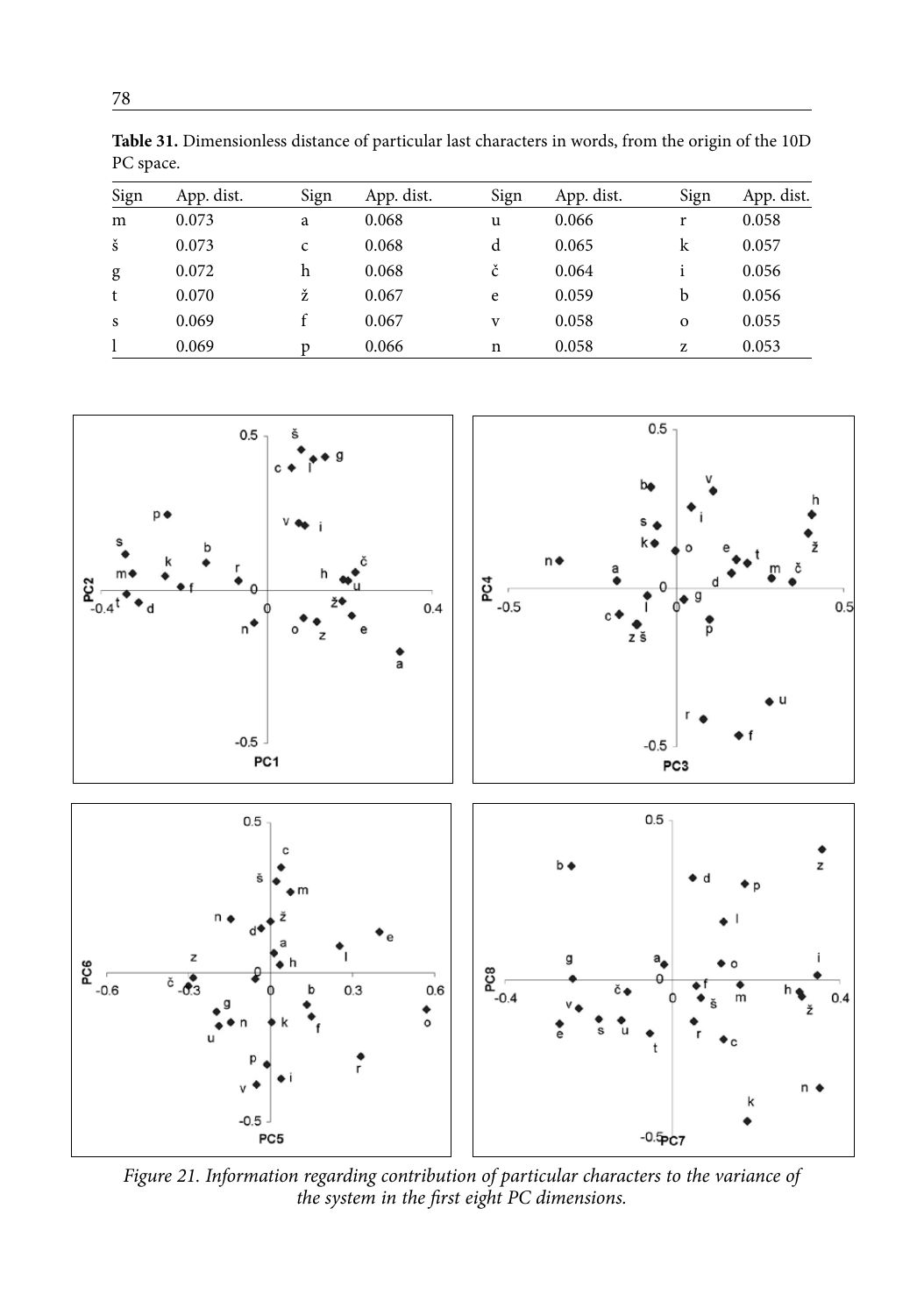**Table 31.** Dimensionless distance of particular last characters in words, from the origin of the 10D PC space.

| Sign | App. dist. | Sign | App. dist. | Sign | App. dist. | Sign | App. dist. |
|---|---|---|---|---|---|---|---|
| m | 0.073 | a | 0.068 | u | 0.066 | r | 0.058 |
| š | 0.073 | c | 0.068 | d | 0.065 | k | 0.057 |
| g | 0.072 | h | 0.068 | č | 0.064 | i | 0.056 |
| t | 0.070 | ž | 0.067 | e | 0.059 | b | 0.056 |
| s | 0.069 | f | 0.067 | v | 0.058 | o | 0.055 |
| l | 0.069 | p | 0.066 | n | 0.058 | z | 0.053 |

*Figure 21. Information regarding contribution of particular characters to the variance of the system in the first eight PC dimensions.*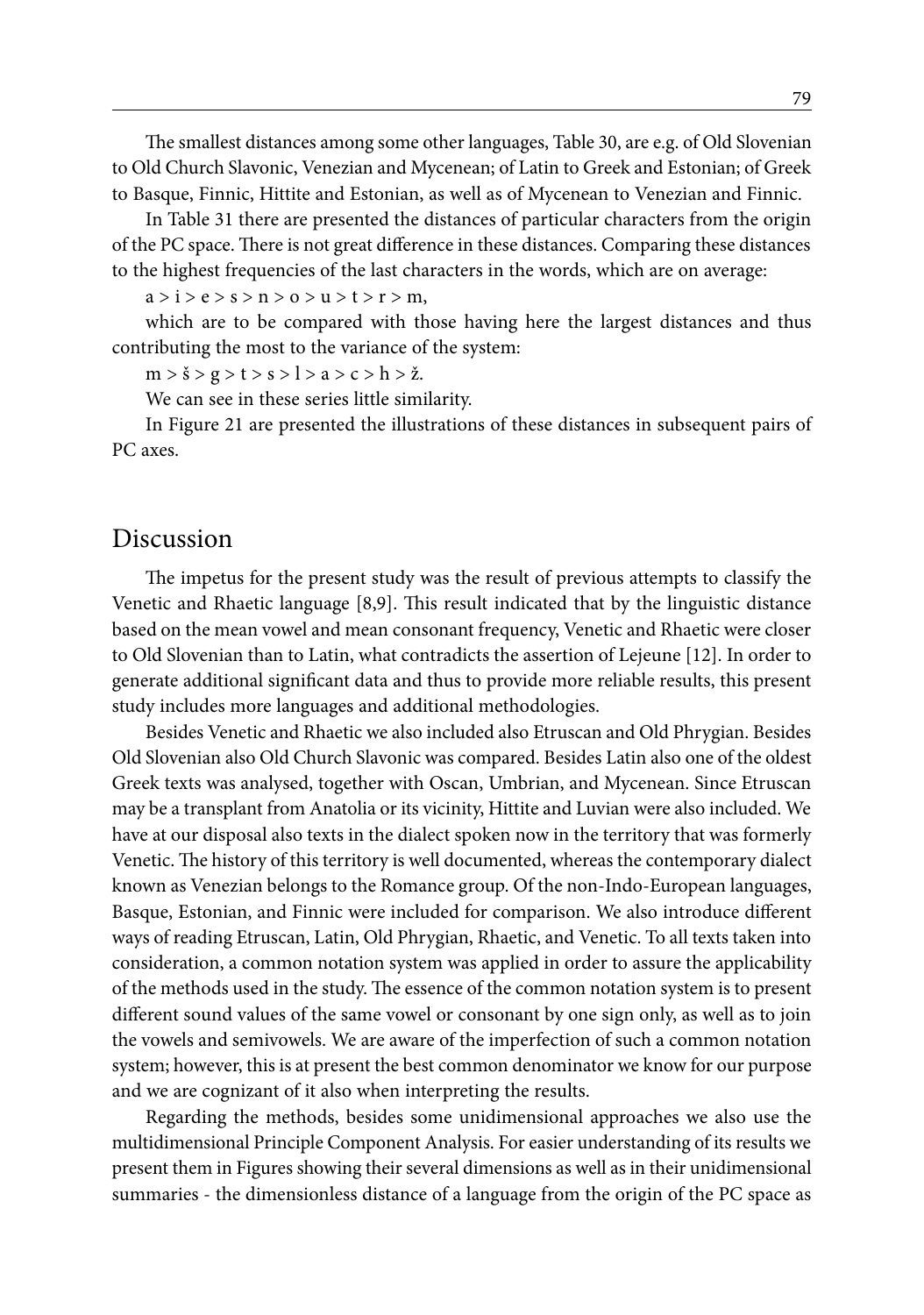The smallest distances among some other languages, Table 30, are e.g. of Old Slovenian to Old Church Slavonic, Venezian and Mycenean; of Latin to Greek and Estonian; of Greek to Basque, Finnic, Hittite and Estonian, as well as of Mycenean to Venezian and Finnic.

In Table 31 there are presented the distances of particular characters from the origin of the PC space. There is not great difference in these distances. Comparing these distances to the highest frequencies of the last characters in the words, which are on average:

a > i > e > s > n > o > u > t > r > m,

which are to be compared with those having here the largest distances and thus contributing the most to the variance of the system:

m > š > g > t > s > l > a > c > h > ž.

We can see in these series little similarity.

In Figure 21 are presented the illustrations of these distances in subsequent pairs of PC axes.

## Discussion

The impetus for the present study was the result of previous attempts to classify the Venetic and Rhaetic language [8,9]. This result indicated that by the linguistic distance based on the mean vowel and mean consonant frequency, Venetic and Rhaetic were closer to Old Slovenian than to Latin, what contradicts the assertion of Lejeune [12]. In order to generate additional significant data and thus to provide more reliable results, this present study includes more languages and additional methodologies.

Besides Venetic and Rhaetic we also included also Etruscan and Old Phrygian. Besides Old Slovenian also Old Church Slavonic was compared. Besides Latin also one of the oldest Greek texts was analysed, together with Oscan, Umbrian, and Mycenean. Since Etruscan may be a transplant from Anatolia or its vicinity, Hittite and Luvian were also included. We have at our disposal also texts in the dialect spoken now in the territory that was formerly Venetic. The history of this territory is well documented, whereas the contemporary dialect known as Venezian belongs to the Romance group. Of the non-Indo-European languages, Basque, Estonian, and Finnic were included for comparison. We also introduce different ways of reading Etruscan, Latin, Old Phrygian, Rhaetic, and Venetic. To all texts taken into consideration, a common notation system was applied in order to assure the applicability of the methods used in the study. The essence of the common notation system is to present different sound values of the same vowel or consonant by one sign only, as well as to join the vowels and semivowels. We are aware of the imperfection of such a common notation system; however, this is at present the best common denominator we know for our purpose and we are cognizant of it also when interpreting the results.

Regarding the methods, besides some unidimensional approaches we also use the multidimensional Principle Component Analysis. For easier understanding of its results we present them in Figures showing their several dimensions as well as in their unidimensional summaries - the dimensionless distance of a language from the origin of the PC space as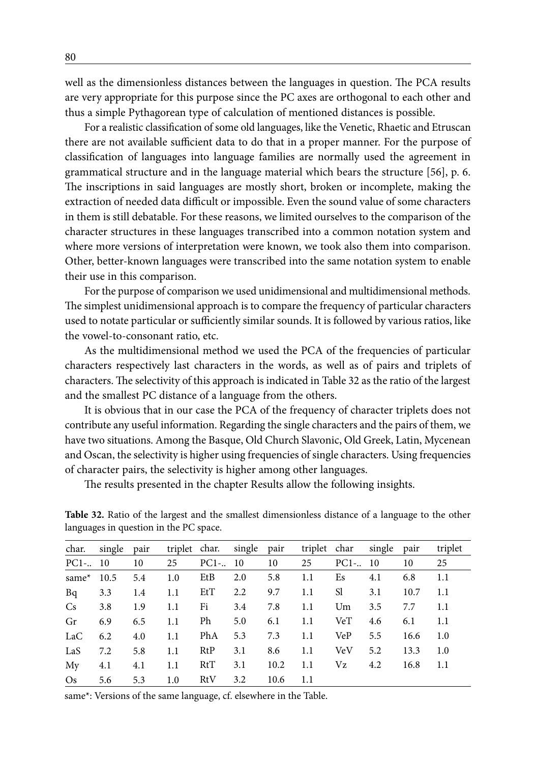well as the dimensionless distances between the languages in question. The PCA results are very appropriate for this purpose since the PC axes are orthogonal to each other and thus a simple Pythagorean type of calculation of mentioned distances is possible.

For a realistic classification of some old languages, like the Venetic, Rhaetic and Etruscan there are not available sufficient data to do that in a proper manner. For the purpose of classification of languages into language families are normally used the agreement in grammatical structure and in the language material which bears the structure [56], p. 6. The inscriptions in said languages are mostly short, broken or incomplete, making the extraction of needed data difficult or impossible. Even the sound value of some characters in them is still debatable. For these reasons, we limited ourselves to the comparison of the character structures in these languages transcribed into a common notation system and where more versions of interpretation were known, we took also them into comparison. Other, better-known languages were transcribed into the same notation system to enable their use in this comparison.

For the purpose of comparison we used unidimensional and multidimensional methods. The simplest unidimensional approach is to compare the frequency of particular characters used to notate particular or sufficiently similar sounds. It is followed by various ratios, like the vowel-to-consonant ratio, etc.

As the multidimensional method we used the PCA of the frequencies of particular characters respectively last characters in the words, as well as of pairs and triplets of characters. The selectivity of this approach is indicated in Table 32 as the ratio of the largest and the smallest PC distance of a language from the others.

It is obvious that in our case the PCA of the frequency of character triplets does not contribute any useful information. Regarding the single characters and the pairs of them, we have two situations. Among the Basque, Old Church Slavonic, Old Greek, Latin, Mycenean and Oscan, the selectivity is higher using frequencies of single characters. Using frequencies of character pairs, the selectivity is higher among other languages.

The results presented in the chapter Results allow the following insights.

**Table 32.** Ratio of the largest and the smallest dimensionless distance of a language to the other languages in question in the PC space.

| char. | single | pair | triplet | char. | single | pair | triplet | char | single | pair | triplet |
|---|---|---|---|---|---|---|---|---|---|---|---|
| PC1-.. | 10 | 10 | 25 | PC1-.. | 10 | 10 | 25 | PC1-.. | 10 | 10 | 25 |
| same* | 10.5 | 5.4 | 1.0 | EtB | 2.0 | 5.8 | 1.1 | Es | 4.1 | 6.8 | 1.1 |
| Bq | 3.3 | 1.4 | 1.1 | EtT | 2.2 | 9.7 | 1.1 | Sl | 3.1 | 10.7 | 1.1 |
| Cs | 3.8 | 1.9 | 1.1 | Fi | 3.4 | 7.8 | 1.1 | Um | 3.5 | 7.7 | 1.1 |
| Gr | 6.9 | 6.5 | 1.1 | Ph | 5.0 | 6.1 | 1.1 | VeT | 4.6 | 6.1 | 1.1 |
| LaC | 6.2 | 4.0 | 1.1 | PhA | 5.3 | 7.3 | 1.1 | VeP | 5.5 | 16.6 | 1.0 |
| LaS | 7.2 | 5.8 | 1.1 | RtP | 3.1 | 8.6 | 1.1 | VeV | 5.2 | 13.3 | 1.0 |
| My | 4.1 | 4.1 | 1.1 | RtT | 3.1 | 10.2 | 1.1 | Vz | 4.2 | 16.8 | 1.1 |
| Os | 5.6 | 5.3 | 1.0 | RtV | 3.2 | 10.6 | 1.1 | | | | |

same*: Versions of the same language, cf. elsewhere in the Table.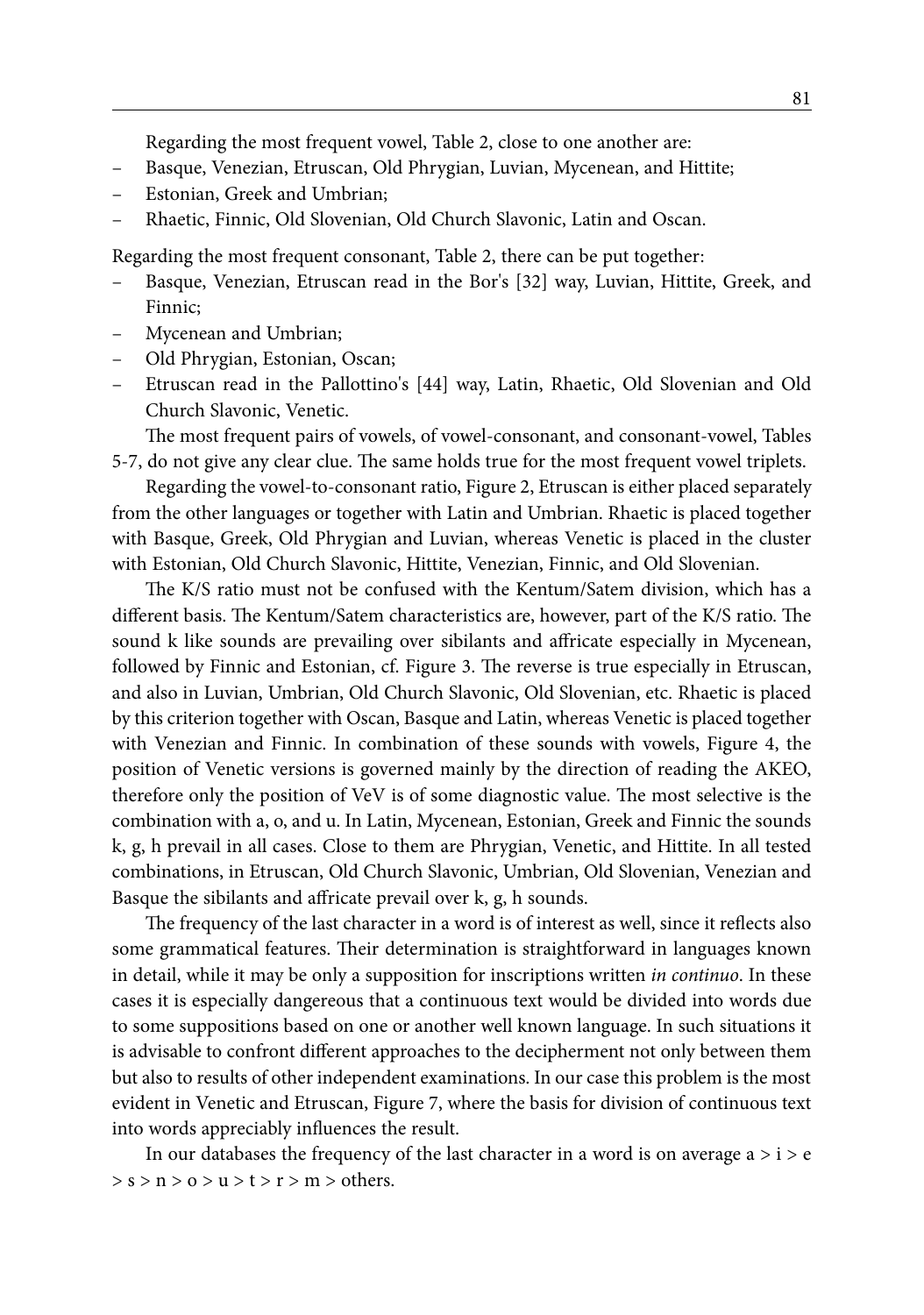Regarding the most frequent vowel, Table 2, close to one another are:

- Basque, Venezian, Etruscan, Old Phrygian, Luvian, Mycenean, and Hittite;
- Estonian, Greek and Umbrian;
- Rhaetic, Finnic, Old Slovenian, Old Church Slavonic, Latin and Oscan.

Regarding the most frequent consonant, Table 2, there can be put together:

- Basque, Venezian, Etruscan read in the Bor's [32] way, Luvian, Hittite, Greek, and Finnic;
- Mycenean and Umbrian;
- Old Phrygian, Estonian, Oscan;
- Etruscan read in the Pallottino's [44] way, Latin, Rhaetic, Old Slovenian and Old Church Slavonic, Venetic.

The most frequent pairs of vowels, of vowel-consonant, and consonant-vowel, Tables 5-7, do not give any clear clue. The same holds true for the most frequent vowel triplets.

Regarding the vowel-to-consonant ratio, Figure 2, Etruscan is either placed separately from the other languages or together with Latin and Umbrian. Rhaetic is placed together with Basque, Greek, Old Phrygian and Luvian, whereas Venetic is placed in the cluster with Estonian, Old Church Slavonic, Hittite, Venezian, Finnic, and Old Slovenian.

The K/S ratio must not be confused with the Kentum/Satem division, which has a different basis. The Kentum/Satem characteristics are, however, part of the K/S ratio. The sound k like sounds are prevailing over sibilants and affricate especially in Mycenean, followed by Finnic and Estonian, cf. Figure 3. The reverse is true especially in Etruscan, and also in Luvian, Umbrian, Old Church Slavonic, Old Slovenian, etc. Rhaetic is placed by this criterion together with Oscan, Basque and Latin, whereas Venetic is placed together with Venezian and Finnic. In combination of these sounds with vowels, Figure 4, the position of Venetic versions is governed mainly by the direction of reading the AKEO, therefore only the position of VeV is of some diagnostic value. The most selective is the combination with a, o, and u. In Latin, Mycenean, Estonian, Greek and Finnic the sounds k, g, h prevail in all cases. Close to them are Phrygian, Venetic, and Hittite. In all tested combinations, in Etruscan, Old Church Slavonic, Umbrian, Old Slovenian, Venezian and Basque the sibilants and affricate prevail over k, g, h sounds.

The frequency of the last character in a word is of interest as well, since it reflects also some grammatical features. Their determination is straightforward in languages known in detail, while it may be only a supposition for inscriptions written *in continuo*. In these cases it is especially dangereous that a continuous text would be divided into words due to some suppositions based on one or another well known language. In such situations it is advisable to confront different approaches to the decipherment not only between them but also to results of other independent examinations. In our case this problem is the most evident in Venetic and Etruscan, Figure 7, where the basis for division of continuous text into words appreciably influences the result.

In our databases the frequency of the last character in a word is on average a > i > e > s > n > o > u > t > r > m > others.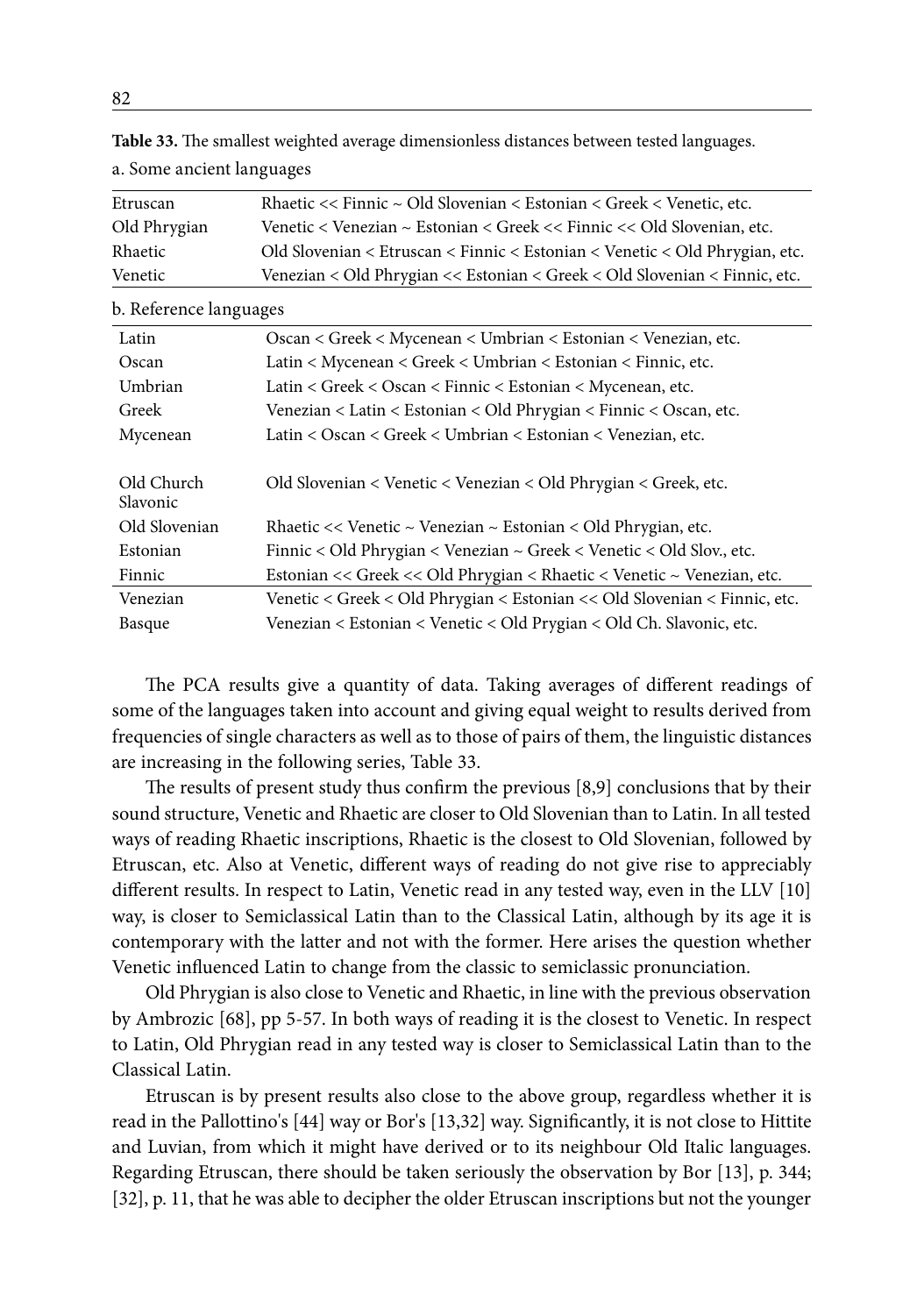**Table 33.** The smallest weighted average dimensionless distances between tested languages.

a. Some ancient languages

| | |
|---|---|
| Etruscan | Rhaetic << Finnic ~ Old Slovenian < Estonian < Greek < Venetic, etc. |
| Old Phrygian | Venetic < Venezian ~ Estonian < Greek << Finnic << Old Slovenian, etc. |
| Rhaetic | Old Slovenian < Etruscan < Finnic < Estonian < Venetic < Old Phrygian, etc. |
| Venetic | Venezian < Old Phrygian << Estonian < Greek < Old Slovenian < Finnic, etc. |

b. Reference languages

| | |
|---|---|
| Latin | Oscan < Greek < Mycenean < Umbrian < Estonian < Venezian, etc. |
| Oscan | Latin < Mycenean < Greek < Umbrian < Estonian < Finnic, etc. |
| Umbrian | Latin < Greek < Oscan < Finnic < Estonian < Mycenean, etc. |
| Greek | Venezian < Latin < Estonian < Old Phrygian < Finnic < Oscan, etc. |
| Mycenean | Latin < Oscan < Greek < Umbrian < Estonian < Venezian, etc. |
| Old Church Slavonic | Old Slovenian < Venetic < Venezian < Old Phrygian < Greek, etc. |
| Old Slovenian | Rhaetic << Venetic ~ Venezian ~ Estonian < Old Phrygian, etc. |
| Estonian | Finnic < Old Phrygian < Venezian ~ Greek < Venetic < Old Slov., etc. |
| Finnic | Estonian << Greek << Old Phrygian < Rhaetic < Venetic ~ Venezian, etc. |
| Venezian | Venetic < Greek < Old Phrygian < Estonian << Old Slovenian < Finnic, etc. |
| Basque | Venezian < Estonian < Venetic < Old Prygian < Old Ch. Slavonic, etc. |

The PCA results give a quantity of data. Taking averages of different readings of some of the languages taken into account and giving equal weight to results derived from frequencies of single characters as well as to those of pairs of them, the linguistic distances are increasing in the following series, Table 33.

The results of present study thus confirm the previous [8,9] conclusions that by their sound structure, Venetic and Rhaetic are closer to Old Slovenian than to Latin. In all tested ways of reading Rhaetic inscriptions, Rhaetic is the closest to Old Slovenian, followed by Etruscan, etc. Also at Venetic, different ways of reading do not give rise to appreciably different results. In respect to Latin, Venetic read in any tested way, even in the LLV [10] way, is closer to Semiclassical Latin than to the Classical Latin, although by its age it is contemporary with the latter and not with the former. Here arises the question whether Venetic influenced Latin to change from the classic to semiclassic pronunciation.

Old Phrygian is also close to Venetic and Rhaetic, in line with the previous observation by Ambrozic [68], pp 5-57. In both ways of reading it is the closest to Venetic. In respect to Latin, Old Phrygian read in any tested way is closer to Semiclassical Latin than to the Classical Latin.

Etruscan is by present results also close to the above group, regardless whether it is read in the Pallottino's [44] way or Bor's [13,32] way. Significantly, it is not close to Hittite and Luvian, from which it might have derived or to its neighbour Old Italic languages. Regarding Etruscan, there should be taken seriously the observation by Bor [13], p. 344; [32], p. 11, that he was able to decipher the older Etruscan inscriptions but not the younger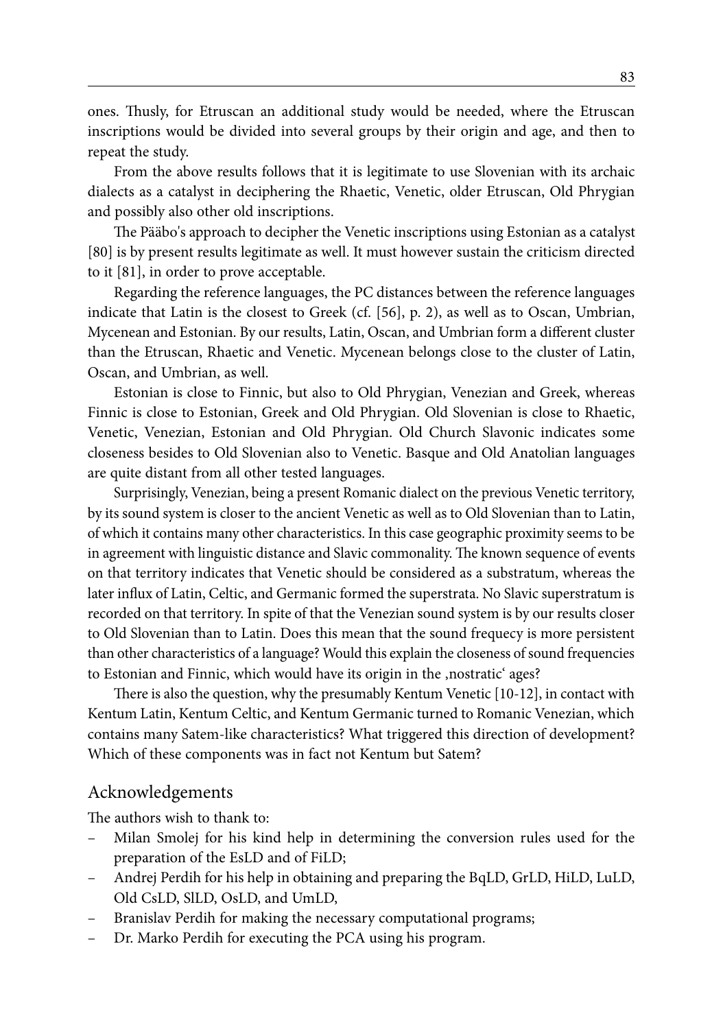ones. Thusly, for Etruscan an additional study would be needed, where the Etruscan inscriptions would be divided into several groups by their origin and age, and then to repeat the study.

From the above results follows that it is legitimate to use Slovenian with its archaic dialects as a catalyst in deciphering the Rhaetic, Venetic, older Etruscan, Old Phrygian and possibly also other old inscriptions.

The Pääbo's approach to decipher the Venetic inscriptions using Estonian as a catalyst [80] is by present results legitimate as well. It must however sustain the criticism directed to it [81], in order to prove acceptable.

Regarding the reference languages, the PC distances between the reference languages indicate that Latin is the closest to Greek (cf. [56], p. 2), as well as to Oscan, Umbrian, Mycenean and Estonian. By our results, Latin, Oscan, and Umbrian form a different cluster than the Etruscan, Rhaetic and Venetic. Mycenean belongs close to the cluster of Latin, Oscan, and Umbrian, as well.

Estonian is close to Finnic, but also to Old Phrygian, Venezian and Greek, whereas Finnic is close to Estonian, Greek and Old Phrygian. Old Slovenian is close to Rhaetic, Venetic, Venezian, Estonian and Old Phrygian. Old Church Slavonic indicates some closeness besides to Old Slovenian also to Venetic. Basque and Old Anatolian languages are quite distant from all other tested languages.

Surprisingly, Venezian, being a present Romanic dialect on the previous Venetic territory, by its sound system is closer to the ancient Venetic as well as to Old Slovenian than to Latin, of which it contains many other characteristics. In this case geographic proximity seems to be in agreement with linguistic distance and Slavic commonality. The known sequence of events on that territory indicates that Venetic should be considered as a substratum, whereas the later influx of Latin, Celtic, and Germanic formed the superstrata. No Slavic superstratum is recorded on that territory. In spite of that the Venezian sound system is by our results closer to Old Slovenian than to Latin. Does this mean that the sound frequecy is more persistent than other characteristics of a language? Would this explain the closeness of sound frequencies to Estonian and Finnic, which would have its origin in the ‚nostratic' ages?

There is also the question, why the presumably Kentum Venetic [10-12], in contact with Kentum Latin, Kentum Celtic, and Kentum Germanic turned to Romanic Venezian, which contains many Satem-like characteristics? What triggered this direction of development? Which of these components was in fact not Kentum but Satem?

## Acknowledgements

The authors wish to thank to:

- Milan Smolej for his kind help in determining the conversion rules used for the preparation of the EsLD and of FiLD;
- Andrej Perdih for his help in obtaining and preparing the BqLD, GrLD, HiLD, LuLD, Old CsLD, SlLD, OsLD, and UmLD,
- Branislav Perdih for making the necessary computational programs;
- Dr. Marko Perdih for executing the PCA using his program.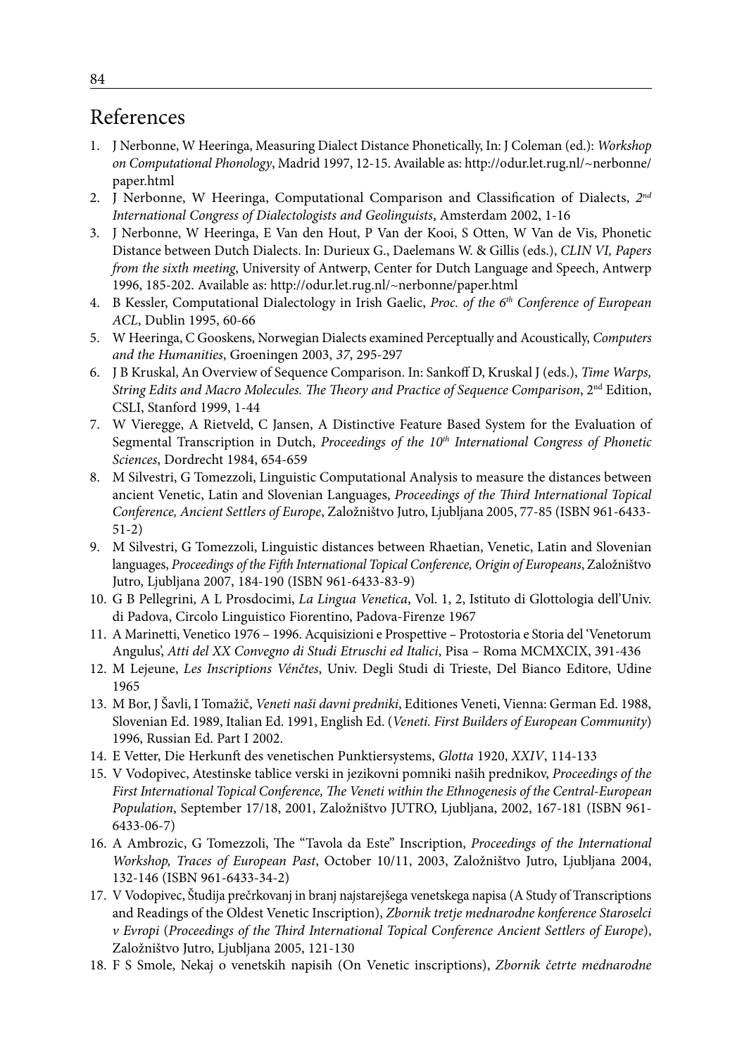# References

1. J Nerbonne, W Heeringa, Measuring Dialect Distance Phonetically, In: J Coleman (ed.): *Workshop on Computational Phonology*, Madrid 1997, 12-15. Available as: http://odur.let.rug.nl/~nerbonne/paper.html
2. J Nerbonne, W Heeringa, Computational Comparison and Classification of Dialects, *2nd International Congress of Dialectologists and Geolinguists*, Amsterdam 2002, 1-16
3. J Nerbonne, W Heeringa, E Van den Hout, P Van der Kooi, S Otten, W Van de Vis, Phonetic Distance between Dutch Dialects. In: Durieux G., Daelemans W. & Gillis (eds.), *CLIN VI, Papers from the sixth meeting*, University of Antwerp, Center for Dutch Language and Speech, Antwerp 1996, 185-202. Available as: http://odur.let.rug.nl/~nerbonne/paper.html
4. B Kessler, Computational Dialectology in Irish Gaelic, *Proc. of the 6th Conference of European ACL*, Dublin 1995, 60-66
5. W Heeringa, C Gooskens, Norwegian Dialects examined Perceptually and Acoustically, *Computers and the Humanities*, Groeningen 2003, *37*, 295-297
6. J B Kruskal, An Overview of Sequence Comparison. In: Sankoff D, Kruskal J (eds.), *Time Warps, String Edits and Macro Molecules. The Theory and Practice of Sequence Comparison*, 2nd Edition, CSLI, Stanford 1999, 1-44
7. W Vieregge, A Rietveld, C Jansen, A Distinctive Feature Based System for the Evaluation of Segmental Transcription in Dutch, *Proceedings of the 10th International Congress of Phonetic Sciences*, Dordrecht 1984, 654-659
8. M Silvestri, G Tomezzoli, Linguistic Computational Analysis to measure the distances between ancient Venetic, Latin and Slovenian Languages, *Proceedings of the Third International Topical Conference, Ancient Settlers of Europe*, Založništvo Jutro, Ljubljana 2005, 77-85 (ISBN 961-6433-51-2)
9. M Silvestri, G Tomezzoli, Linguistic distances between Rhaetian, Venetic, Latin and Slovenian languages, *Proceedings of the Fifth International Topical Conference, Origin of Europeans*, Založništvo Jutro, Ljubljana 2007, 184-190 (ISBN 961-6433-83-9)
10. G B Pellegrini, A L Prosdocimi, *La Lingua Venetica*, Vol. 1, 2, Istituto di Glottologia dell'Univ. di Padova, Circolo Linguistico Fiorentino, Padova-Firenze 1967
11. A Marinetti, Venetico 1976 – 1996. Acquisizioni e Prospettive – Protostoria e Storia del 'Venetorum Angulus', *Atti del XX Convegno di Studi Etruschi ed Italici*, Pisa – Roma MCMXCIX, 391-436
12. M Lejeune, *Les Inscriptions Vénčtes*, Univ. Degli Studi di Trieste, Del Bianco Editore, Udine 1965
13. M Bor, J Šavli, I Tomažič, *Veneti naši davni predniki*, Editiones Veneti, Vienna: German Ed. 1988, Slovenian Ed. 1989, Italian Ed. 1991, English Ed. (*Veneti. First Builders of European Community*) 1996, Russian Ed. Part I 2002.
14. E Vetter, Die Herkunft des venetischen Punktiersystems, *Glotta* 1920, *XXIV*, 114-133
15. V Vodopivec, Atestinske tablice verski in jezikovni pomniki naših prednikov, *Proceedings of the First International Topical Conference, The Veneti within the Ethnogenesis of the Central-European Population*, September 17/18, 2001, Založništvo JUTRO, Ljubljana, 2002, 167-181 (ISBN 961-6433-06-7)
16. A Ambrozic, G Tomezzoli, The "Tavola da Este" Inscription, *Proceedings of the International Workshop, Traces of European Past*, October 10/11, 2003, Založništvo Jutro, Ljubljana 2004, 132-146 (ISBN 961-6433-34-2)
17. V Vodopivec, Študija prečrkovanj in branj najstarejšega venetskega napisa (A Study of Transcriptions and Readings of the Oldest Venetic Inscription), *Zbornik tretje mednarodne konference Staroselci v Evropi* (*Proceedings of the Third International Topical Conference Ancient Settlers of Europe*), Založništvo Jutro, Ljubljana 2005, 121-130
18. F S Smole, Nekaj o venetskih napisih (On Venetic inscriptions), *Zbornik četrte mednarodne*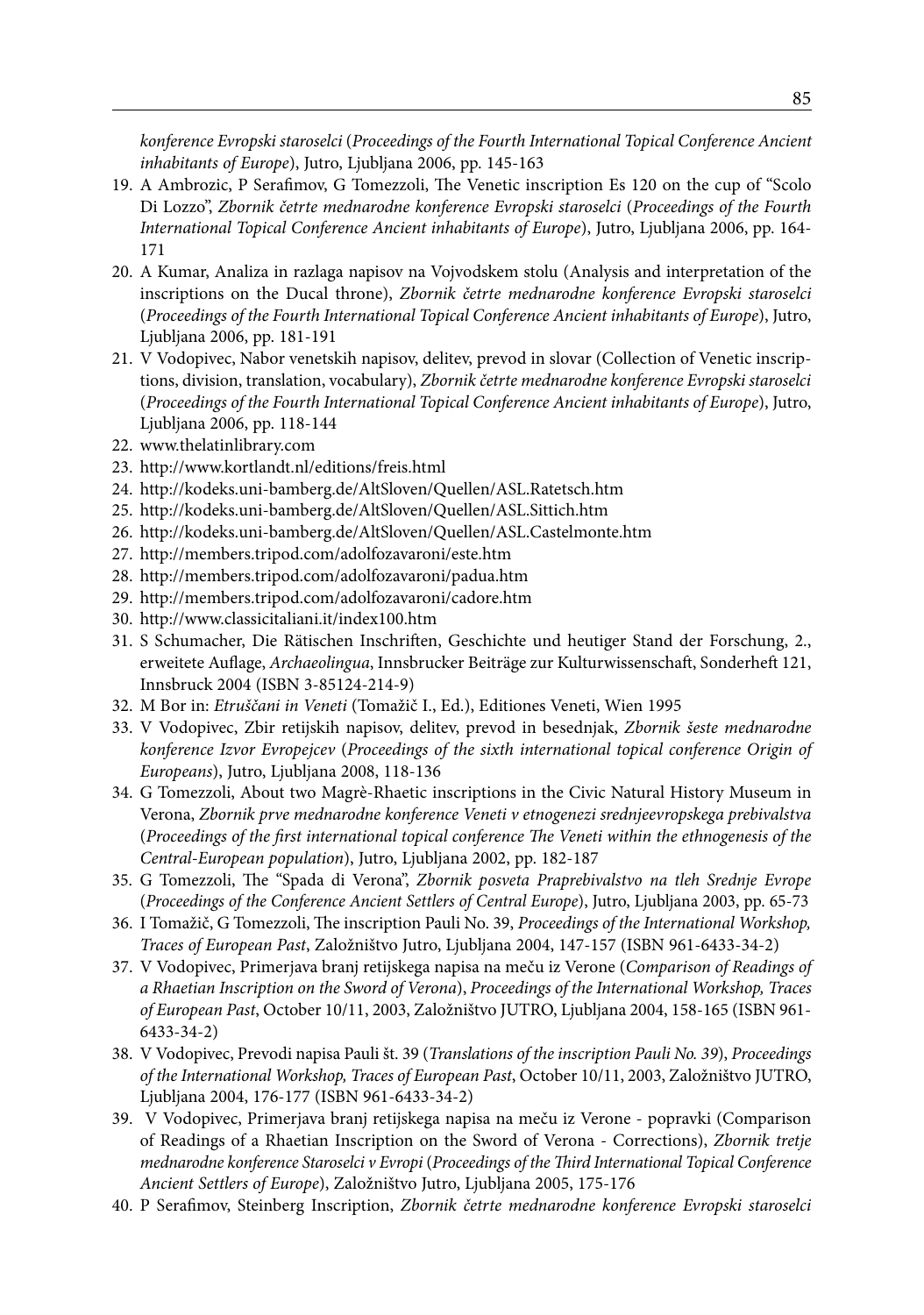*konference Evropski staroselci* (*Proceedings of the Fourth International Topical Conference Ancient inhabitants of Europe*), Jutro, Ljubljana 2006, pp. 145-163

19. A Ambrozic, P Serafimov, G Tomezzoli, The Venetic inscription Es 120 on the cup of "Scolo Di Lozzo", *Zbornik četrte mednarodne konference Evropski staroselci* (*Proceedings of the Fourth International Topical Conference Ancient inhabitants of Europe*), Jutro, Ljubljana 2006, pp. 164-171
20. A Kumar, Analiza in razlaga napisov na Vojvodskem stolu (Analysis and interpretation of the inscriptions on the Ducal throne), *Zbornik četrte mednarodne konference Evropski staroselci* (*Proceedings of the Fourth International Topical Conference Ancient inhabitants of Europe*), Jutro, Ljubljana 2006, pp. 181-191
21. V Vodopivec, Nabor venetskih napisov, delitev, prevod in slovar (Collection of Venetic inscriptions, division, translation, vocabulary), *Zbornik četrte mednarodne konference Evropski staroselci* (*Proceedings of the Fourth International Topical Conference Ancient inhabitants of Europe*), Jutro, Ljubljana 2006, pp. 118-144
22. www.thelatinlibrary.com
23. http://www.kortlandt.nl/editions/freis.html
24. http://kodeks.uni-bamberg.de/AltSloven/Quellen/ASL.Ratetsch.htm
25. http://kodeks.uni-bamberg.de/AltSloven/Quellen/ASL.Sittich.htm
26. http://kodeks.uni-bamberg.de/AltSloven/Quellen/ASL.Castelmonte.htm
27. http://members.tripod.com/adolfozavaroni/este.htm
28. http://members.tripod.com/adolfozavaroni/padua.htm
29. http://members.tripod.com/adolfozavaroni/cadore.htm
30. http://www.classicitaliani.it/index100.htm
31. S Schumacher, Die Rätischen Inschriften, Geschichte und heutiger Stand der Forschung, 2., erweitete Auflage, *Archaeolingua*, Innsbrucker Beiträge zur Kulturwissenschaft, Sonderheft 121, Innsbruck 2004 (ISBN 3-85124-214-9)
32. M Bor in: *Etruščani in Veneti* (Tomažič I., Ed.), Editiones Veneti, Wien 1995
33. V Vodopivec, Zbir retijskih napisov, delitev, prevod in besednjak, *Zbornik šeste mednarodne konference Izvor Evropejcev* (*Proceedings of the sixth international topical conference Origin of Europeans*), Jutro, Ljubljana 2008, 118-136
34. G Tomezzoli, About two Magrè-Rhaetic inscriptions in the Civic Natural History Museum in Verona, *Zbornik prve mednarodne konference Veneti v etnogenezi srednjeevropskega prebivalstva* (*Proceedings of the first international topical conference The Veneti within the ethnogenesis of the Central-European population*), Jutro, Ljubljana 2002, pp. 182-187
35. G Tomezzoli, The "Spada di Verona", *Zbornik posveta Praprebivalstvo na tleh Srednje Evrope* (*Proceedings of the Conference Ancient Settlers of Central Europe*), Jutro, Ljubljana 2003, pp. 65-73
36. I Tomažič, G Tomezzoli, The inscription Pauli No. 39, *Proceedings of the International Workshop, Traces of European Past*, Založništvo Jutro, Ljubljana 2004, 147-157 (ISBN 961-6433-34-2)
37. V Vodopivec, Primerjava branj retijskega napisa na meču iz Verone (*Comparison of Readings of a Rhaetian Inscription on the Sword of Verona*), *Proceedings of the International Workshop, Traces of European Past*, October 10/11, 2003, Založništvo JUTRO, Ljubljana 2004, 158-165 (ISBN 961-6433-34-2)
38. V Vodopivec, Prevodi napisa Pauli št. 39 (*Translations of the inscription Pauli No. 39*), *Proceedings of the International Workshop, Traces of European Past*, October 10/11, 2003, Založništvo JUTRO, Ljubljana 2004, 176-177 (ISBN 961-6433-34-2)
39. V Vodopivec, Primerjava branj retijskega napisa na meču iz Verone - popravki (Comparison of Readings of a Rhaetian Inscription on the Sword of Verona - Corrections), *Zbornik tretje mednarodne konference Staroselci v Evropi* (*Proceedings of the Third International Topical Conference Ancient Settlers of Europe*), Založništvo Jutro, Ljubljana 2005, 175-176
40. P Serafimov, Steinberg Inscription, *Zbornik četrte mednarodne konference Evropski staroselci*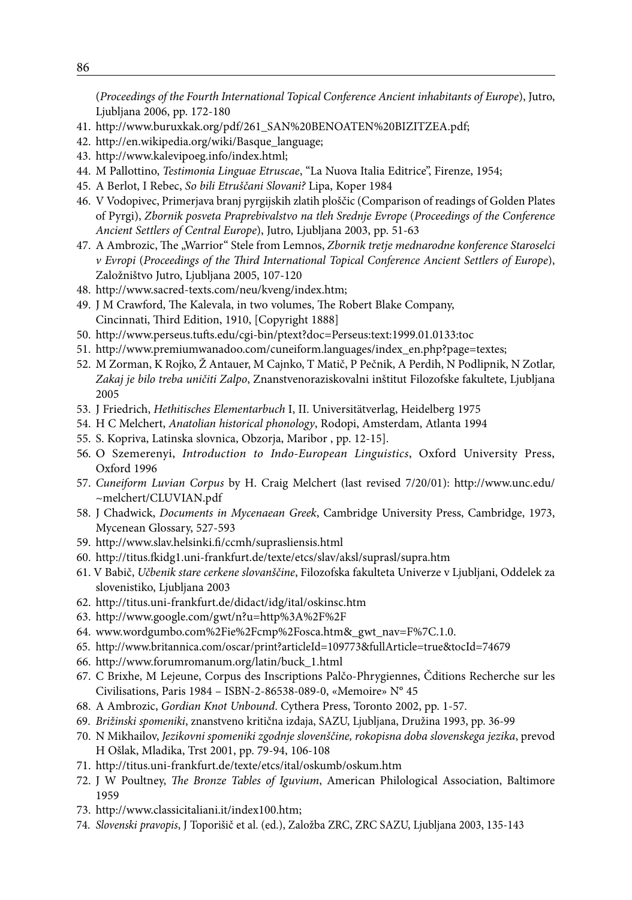(*Proceedings of the Fourth International Topical Conference Ancient inhabitants of Europe*), Jutro, Ljubljana 2006, pp. 172-180

41. http://www.buruxkak.org/pdf/261_SAN%20BENOATEN%20BIZITZEA.pdf;
42. http://en.wikipedia.org/wiki/Basque_language;
43. http://www.kalevipoeg.info/index.html;
44. M Pallottino, *Testimonia Linguae Etruscae*, "La Nuova Italia Editrice", Firenze, 1954;
45. A Berlot, I Rebec, *So bili Etruščani Slovani?* Lipa, Koper 1984
46. V Vodopivec, Primerjava branj pyrgijskih zlatih ploščic (Comparison of readings of Golden Plates of Pyrgi), *Zbornik posveta Praprebivalstvo na tleh Srednje Evrope* (*Proceedings of the Conference Ancient Settlers of Central Europe*), Jutro, Ljubljana 2003, pp. 51-63
47. A Ambrozic, The „Warrior" Stele from Lemnos, *Zbornik tretje mednarodne konference Staroselci v Evropi* (*Proceedings of the Third International Topical Conference Ancient Settlers of Europe*), Založništvo Jutro, Ljubljana 2005, 107-120
48. http://www.sacred-texts.com/neu/kveng/index.htm;
49. J M Crawford, The Kalevala, in two volumes, The Robert Blake Company, Cincinnati, Third Edition, 1910, [Copyright 1888]
50. http://www.perseus.tufts.edu/cgi-bin/ptext?doc=Perseus:text:1999.01.0133:toc
51. http://www.premiumwanadoo.com/cuneiform.languages/index_en.php?page=textes;
52. M Zorman, K Rojko, Ž Antauer, M Cajnko, T Matič, P Pečnik, A Perdih, N Podlipnik, N Zotlar, *Zakaj je bilo treba uničiti Zalpo*, Znanstvenoraziskovalni inštitut Filozofske fakultete, Ljubljana 2005
53. J Friedrich, *Hethitisches Elementarbuch* I, II. Universitätverlag, Heidelberg 1975
54. H C Melchert, *Anatolian historical phonology*, Rodopi, Amsterdam, Atlanta 1994
55. S. Kopriva, Latinska slovnica, Obzorja, Maribor , pp. 12-15].
56. O Szemerenyi, *Introduction to Indo-European Linguistics*, Oxford University Press, Oxford 1996
57. *Cuneiform Luvian Corpus* by H. Craig Melchert (last revised 7/20/01): http://www.unc.edu/~melchert/CLUVIAN.pdf
58. J Chadwick, *Documents in Mycenaean Greek*, Cambridge University Press, Cambridge, 1973, Mycenean Glossary, 527-593
59. http://www.slav.helsinki.fi/ccmh/suprasliensis.html
60. http://titus.fkidg1.uni-frankfurt.de/texte/etcs/slav/aksl/suprasl/supra.htm
61. V Babič, *Učbenik stare cerkene slovanščine*, Filozofska fakulteta Univerze v Ljubljani, Oddelek za slovenistiko, Ljubljana 2003
62. http://titus.uni-frankfurt.de/didact/idg/ital/oskinsc.htm
63. http://www.google.com/gwt/n?u=http%3A%2F%2F
64. www.wordgumbo.com%2Fie%2Fcmp%2Fosca.htm&_gwt_nav=F%7C.1.0.
65. http://www.britannica.com/oscar/print?articleId=109773&fullArticle=true&tocId=74679
66. http://www.forumromanum.org/latin/buck_1.html
67. C Brixhe, M Lejeune, Corpus des Inscriptions Palčo-Phrygiennes, Čditions Recherche sur les Civilisations, Paris 1984 – ISBN-2-86538-089-0, «Memoire» N° 45
68. A Ambrozic, *Gordian Knot Unbound*. Cythera Press, Toronto 2002, pp. 1-57.
69. *Brižinski spomeniki*, znanstveno kritična izdaja, SAZU, Ljubljana, Družina 1993, pp. 36-99
70. N Mikhailov, *Jezikovni spomeniki zgodnje slovenščine, rokopisna doba slovenskega jezika*, prevod H Ošlak, Mladika, Trst 2001, pp. 79-94, 106-108
71. http://titus.uni-frankfurt.de/texte/etcs/ital/oskumb/oskum.htm
72. J W Poultney, *The Bronze Tables of Iguvium*, American Philological Association, Baltimore 1959
73. http://www.classicitaliani.it/index100.htm;
74. *Slovenski pravopis*, J Toporišič et al. (ed.), Založba ZRC, ZRC SAZU, Ljubljana 2003, 135-143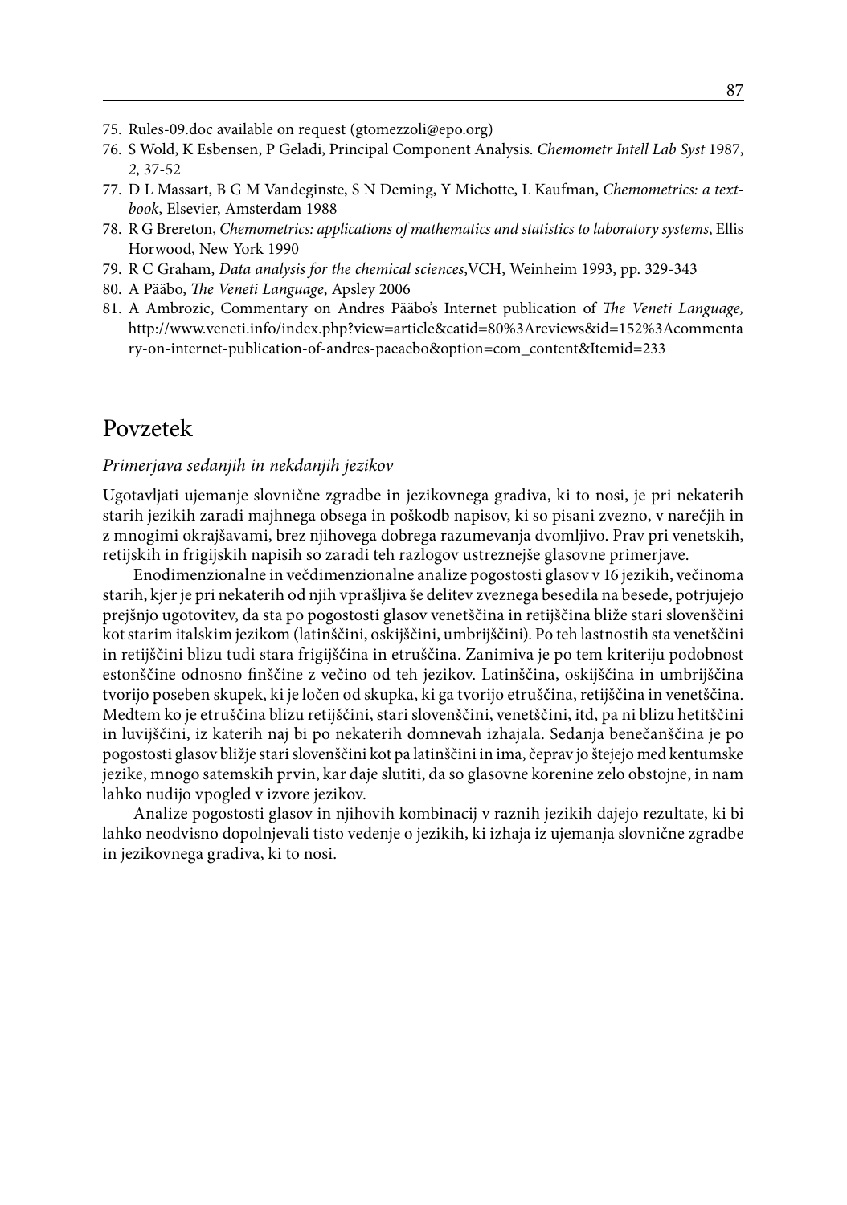75. Rules-09.doc available on request (gtomezzoli@epo.org)
76. S Wold, K Esbensen, P Geladi, Principal Component Analysis. *Chemometr Intell Lab Syst* 1987, *2*, 37-52
77. D L Massart, B G M Vandeginste, S N Deming, Y Michotte, L Kaufman, *Chemometrics: a textbook*, Elsevier, Amsterdam 1988
78. R G Brereton, *Chemometrics: applications of mathematics and statistics to laboratory systems*, Ellis Horwood, New York 1990
79. R C Graham, *Data analysis for the chemical sciences*,VCH, Weinheim 1993, pp. 329-343
80. A Pääbo, *The Veneti Language*, Apsley 2006
81. A Ambrozic, Commentary on Andres Pääbo's Internet publication of *The Veneti Language,* http://www.veneti.info/index.php?view=article&catid=80%3Areviews&id=152%3Acommentary-on-internet-publication-of-andres-paeaebo&option=com_content&Itemid=233

# Povzetek

*Primerjava sedanjih in nekdanjih jezikov*

Ugotavljati ujemanje slovnične zgradbe in jezikovnega gradiva, ki to nosi, je pri nekaterih starih jezikih zaradi majhnega obsega in poškodb napisov, ki so pisani zvezno, v narečjih in z mnogimi okrajšavami, brez njihovega dobrega razumevanja dvomljivo. Prav pri venetskih, retijskih in frigijskih napisih so zaradi teh razlogov ustreznejše glasovne primerjave.

Enodimenzionalne in večdimenzionalne analize pogostosti glasov v 16 jezikih, večinoma starih, kjer je pri nekaterih od njih vprašljiva še delitev zveznega besedila na besede, potrjujejo prejšnjo ugotovitev, da sta po pogostosti glasov venetščina in retijščina bliže stari slovenščini kot starim italskim jezikom (latinščini, oskijščini, umbrijščini). Po teh lastnostih sta venetščini in retijščini blizu tudi stara frigijščina in etruščina. Zanimiva je po tem kriteriju podobnost estonščine odnosno finščine z večino od teh jezikov. Latinščina, oskijščina in umbrijščina tvorijo poseben skupek, ki je ločen od skupka, ki ga tvorijo etruščina, retijščina in venetščina. Medtem ko je etruščina blizu retijščini, stari slovenščini, venetščini, itd, pa ni blizu hetitščini in luvijščini, iz katerih naj bi po nekaterih domnevah izhajala. Sedanja benečanščina je po pogostosti glasov bližje stari slovenščini kot pa latinščini in ima, čeprav jo štejejo med kentumske jezike, mnogo satemskih prvin, kar daje slutiti, da so glasovne korenine zelo obstojne, in nam lahko nudijo vpogled v izvore jezikov.

Analize pogostosti glasov in njihovih kombinacij v raznih jezikih dajejo rezultate, ki bi lahko neodvisno dopolnjevali tisto vedenje o jezikih, ki izhaja iz ujemanja slovnične zgradbe in jezikovnega gradiva, ki to nosi.